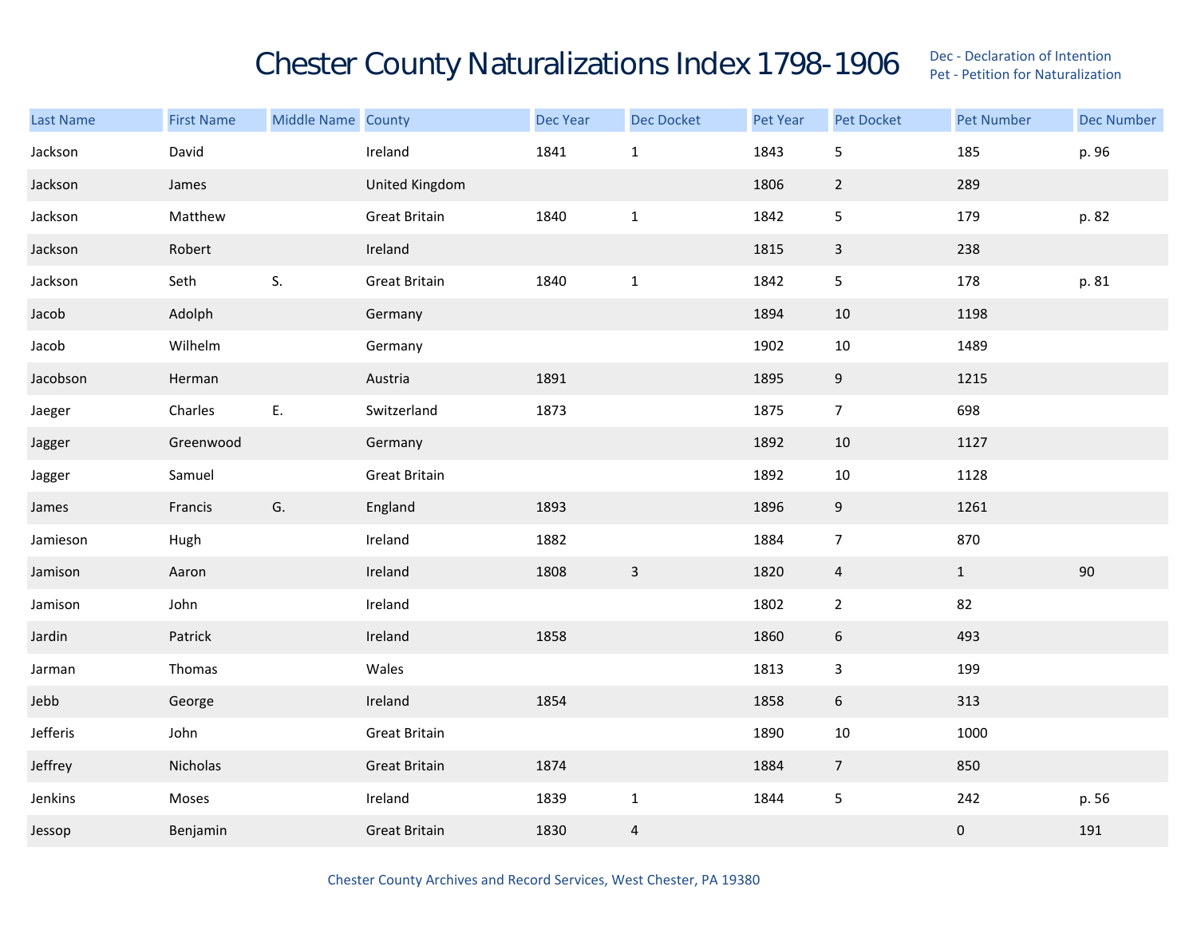# Chester County Naturalizations Index 1798-1906

Dec - Declaration of Intention
Pet - Petition for Naturalization

| Last Name | First Name | Middle Name | County | Dec Year | Dec Docket | Pet Year | Pet Docket | Pet Number | Dec Number |
|---|---|---|---|---|---|---|---|---|---|
| Jackson | David | | Ireland | 1841 | 1 | 1843 | 5 | 185 | p. 96 |
| Jackson | James | | United Kingdom | | | 1806 | 2 | 289 | |
| Jackson | Matthew | | Great Britain | 1840 | 1 | 1842 | 5 | 179 | p. 82 |
| Jackson | Robert | | Ireland | | | 1815 | 3 | 238 | |
| Jackson | Seth | S. | Great Britain | 1840 | 1 | 1842 | 5 | 178 | p. 81 |
| Jacob | Adolph | | Germany | | | 1894 | 10 | 1198 | |
| Jacob | Wilhelm | | Germany | | | 1902 | 10 | 1489 | |
| Jacobson | Herman | | Austria | 1891 | | 1895 | 9 | 1215 | |
| Jaeger | Charles | E. | Switzerland | 1873 | | 1875 | 7 | 698 | |
| Jagger | Greenwood | | Germany | | | 1892 | 10 | 1127 | |
| Jagger | Samuel | | Great Britain | | | 1892 | 10 | 1128 | |
| James | Francis | G. | England | 1893 | | 1896 | 9 | 1261 | |
| Jamieson | Hugh | | Ireland | 1882 | | 1884 | 7 | 870 | |
| Jamison | Aaron | | Ireland | 1808 | 3 | 1820 | 4 | 1 | 90 |
| Jamison | John | | Ireland | | | 1802 | 2 | 82 | |
| Jardin | Patrick | | Ireland | 1858 | | 1860 | 6 | 493 | |
| Jarman | Thomas | | Wales | | | 1813 | 3 | 199 | |
| Jebb | George | | Ireland | 1854 | | 1858 | 6 | 313 | |
| Jefferis | John | | Great Britain | | | 1890 | 10 | 1000 | |
| Jeffrey | Nicholas | | Great Britain | 1874 | | 1884 | 7 | 850 | |
| Jenkins | Moses | | Ireland | 1839 | 1 | 1844 | 5 | 242 | p. 56 |
| Jessop | Benjamin | | Great Britain | 1830 | 4 | | | 0 | 191 |

Chester County Archives and Record Services, West Chester, PA 19380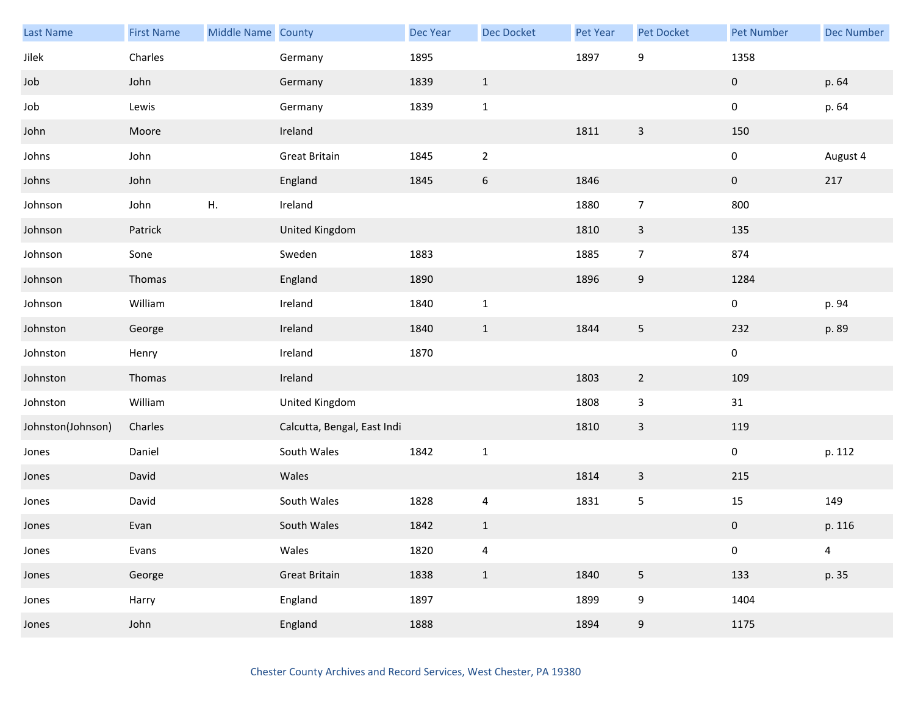| Last Name | First Name | Middle Name | County | Dec Year | Dec Docket | Pet Year | Pet Docket | Pet Number | Dec Number |
|---|---|---|---|---|---|---|---|---|---|
| Jilek | Charles | | Germany | 1895 | | 1897 | 9 | 1358 | |
| Job | John | | Germany | 1839 | 1 | | | 0 | p. 64 |
| Job | Lewis | | Germany | 1839 | 1 | | | 0 | p. 64 |
| John | Moore | | Ireland | | | 1811 | 3 | 150 | |
| Johns | John | | Great Britain | 1845 | 2 | | | 0 | August 4 |
| Johns | John | | England | 1845 | 6 | 1846 | | 0 | 217 |
| Johnson | John | H. | Ireland | | | 1880 | 7 | 800 | |
| Johnson | Patrick | | United Kingdom | | | 1810 | 3 | 135 | |
| Johnson | Sone | | Sweden | 1883 | | 1885 | 7 | 874 | |
| Johnson | Thomas | | England | 1890 | | 1896 | 9 | 1284 | |
| Johnson | William | | Ireland | 1840 | 1 | | | 0 | p. 94 |
| Johnston | George | | Ireland | 1840 | 1 | 1844 | 5 | 232 | p. 89 |
| Johnston | Henry | | Ireland | 1870 | | | | 0 | |
| Johnston | Thomas | | Ireland | | | 1803 | 2 | 109 | |
| Johnston | William | | United Kingdom | | | 1808 | 3 | 31 | |
| Johnston(Johnson) | Charles | | Calcutta, Bengal, East Indi | | | 1810 | 3 | 119 | |
| Jones | Daniel | | South Wales | 1842 | 1 | | | 0 | p. 112 |
| Jones | David | | Wales | | | 1814 | 3 | 215 | |
| Jones | David | | South Wales | 1828 | 4 | 1831 | 5 | 15 | 149 |
| Jones | Evan | | South Wales | 1842 | 1 | | | 0 | p. 116 |
| Jones | Evans | | Wales | 1820 | 4 | | | 0 | 4 |
| Jones | George | | Great Britain | 1838 | 1 | 1840 | 5 | 133 | p. 35 |
| Jones | Harry | | England | 1897 | | 1899 | 9 | 1404 | |
| Jones | John | | England | 1888 | | 1894 | 9 | 1175 | |

Chester County Archives and Record Services, West Chester, PA 19380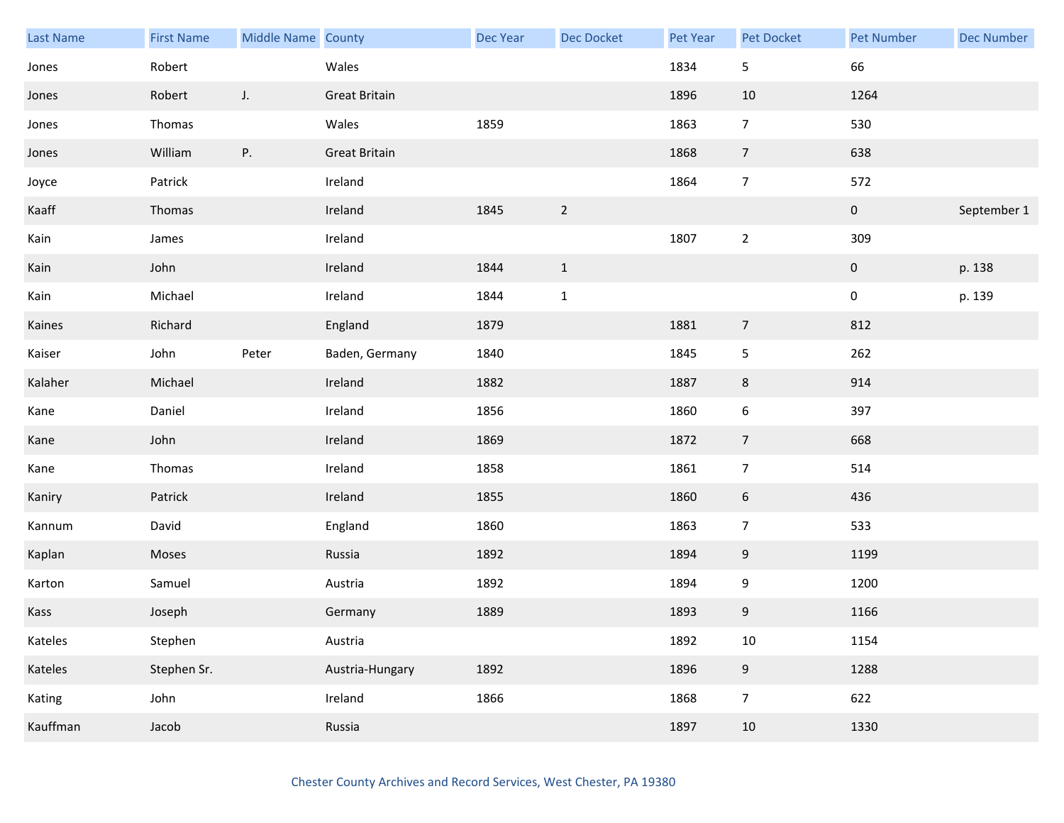| Last Name | First Name | Middle Name | County | Dec Year | Dec Docket | Pet Year | Pet Docket | Pet Number | Dec Number |
|---|---|---|---|---|---|---|---|---|---|
| Jones | Robert | | Wales | | | 1834 | 5 | 66 | |
| Jones | Robert | J. | Great Britain | | | 1896 | 10 | 1264 | |
| Jones | Thomas | | Wales | 1859 | | 1863 | 7 | 530 | |
| Jones | William | P. | Great Britain | | | 1868 | 7 | 638 | |
| Joyce | Patrick | | Ireland | | | 1864 | 7 | 572 | |
| Kaaff | Thomas | | Ireland | 1845 | 2 | | | 0 | September 1 |
| Kain | James | | Ireland | | | 1807 | 2 | 309 | |
| Kain | John | | Ireland | 1844 | 1 | | | 0 | p. 138 |
| Kain | Michael | | Ireland | 1844 | 1 | | | 0 | p. 139 |
| Kaines | Richard | | England | 1879 | | 1881 | 7 | 812 | |
| Kaiser | John | Peter | Baden, Germany | 1840 | | 1845 | 5 | 262 | |
| Kalaher | Michael | | Ireland | 1882 | | 1887 | 8 | 914 | |
| Kane | Daniel | | Ireland | 1856 | | 1860 | 6 | 397 | |
| Kane | John | | Ireland | 1869 | | 1872 | 7 | 668 | |
| Kane | Thomas | | Ireland | 1858 | | 1861 | 7 | 514 | |
| Kaniry | Patrick | | Ireland | 1855 | | 1860 | 6 | 436 | |
| Kannum | David | | England | 1860 | | 1863 | 7 | 533 | |
| Kaplan | Moses | | Russia | 1892 | | 1894 | 9 | 1199 | |
| Karton | Samuel | | Austria | 1892 | | 1894 | 9 | 1200 | |
| Kass | Joseph | | Germany | 1889 | | 1893 | 9 | 1166 | |
| Kateles | Stephen | | Austria | | | 1892 | 10 | 1154 | |
| Kateles | Stephen Sr. | | Austria-Hungary | 1892 | | 1896 | 9 | 1288 | |
| Kating | John | | Ireland | 1866 | | 1868 | 7 | 622 | |
| Kauffman | Jacob | | Russia | | | 1897 | 10 | 1330 | |

Chester County Archives and Record Services, West Chester, PA 19380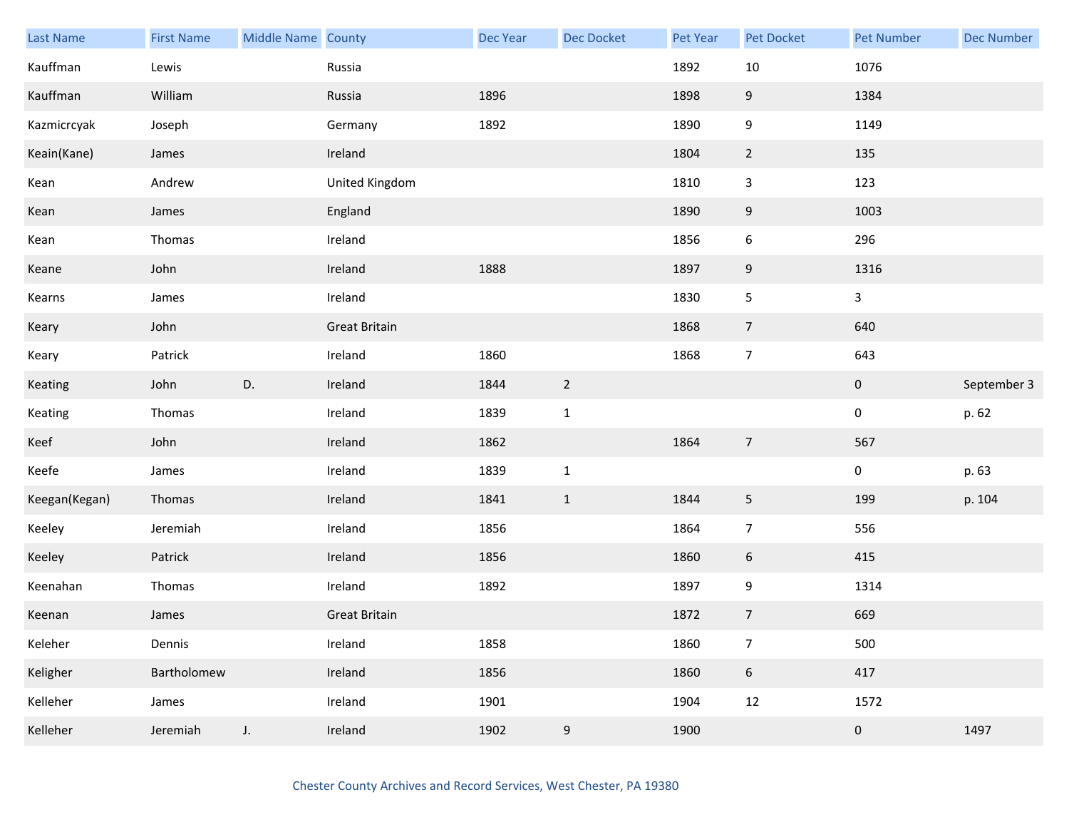| Last Name | First Name | Middle Name | County | Dec Year | Dec Docket | Pet Year | Pet Docket | Pet Number | Dec Number |
|---|---|---|---|---|---|---|---|---|---|
| Kauffman | Lewis | | Russia | | | 1892 | 10 | 1076 | |
| Kauffman | William | | Russia | 1896 | | 1898 | 9 | 1384 | |
| Kazmicrcyak | Joseph | | Germany | 1892 | | 1890 | 9 | 1149 | |
| Keain(Kane) | James | | Ireland | | | 1804 | 2 | 135 | |
| Kean | Andrew | | United Kingdom | | | 1810 | 3 | 123 | |
| Kean | James | | England | | | 1890 | 9 | 1003 | |
| Kean | Thomas | | Ireland | | | 1856 | 6 | 296 | |
| Keane | John | | Ireland | 1888 | | 1897 | 9 | 1316 | |
| Kearns | James | | Ireland | | | 1830 | 5 | 3 | |
| Keary | John | | Great Britain | | | 1868 | 7 | 640 | |
| Keary | Patrick | | Ireland | 1860 | | 1868 | 7 | 643 | |
| Keating | John | D. | Ireland | 1844 | 2 | | | 0 | September 3 |
| Keating | Thomas | | Ireland | 1839 | 1 | | | 0 | p. 62 |
| Keef | John | | Ireland | 1862 | | 1864 | 7 | 567 | |
| Keefe | James | | Ireland | 1839 | 1 | | | 0 | p. 63 |
| Keegan(Kegan) | Thomas | | Ireland | 1841 | 1 | 1844 | 5 | 199 | p. 104 |
| Keeley | Jeremiah | | Ireland | 1856 | | 1864 | 7 | 556 | |
| Keeley | Patrick | | Ireland | 1856 | | 1860 | 6 | 415 | |
| Keenahan | Thomas | | Ireland | 1892 | | 1897 | 9 | 1314 | |
| Keenan | James | | Great Britain | | | 1872 | 7 | 669 | |
| Keleher | Dennis | | Ireland | 1858 | | 1860 | 7 | 500 | |
| Keligher | Bartholomew | | Ireland | 1856 | | 1860 | 6 | 417 | |
| Kelleher | James | | Ireland | 1901 | | 1904 | 12 | 1572 | |
| Kelleher | Jeremiah | J. | Ireland | 1902 | 9 | 1900 | | 0 | 1497 |

Chester County Archives and Record Services, West Chester, PA 19380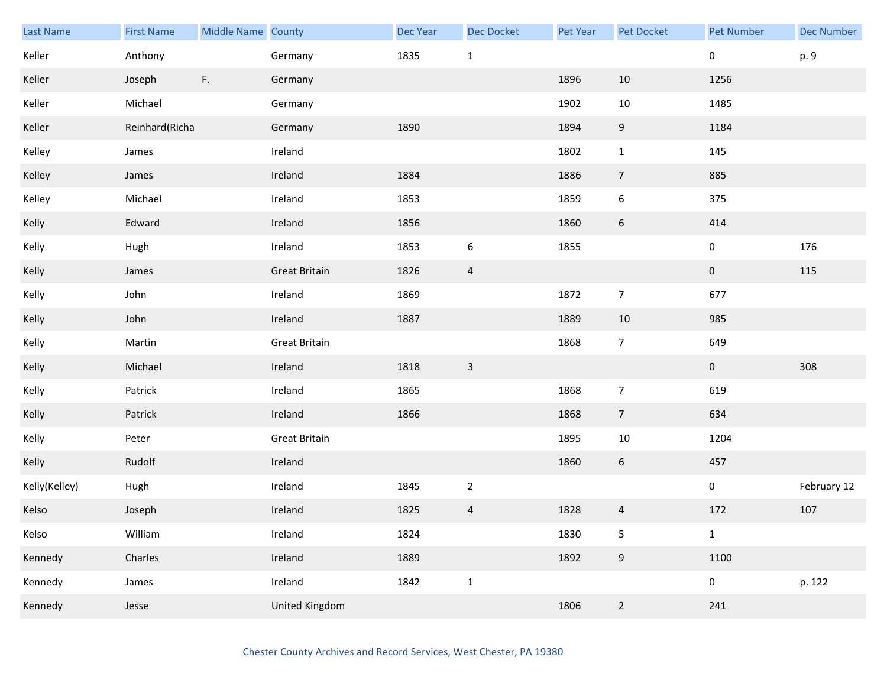| Last Name | First Name | Middle Name | County | Dec Year | Dec Docket | Pet Year | Pet Docket | Pet Number | Dec Number |
|---|---|---|---|---|---|---|---|---|---|
| Keller | Anthony | | Germany | 1835 | 1 | | | 0 | p. 9 |
| Keller | Joseph | F. | Germany | | | 1896 | 10 | 1256 | |
| Keller | Michael | | Germany | | | 1902 | 10 | 1485 | |
| Keller | Reinhard(Richa | | Germany | 1890 | | 1894 | 9 | 1184 | |
| Kelley | James | | Ireland | | | 1802 | 1 | 145 | |
| Kelley | James | | Ireland | 1884 | | 1886 | 7 | 885 | |
| Kelley | Michael | | Ireland | 1853 | | 1859 | 6 | 375 | |
| Kelly | Edward | | Ireland | 1856 | | 1860 | 6 | 414 | |
| Kelly | Hugh | | Ireland | 1853 | 6 | 1855 | | 0 | 176 |
| Kelly | James | | Great Britain | 1826 | 4 | | | 0 | 115 |
| Kelly | John | | Ireland | 1869 | | 1872 | 7 | 677 | |
| Kelly | John | | Ireland | 1887 | | 1889 | 10 | 985 | |
| Kelly | Martin | | Great Britain | | | 1868 | 7 | 649 | |
| Kelly | Michael | | Ireland | 1818 | 3 | | | 0 | 308 |
| Kelly | Patrick | | Ireland | 1865 | | 1868 | 7 | 619 | |
| Kelly | Patrick | | Ireland | 1866 | | 1868 | 7 | 634 | |
| Kelly | Peter | | Great Britain | | | 1895 | 10 | 1204 | |
| Kelly | Rudolf | | Ireland | | | 1860 | 6 | 457 | |
| Kelly(Kelley) | Hugh | | Ireland | 1845 | 2 | | | 0 | February 12 |
| Kelso | Joseph | | Ireland | 1825 | 4 | 1828 | 4 | 172 | 107 |
| Kelso | William | | Ireland | 1824 | | 1830 | 5 | 1 | |
| Kennedy | Charles | | Ireland | 1889 | | 1892 | 9 | 1100 | |
| Kennedy | James | | Ireland | 1842 | 1 | | | 0 | p. 122 |
| Kennedy | Jesse | | United Kingdom | | | 1806 | 2 | 241 | |

Chester County Archives and Record Services, West Chester, PA 19380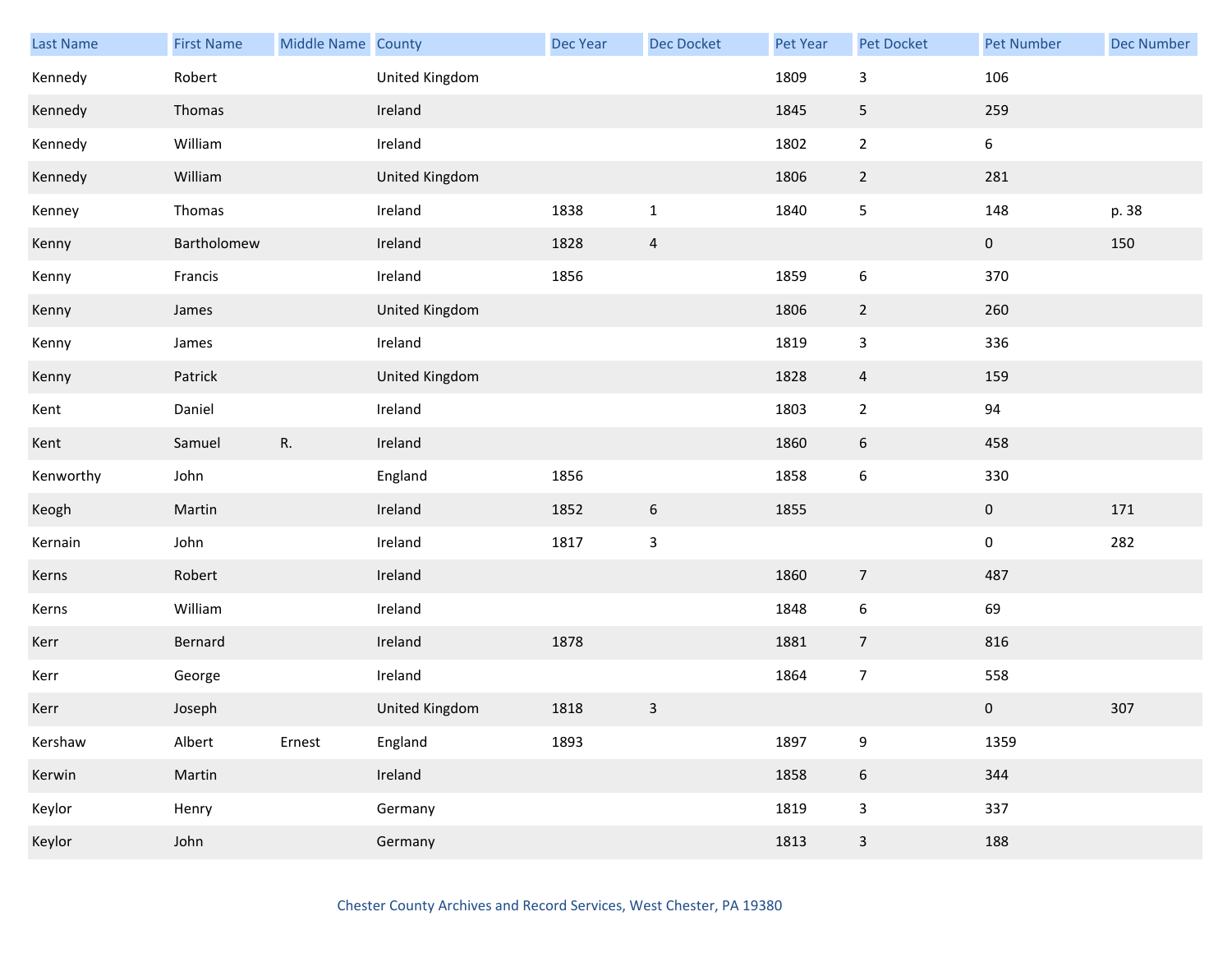| Last Name | First Name | Middle Name | County | Dec Year | Dec Docket | Pet Year | Pet Docket | Pet Number | Dec Number |
|---|---|---|---|---|---|---|---|---|---|
| Kennedy | Robert | | United Kingdom | | | 1809 | 3 | 106 | |
| Kennedy | Thomas | | Ireland | | | 1845 | 5 | 259 | |
| Kennedy | William | | Ireland | | | 1802 | 2 | 6 | |
| Kennedy | William | | United Kingdom | | | 1806 | 2 | 281 | |
| Kenney | Thomas | | Ireland | 1838 | 1 | 1840 | 5 | 148 | p. 38 |
| Kenny | Bartholomew | | Ireland | 1828 | 4 | | | 0 | 150 |
| Kenny | Francis | | Ireland | 1856 | | 1859 | 6 | 370 | |
| Kenny | James | | United Kingdom | | | 1806 | 2 | 260 | |
| Kenny | James | | Ireland | | | 1819 | 3 | 336 | |
| Kenny | Patrick | | United Kingdom | | | 1828 | 4 | 159 | |
| Kent | Daniel | | Ireland | | | 1803 | 2 | 94 | |
| Kent | Samuel | R. | Ireland | | | 1860 | 6 | 458 | |
| Kenworthy | John | | England | 1856 | | 1858 | 6 | 330 | |
| Keogh | Martin | | Ireland | 1852 | 6 | 1855 | | 0 | 171 |
| Kernain | John | | Ireland | 1817 | 3 | | | 0 | 282 |
| Kerns | Robert | | Ireland | | | 1860 | 7 | 487 | |
| Kerns | William | | Ireland | | | 1848 | 6 | 69 | |
| Kerr | Bernard | | Ireland | 1878 | | 1881 | 7 | 816 | |
| Kerr | George | | Ireland | | | 1864 | 7 | 558 | |
| Kerr | Joseph | | United Kingdom | 1818 | 3 | | | 0 | 307 |
| Kershaw | Albert | Ernest | England | 1893 | | 1897 | 9 | 1359 | |
| Kerwin | Martin | | Ireland | | | 1858 | 6 | 344 | |
| Keylor | Henry | | Germany | | | 1819 | 3 | 337 | |
| Keylor | John | | Germany | | | 1813 | 3 | 188 | |

Chester County Archives and Record Services, West Chester, PA 19380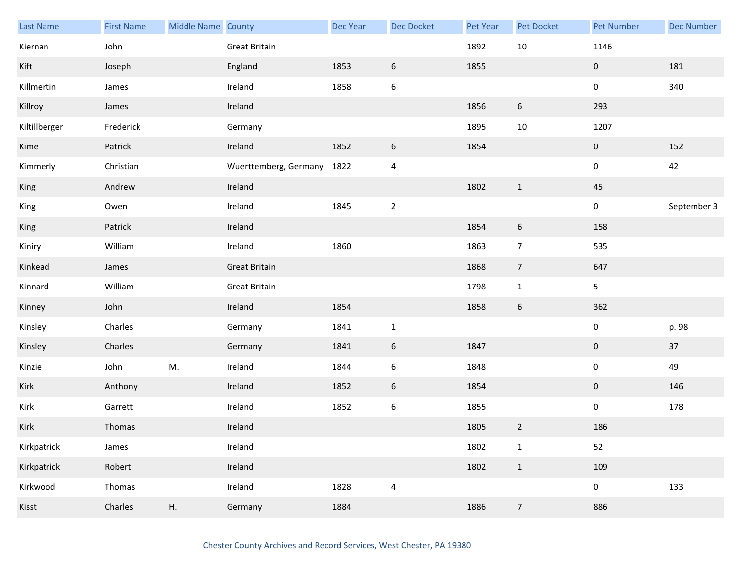| Last Name | First Name | Middle Name | County | Dec Year | Dec Docket | Pet Year | Pet Docket | Pet Number | Dec Number |
|---|---|---|---|---|---|---|---|---|---|
| Kiernan | John | | Great Britain | | | 1892 | 10 | 1146 | |
| Kift | Joseph | | England | 1853 | 6 | 1855 | | 0 | 181 |
| Killmertin | James | | Ireland | 1858 | 6 | | | 0 | 340 |
| Killroy | James | | Ireland | | | 1856 | 6 | 293 | |
| Kiltillberger | Frederick | | Germany | | | 1895 | 10 | 1207 | |
| Kime | Patrick | | Ireland | 1852 | 6 | 1854 | | 0 | 152 |
| Kimmerly | Christian | | Wuerttemberg, Germany | 1822 | 4 | | | 0 | 42 |
| King | Andrew | | Ireland | | | 1802 | 1 | 45 | |
| King | Owen | | Ireland | 1845 | 2 | | | 0 | September 3 |
| King | Patrick | | Ireland | | | 1854 | 6 | 158 | |
| Kiniry | William | | Ireland | 1860 | | 1863 | 7 | 535 | |
| Kinkead | James | | Great Britain | | | 1868 | 7 | 647 | |
| Kinnard | William | | Great Britain | | | 1798 | 1 | 5 | |
| Kinney | John | | Ireland | 1854 | | 1858 | 6 | 362 | |
| Kinsley | Charles | | Germany | 1841 | 1 | | | 0 | p. 98 |
| Kinsley | Charles | | Germany | 1841 | 6 | 1847 | | 0 | 37 |
| Kinzie | John | M. | Ireland | 1844 | 6 | 1848 | | 0 | 49 |
| Kirk | Anthony | | Ireland | 1852 | 6 | 1854 | | 0 | 146 |
| Kirk | Garrett | | Ireland | 1852 | 6 | 1855 | | 0 | 178 |
| Kirk | Thomas | | Ireland | | | 1805 | 2 | 186 | |
| Kirkpatrick | James | | Ireland | | | 1802 | 1 | 52 | |
| Kirkpatrick | Robert | | Ireland | | | 1802 | 1 | 109 | |
| Kirkwood | Thomas | | Ireland | 1828 | 4 | | | 0 | 133 |
| Kisst | Charles | H. | Germany | 1884 | | 1886 | 7 | 886 | |

Chester County Archives and Record Services, West Chester, PA 19380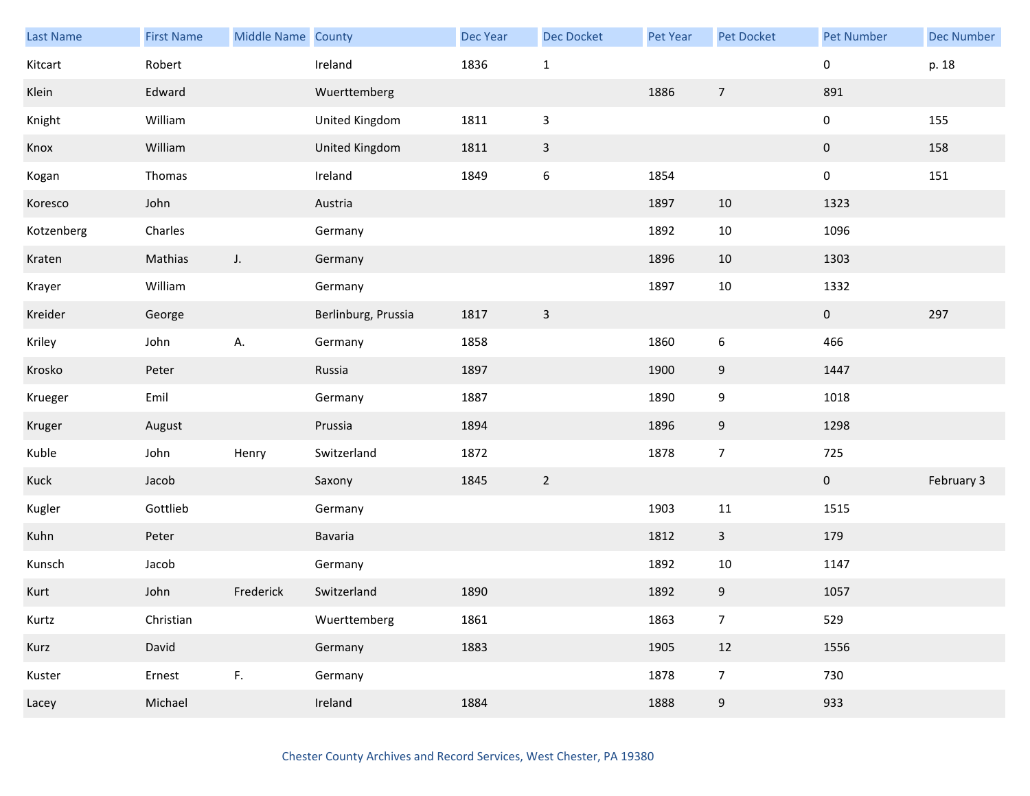| Last Name | First Name | Middle Name | County | Dec Year | Dec Docket | Pet Year | Pet Docket | Pet Number | Dec Number |
|---|---|---|---|---|---|---|---|---|---|
| Kitcart | Robert | | Ireland | 1836 | 1 | | | 0 | p. 18 |
| Klein | Edward | | Wuerttemberg | | | 1886 | 7 | 891 | |
| Knight | William | | United Kingdom | 1811 | 3 | | | 0 | 155 |
| Knox | William | | United Kingdom | 1811 | 3 | | | 0 | 158 |
| Kogan | Thomas | | Ireland | 1849 | 6 | 1854 | | 0 | 151 |
| Koresco | John | | Austria | | | 1897 | 10 | 1323 | |
| Kotzenberg | Charles | | Germany | | | 1892 | 10 | 1096 | |
| Kraten | Mathias | J. | Germany | | | 1896 | 10 | 1303 | |
| Krayer | William | | Germany | | | 1897 | 10 | 1332 | |
| Kreider | George | | Berlinburg, Prussia | 1817 | 3 | | | 0 | 297 |
| Kriley | John | A. | Germany | 1858 | | 1860 | 6 | 466 | |
| Krosko | Peter | | Russia | 1897 | | 1900 | 9 | 1447 | |
| Krueger | Emil | | Germany | 1887 | | 1890 | 9 | 1018 | |
| Kruger | August | | Prussia | 1894 | | 1896 | 9 | 1298 | |
| Kuble | John | Henry | Switzerland | 1872 | | 1878 | 7 | 725 | |
| Kuck | Jacob | | Saxony | 1845 | 2 | | | 0 | February 3 |
| Kugler | Gottlieb | | Germany | | | 1903 | 11 | 1515 | |
| Kuhn | Peter | | Bavaria | | | 1812 | 3 | 179 | |
| Kunsch | Jacob | | Germany | | | 1892 | 10 | 1147 | |
| Kurt | John | Frederick | Switzerland | 1890 | | 1892 | 9 | 1057 | |
| Kurtz | Christian | | Wuerttemberg | 1861 | | 1863 | 7 | 529 | |
| Kurz | David | | Germany | 1883 | | 1905 | 12 | 1556 | |
| Kuster | Ernest | F. | Germany | | | 1878 | 7 | 730 | |
| Lacey | Michael | | Ireland | 1884 | | 1888 | 9 | 933 | |

Chester County Archives and Record Services, West Chester, PA 19380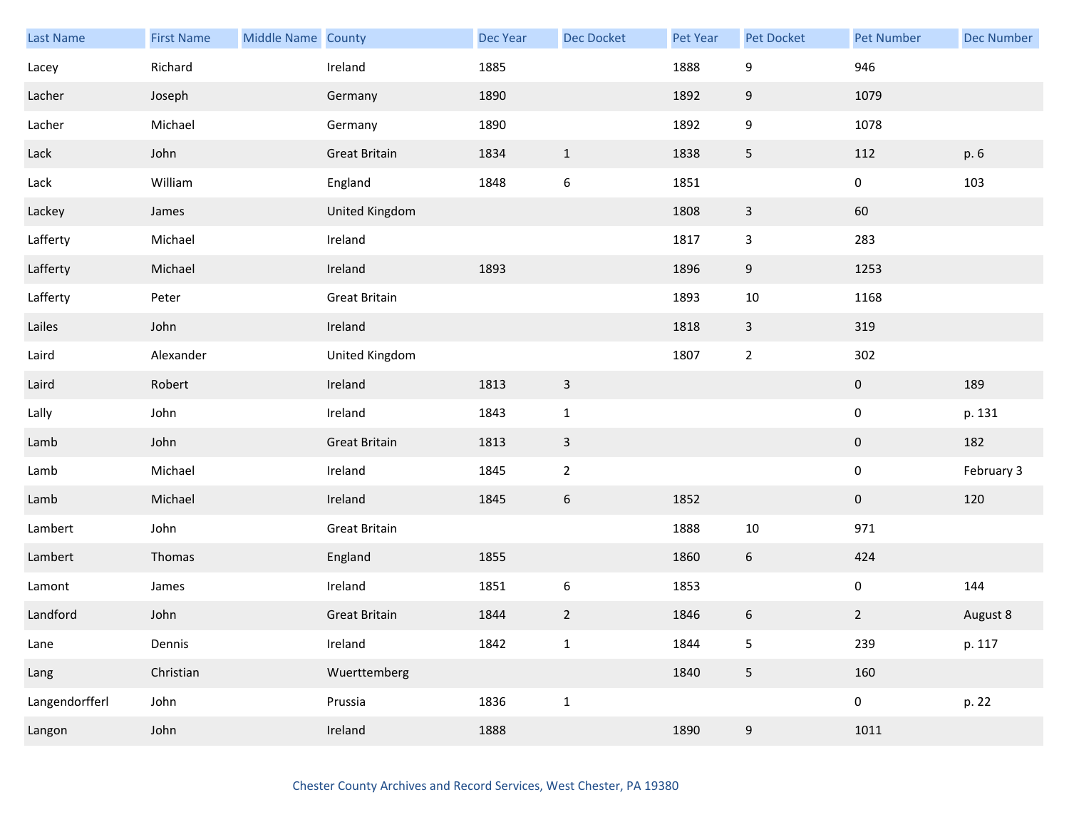| Last Name | First Name | Middle Name | County | Dec Year | Dec Docket | Pet Year | Pet Docket | Pet Number | Dec Number |
|---|---|---|---|---|---|---|---|---|---|
| Lacey | Richard | | Ireland | 1885 | | 1888 | 9 | 946 | |
| Lacher | Joseph | | Germany | 1890 | | 1892 | 9 | 1079 | |
| Lacher | Michael | | Germany | 1890 | | 1892 | 9 | 1078 | |
| Lack | John | | Great Britain | 1834 | 1 | 1838 | 5 | 112 | p. 6 |
| Lack | William | | England | 1848 | 6 | 1851 | | 0 | 103 |
| Lackey | James | | United Kingdom | | | 1808 | 3 | 60 | |
| Lafferty | Michael | | Ireland | | | 1817 | 3 | 283 | |
| Lafferty | Michael | | Ireland | 1893 | | 1896 | 9 | 1253 | |
| Lafferty | Peter | | Great Britain | | | 1893 | 10 | 1168 | |
| Lailes | John | | Ireland | | | 1818 | 3 | 319 | |
| Laird | Alexander | | United Kingdom | | | 1807 | 2 | 302 | |
| Laird | Robert | | Ireland | 1813 | 3 | | | 0 | 189 |
| Lally | John | | Ireland | 1843 | 1 | | | 0 | p. 131 |
| Lamb | John | | Great Britain | 1813 | 3 | | | 0 | 182 |
| Lamb | Michael | | Ireland | 1845 | 2 | | | 0 | February 3 |
| Lamb | Michael | | Ireland | 1845 | 6 | 1852 | | 0 | 120 |
| Lambert | John | | Great Britain | | | 1888 | 10 | 971 | |
| Lambert | Thomas | | England | 1855 | | 1860 | 6 | 424 | |
| Lamont | James | | Ireland | 1851 | 6 | 1853 | | 0 | 144 |
| Landford | John | | Great Britain | 1844 | 2 | 1846 | 6 | 2 | August 8 |
| Lane | Dennis | | Ireland | 1842 | 1 | 1844 | 5 | 239 | p. 117 |
| Lang | Christian | | Wuerttemberg | | | 1840 | 5 | 160 | |
| Langendorfferl | John | | Prussia | 1836 | 1 | | | 0 | p. 22 |
| Langon | John | | Ireland | 1888 | | 1890 | 9 | 1011 | |

Chester County Archives and Record Services, West Chester, PA 19380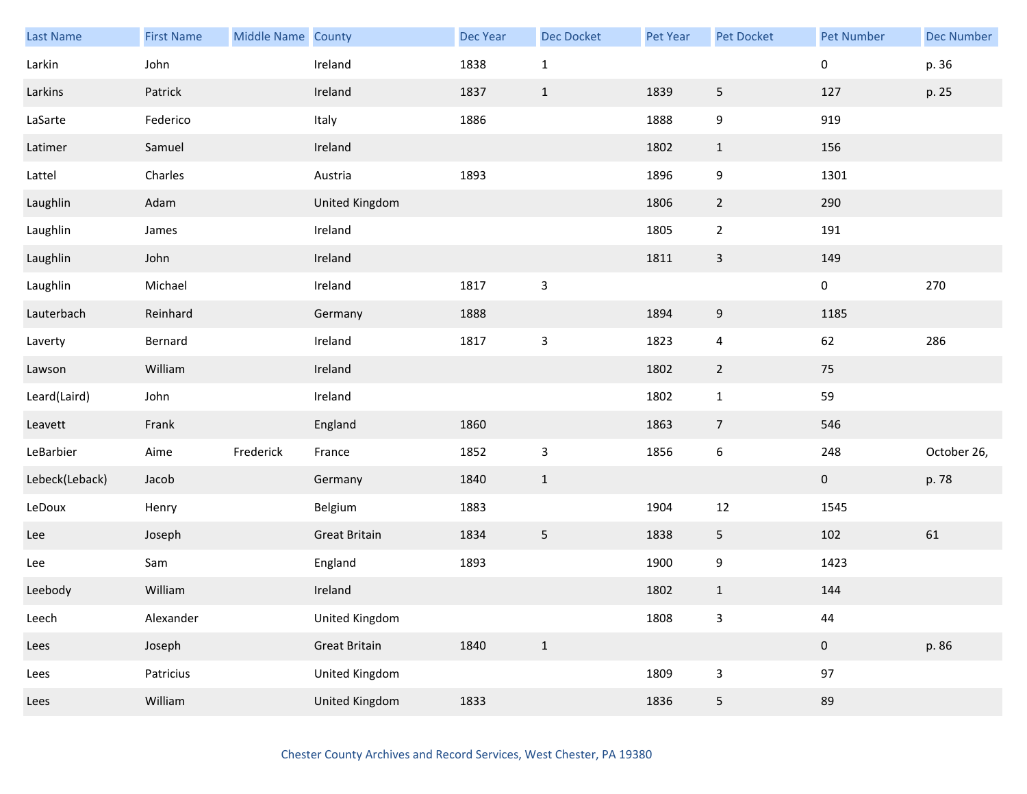| Last Name | First Name | Middle Name | County | Dec Year | Dec Docket | Pet Year | Pet Docket | Pet Number | Dec Number |
|---|---|---|---|---|---|---|---|---|---|
| Larkin | John | | Ireland | 1838 | 1 | | | 0 | p. 36 |
| Larkins | Patrick | | Ireland | 1837 | 1 | 1839 | 5 | 127 | p. 25 |
| LaSarte | Federico | | Italy | 1886 | | 1888 | 9 | 919 | |
| Latimer | Samuel | | Ireland | | | 1802 | 1 | 156 | |
| Lattel | Charles | | Austria | 1893 | | 1896 | 9 | 1301 | |
| Laughlin | Adam | | United Kingdom | | | 1806 | 2 | 290 | |
| Laughlin | James | | Ireland | | | 1805 | 2 | 191 | |
| Laughlin | John | | Ireland | | | 1811 | 3 | 149 | |
| Laughlin | Michael | | Ireland | 1817 | 3 | | | 0 | 270 |
| Lauterbach | Reinhard | | Germany | 1888 | | 1894 | 9 | 1185 | |
| Laverty | Bernard | | Ireland | 1817 | 3 | 1823 | 4 | 62 | 286 |
| Lawson | William | | Ireland | | | 1802 | 2 | 75 | |
| Leard(Laird) | John | | Ireland | | | 1802 | 1 | 59 | |
| Leavett | Frank | | England | 1860 | | 1863 | 7 | 546 | |
| LeBarbier | Aime | Frederick | France | 1852 | 3 | 1856 | 6 | 248 | October 26, |
| Lebeck(Leback) | Jacob | | Germany | 1840 | 1 | | | 0 | p. 78 |
| LeDoux | Henry | | Belgium | 1883 | | 1904 | 12 | 1545 | |
| Lee | Joseph | | Great Britain | 1834 | 5 | 1838 | 5 | 102 | 61 |
| Lee | Sam | | England | 1893 | | 1900 | 9 | 1423 | |
| Leebody | William | | Ireland | | | 1802 | 1 | 144 | |
| Leech | Alexander | | United Kingdom | | | 1808 | 3 | 44 | |
| Lees | Joseph | | Great Britain | 1840 | 1 | | | 0 | p. 86 |
| Lees | Patricius | | United Kingdom | | | 1809 | 3 | 97 | |
| Lees | William | | United Kingdom | 1833 | | 1836 | 5 | 89 | |

Chester County Archives and Record Services, West Chester, PA 19380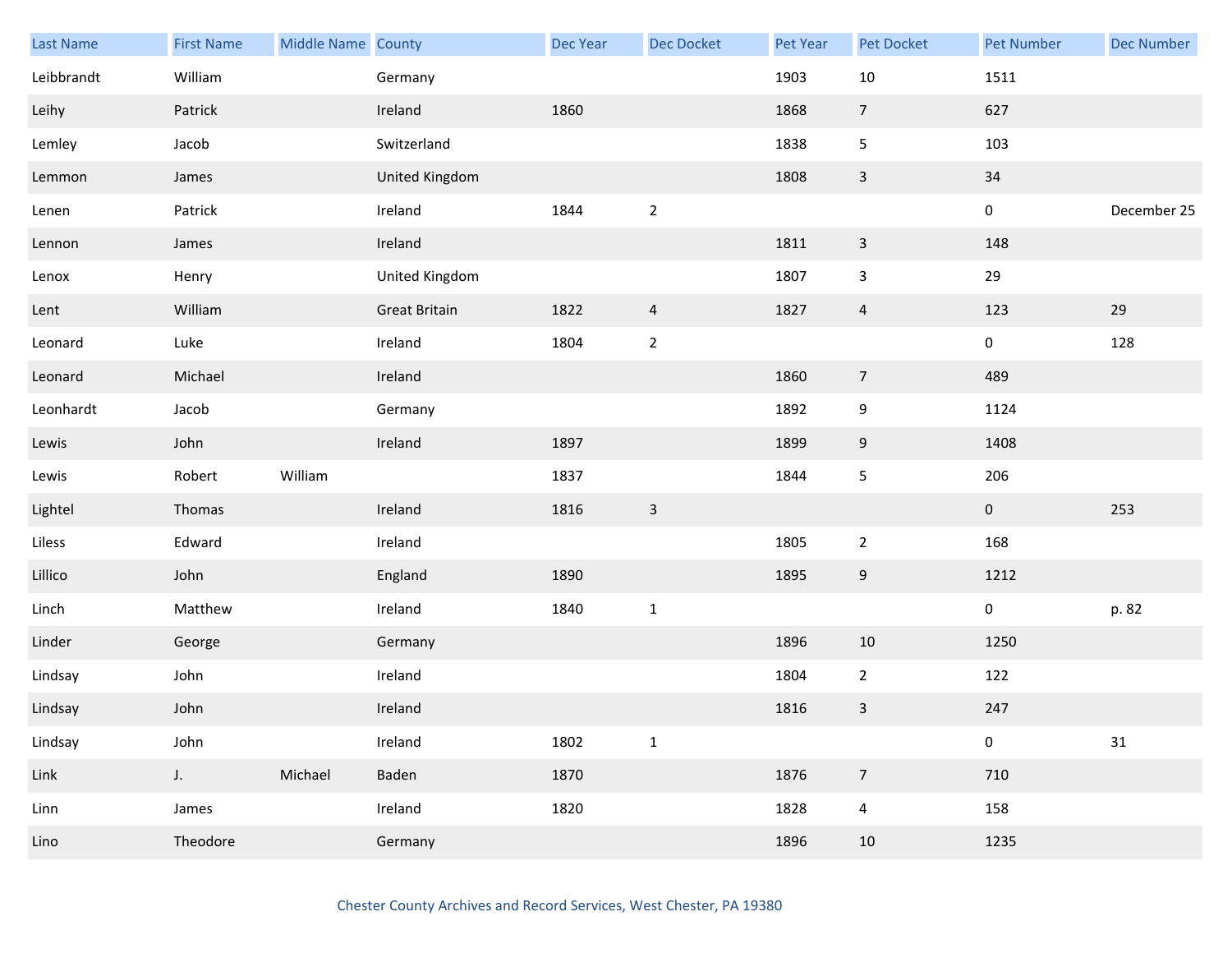| Last Name | First Name | Middle Name | County | Dec Year | Dec Docket | Pet Year | Pet Docket | Pet Number | Dec Number |
|---|---|---|---|---|---|---|---|---|---|
| Leibbrandt | William | | Germany | | | 1903 | 10 | 1511 | |
| Leihy | Patrick | | Ireland | 1860 | | 1868 | 7 | 627 | |
| Lemley | Jacob | | Switzerland | | | 1838 | 5 | 103 | |
| Lemmon | James | | United Kingdom | | | 1808 | 3 | 34 | |
| Lenen | Patrick | | Ireland | 1844 | 2 | | | 0 | December 25 |
| Lennon | James | | Ireland | | | 1811 | 3 | 148 | |
| Lenox | Henry | | United Kingdom | | | 1807 | 3 | 29 | |
| Lent | William | | Great Britain | 1822 | 4 | 1827 | 4 | 123 | 29 |
| Leonard | Luke | | Ireland | 1804 | 2 | | | 0 | 128 |
| Leonard | Michael | | Ireland | | | 1860 | 7 | 489 | |
| Leonhardt | Jacob | | Germany | | | 1892 | 9 | 1124 | |
| Lewis | John | | Ireland | 1897 | | 1899 | 9 | 1408 | |
| Lewis | Robert | William | | 1837 | | 1844 | 5 | 206 | |
| Lightel | Thomas | | Ireland | 1816 | 3 | | | 0 | 253 |
| Liless | Edward | | Ireland | | | 1805 | 2 | 168 | |
| Lillico | John | | England | 1890 | | 1895 | 9 | 1212 | |
| Linch | Matthew | | Ireland | 1840 | 1 | | | 0 | p. 82 |
| Linder | George | | Germany | | | 1896 | 10 | 1250 | |
| Lindsay | John | | Ireland | | | 1804 | 2 | 122 | |
| Lindsay | John | | Ireland | | | 1816 | 3 | 247 | |
| Lindsay | John | | Ireland | 1802 | 1 | | | 0 | 31 |
| Link | J. | Michael | Baden | 1870 | | 1876 | 7 | 710 | |
| Linn | James | | Ireland | 1820 | | 1828 | 4 | 158 | |
| Lino | Theodore | | Germany | | | 1896 | 10 | 1235 | |

Chester County Archives and Record Services, West Chester, PA 19380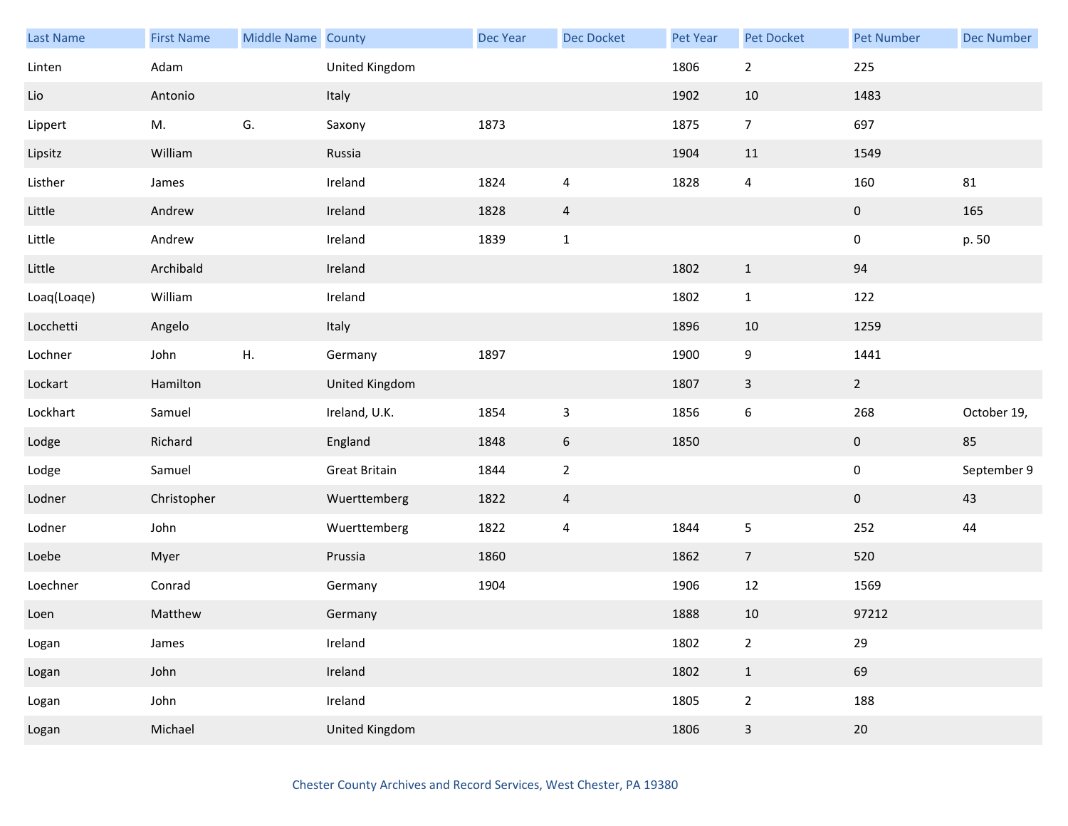| Last Name | First Name | Middle Name | County | Dec Year | Dec Docket | Pet Year | Pet Docket | Pet Number | Dec Number |
|---|---|---|---|---|---|---|---|---|---|
| Linten | Adam | | United Kingdom | | | 1806 | 2 | 225 | |
| Lio | Antonio | | Italy | | | 1902 | 10 | 1483 | |
| Lippert | M. | G. | Saxony | 1873 | | 1875 | 7 | 697 | |
| Lipsitz | William | | Russia | | | 1904 | 11 | 1549 | |
| Listher | James | | Ireland | 1824 | 4 | 1828 | 4 | 160 | 81 |
| Little | Andrew | | Ireland | 1828 | 4 | | | 0 | 165 |
| Little | Andrew | | Ireland | 1839 | 1 | | | 0 | p. 50 |
| Little | Archibald | | Ireland | | | 1802 | 1 | 94 | |
| Loaq(Loaqe) | William | | Ireland | | | 1802 | 1 | 122 | |
| Locchetti | Angelo | | Italy | | | 1896 | 10 | 1259 | |
| Lochner | John | H. | Germany | 1897 | | 1900 | 9 | 1441 | |
| Lockart | Hamilton | | United Kingdom | | | 1807 | 3 | 2 | |
| Lockhart | Samuel | | Ireland, U.K. | 1854 | 3 | 1856 | 6 | 268 | October 19, |
| Lodge | Richard | | England | 1848 | 6 | 1850 | | 0 | 85 |
| Lodge | Samuel | | Great Britain | 1844 | 2 | | | 0 | September 9 |
| Lodner | Christopher | | Wuerttemberg | 1822 | 4 | | | 0 | 43 |
| Lodner | John | | Wuerttemberg | 1822 | 4 | 1844 | 5 | 252 | 44 |
| Loebe | Myer | | Prussia | 1860 | | 1862 | 7 | 520 | |
| Loechner | Conrad | | Germany | 1904 | | 1906 | 12 | 1569 | |
| Loen | Matthew | | Germany | | | 1888 | 10 | 97212 | |
| Logan | James | | Ireland | | | 1802 | 2 | 29 | |
| Logan | John | | Ireland | | | 1802 | 1 | 69 | |
| Logan | John | | Ireland | | | 1805 | 2 | 188 | |
| Logan | Michael | | United Kingdom | | | 1806 | 3 | 20 | |

Chester County Archives and Record Services, West Chester, PA 19380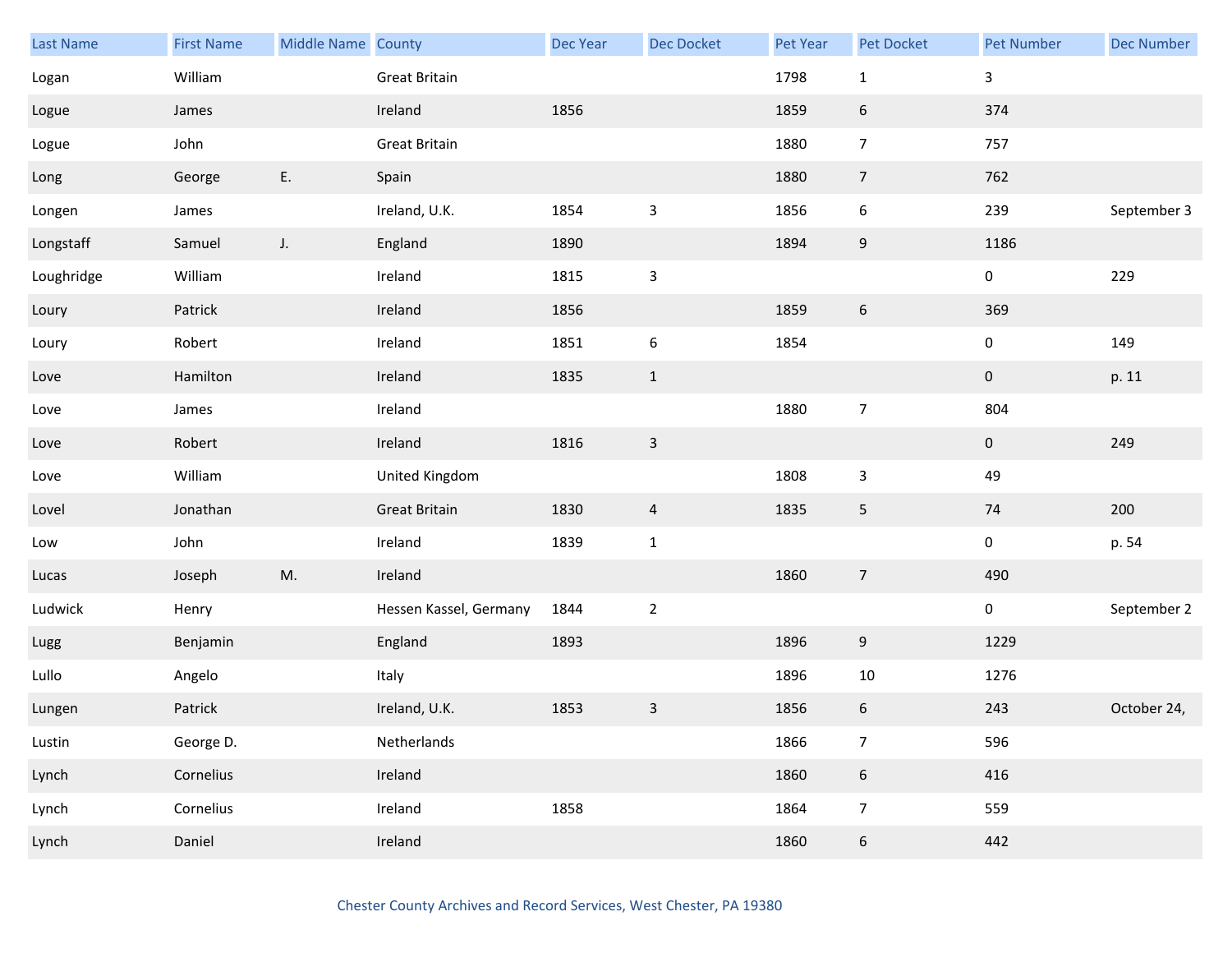| Last Name | First Name | Middle Name | County | Dec Year | Dec Docket | Pet Year | Pet Docket | Pet Number | Dec Number |
|---|---|---|---|---|---|---|---|---|---|
| Logan | William | | Great Britain | | | 1798 | 1 | 3 | |
| Logue | James | | Ireland | 1856 | | 1859 | 6 | 374 | |
| Logue | John | | Great Britain | | | 1880 | 7 | 757 | |
| Long | George | E. | Spain | | | 1880 | 7 | 762 | |
| Longen | James | | Ireland, U.K. | 1854 | 3 | 1856 | 6 | 239 | September 3 |
| Longstaff | Samuel | J. | England | 1890 | | 1894 | 9 | 1186 | |
| Loughridge | William | | Ireland | 1815 | 3 | | | 0 | 229 |
| Loury | Patrick | | Ireland | 1856 | | 1859 | 6 | 369 | |
| Loury | Robert | | Ireland | 1851 | 6 | 1854 | | 0 | 149 |
| Love | Hamilton | | Ireland | 1835 | 1 | | | 0 | p. 11 |
| Love | James | | Ireland | | | 1880 | 7 | 804 | |
| Love | Robert | | Ireland | 1816 | 3 | | | 0 | 249 |
| Love | William | | United Kingdom | | | 1808 | 3 | 49 | |
| Lovel | Jonathan | | Great Britain | 1830 | 4 | 1835 | 5 | 74 | 200 |
| Low | John | | Ireland | 1839 | 1 | | | 0 | p. 54 |
| Lucas | Joseph | M. | Ireland | | | 1860 | 7 | 490 | |
| Ludwick | Henry | | Hessen Kassel, Germany | 1844 | 2 | | | 0 | September 2 |
| Lugg | Benjamin | | England | 1893 | | 1896 | 9 | 1229 | |
| Lullo | Angelo | | Italy | | | 1896 | 10 | 1276 | |
| Lungen | Patrick | | Ireland, U.K. | 1853 | 3 | 1856 | 6 | 243 | October 24, |
| Lustin | George D. | | Netherlands | | | 1866 | 7 | 596 | |
| Lynch | Cornelius | | Ireland | | | 1860 | 6 | 416 | |
| Lynch | Cornelius | | Ireland | 1858 | | 1864 | 7 | 559 | |
| Lynch | Daniel | | Ireland | | | 1860 | 6 | 442 | |

Chester County Archives and Record Services, West Chester, PA 19380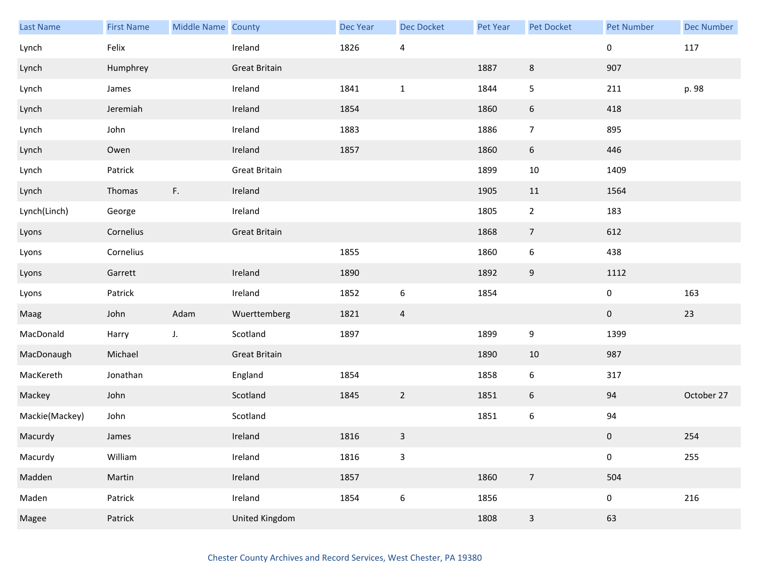| Last Name | First Name | Middle Name | County | Dec Year | Dec Docket | Pet Year | Pet Docket | Pet Number | Dec Number |
|---|---|---|---|---|---|---|---|---|---|
| Lynch | Felix | | Ireland | 1826 | 4 | | | 0 | 117 |
| Lynch | Humphrey | | Great Britain | | | 1887 | 8 | 907 | |
| Lynch | James | | Ireland | 1841 | 1 | 1844 | 5 | 211 | p. 98 |
| Lynch | Jeremiah | | Ireland | 1854 | | 1860 | 6 | 418 | |
| Lynch | John | | Ireland | 1883 | | 1886 | 7 | 895 | |
| Lynch | Owen | | Ireland | 1857 | | 1860 | 6 | 446 | |
| Lynch | Patrick | | Great Britain | | | 1899 | 10 | 1409 | |
| Lynch | Thomas | F. | Ireland | | | 1905 | 11 | 1564 | |
| Lynch(Linch) | George | | Ireland | | | 1805 | 2 | 183 | |
| Lyons | Cornelius | | Great Britain | | | 1868 | 7 | 612 | |
| Lyons | Cornelius | | | 1855 | | 1860 | 6 | 438 | |
| Lyons | Garrett | | Ireland | 1890 | | 1892 | 9 | 1112 | |
| Lyons | Patrick | | Ireland | 1852 | 6 | 1854 | | 0 | 163 |
| Maag | John | Adam | Wuerttemberg | 1821 | 4 | | | 0 | 23 |
| MacDonald | Harry | J. | Scotland | 1897 | | 1899 | 9 | 1399 | |
| MacDonaugh | Michael | | Great Britain | | | 1890 | 10 | 987 | |
| MacKereth | Jonathan | | England | 1854 | | 1858 | 6 | 317 | |
| Mackey | John | | Scotland | 1845 | 2 | 1851 | 6 | 94 | October 27 |
| Mackie(Mackey) | John | | Scotland | | | 1851 | 6 | 94 | |
| Macurdy | James | | Ireland | 1816 | 3 | | | 0 | 254 |
| Macurdy | William | | Ireland | 1816 | 3 | | | 0 | 255 |
| Madden | Martin | | Ireland | 1857 | | 1860 | 7 | 504 | |
| Maden | Patrick | | Ireland | 1854 | 6 | 1856 | | 0 | 216 |
| Magee | Patrick | | United Kingdom | | | 1808 | 3 | 63 | |

Chester County Archives and Record Services, West Chester, PA 19380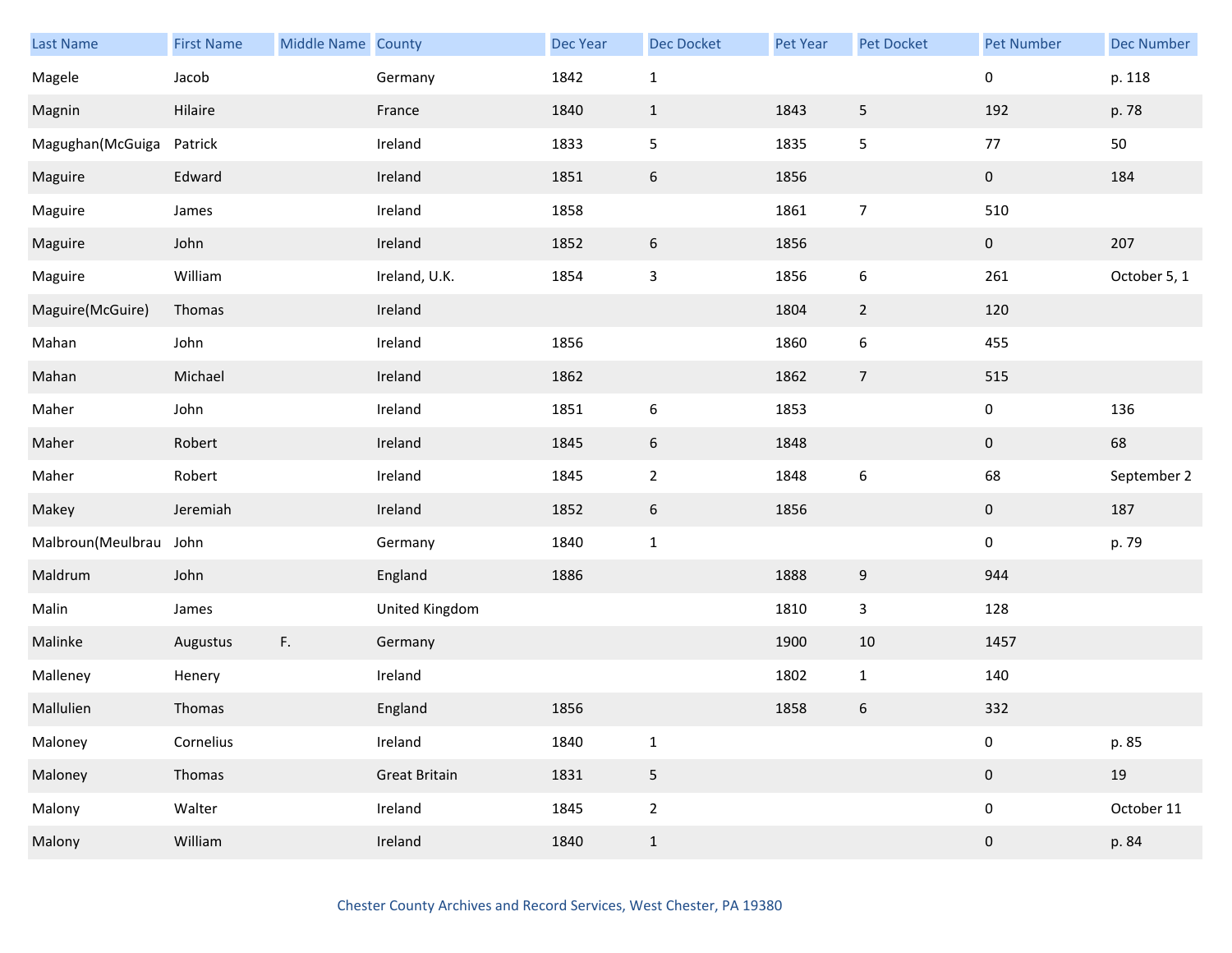| Last Name | First Name | Middle Name | County | Dec Year | Dec Docket | Pet Year | Pet Docket | Pet Number | Dec Number |
|---|---|---|---|---|---|---|---|---|---|
| Magele | Jacob | | Germany | 1842 | 1 | | | 0 | p. 118 |
| Magnin | Hilaire | | France | 1840 | 1 | 1843 | 5 | 192 | p. 78 |
| Magughan(McGuiga | Patrick | | Ireland | 1833 | 5 | 1835 | 5 | 77 | 50 |
| Maguire | Edward | | Ireland | 1851 | 6 | 1856 | | 0 | 184 |
| Maguire | James | | Ireland | 1858 | | 1861 | 7 | 510 | |
| Maguire | John | | Ireland | 1852 | 6 | 1856 | | 0 | 207 |
| Maguire | William | | Ireland, U.K. | 1854 | 3 | 1856 | 6 | 261 | October 5, 1 |
| Maguire(McGuire) | Thomas | | Ireland | | | 1804 | 2 | 120 | |
| Mahan | John | | Ireland | 1856 | | 1860 | 6 | 455 | |
| Mahan | Michael | | Ireland | 1862 | | 1862 | 7 | 515 | |
| Maher | John | | Ireland | 1851 | 6 | 1853 | | 0 | 136 |
| Maher | Robert | | Ireland | 1845 | 6 | 1848 | | 0 | 68 |
| Maher | Robert | | Ireland | 1845 | 2 | 1848 | 6 | 68 | September 2 |
| Makey | Jeremiah | | Ireland | 1852 | 6 | 1856 | | 0 | 187 |
| Malbroun(Meulbrau | John | | Germany | 1840 | 1 | | | 0 | p. 79 |
| Maldrum | John | | England | 1886 | | 1888 | 9 | 944 | |
| Malin | James | | United Kingdom | | | 1810 | 3 | 128 | |
| Malinke | Augustus | F. | Germany | | | 1900 | 10 | 1457 | |
| Malleney | Henery | | Ireland | | | 1802 | 1 | 140 | |
| Mallulien | Thomas | | England | 1856 | | 1858 | 6 | 332 | |
| Maloney | Cornelius | | Ireland | 1840 | 1 | | | 0 | p. 85 |
| Maloney | Thomas | | Great Britain | 1831 | 5 | | | 0 | 19 |
| Malony | Walter | | Ireland | 1845 | 2 | | | 0 | October 11 |
| Malony | William | | Ireland | 1840 | 1 | | | 0 | p. 84 |

Chester County Archives and Record Services, West Chester, PA 19380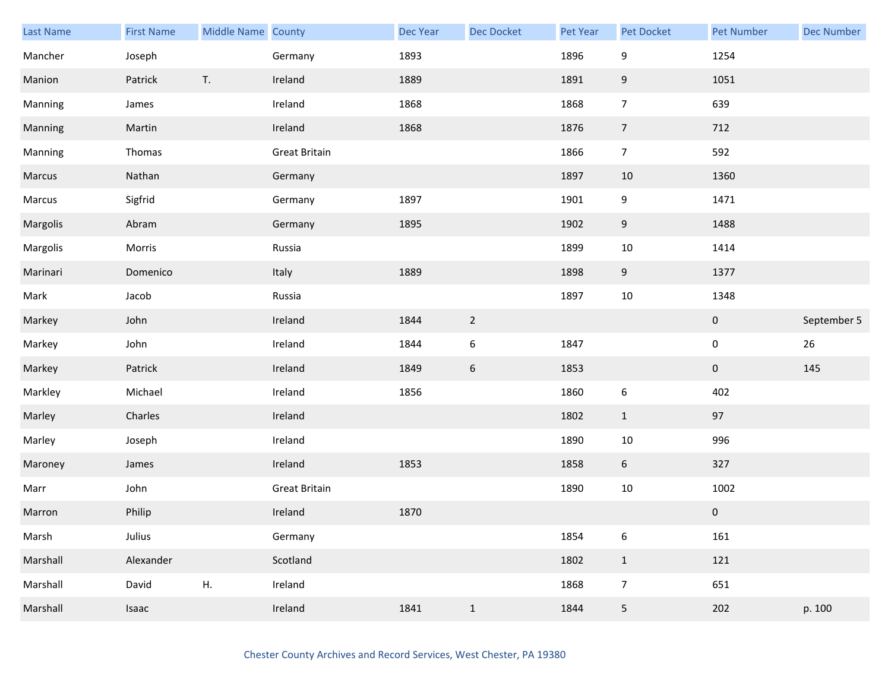| Last Name | First Name | Middle Name | County | Dec Year | Dec Docket | Pet Year | Pet Docket | Pet Number | Dec Number |
|---|---|---|---|---|---|---|---|---|---|
| Mancher | Joseph | | Germany | 1893 | | 1896 | 9 | 1254 | |
| Manion | Patrick | T. | Ireland | 1889 | | 1891 | 9 | 1051 | |
| Manning | James | | Ireland | 1868 | | 1868 | 7 | 639 | |
| Manning | Martin | | Ireland | 1868 | | 1876 | 7 | 712 | |
| Manning | Thomas | | Great Britain | | | 1866 | 7 | 592 | |
| Marcus | Nathan | | Germany | | | 1897 | 10 | 1360 | |
| Marcus | Sigfrid | | Germany | 1897 | | 1901 | 9 | 1471 | |
| Margolis | Abram | | Germany | 1895 | | 1902 | 9 | 1488 | |
| Margolis | Morris | | Russia | | | 1899 | 10 | 1414 | |
| Marinari | Domenico | | Italy | 1889 | | 1898 | 9 | 1377 | |
| Mark | Jacob | | Russia | | | 1897 | 10 | 1348 | |
| Markey | John | | Ireland | 1844 | 2 | | | 0 | September 5 |
| Markey | John | | Ireland | 1844 | 6 | 1847 | | 0 | 26 |
| Markey | Patrick | | Ireland | 1849 | 6 | 1853 | | 0 | 145 |
| Markley | Michael | | Ireland | 1856 | | 1860 | 6 | 402 | |
| Marley | Charles | | Ireland | | | 1802 | 1 | 97 | |
| Marley | Joseph | | Ireland | | | 1890 | 10 | 996 | |
| Maroney | James | | Ireland | 1853 | | 1858 | 6 | 327 | |
| Marr | John | | Great Britain | | | 1890 | 10 | 1002 | |
| Marron | Philip | | Ireland | 1870 | | | | 0 | |
| Marsh | Julius | | Germany | | | 1854 | 6 | 161 | |
| Marshall | Alexander | | Scotland | | | 1802 | 1 | 121 | |
| Marshall | David | H. | Ireland | | | 1868 | 7 | 651 | |
| Marshall | Isaac | | Ireland | 1841 | 1 | 1844 | 5 | 202 | p. 100 |

Chester County Archives and Record Services, West Chester, PA 19380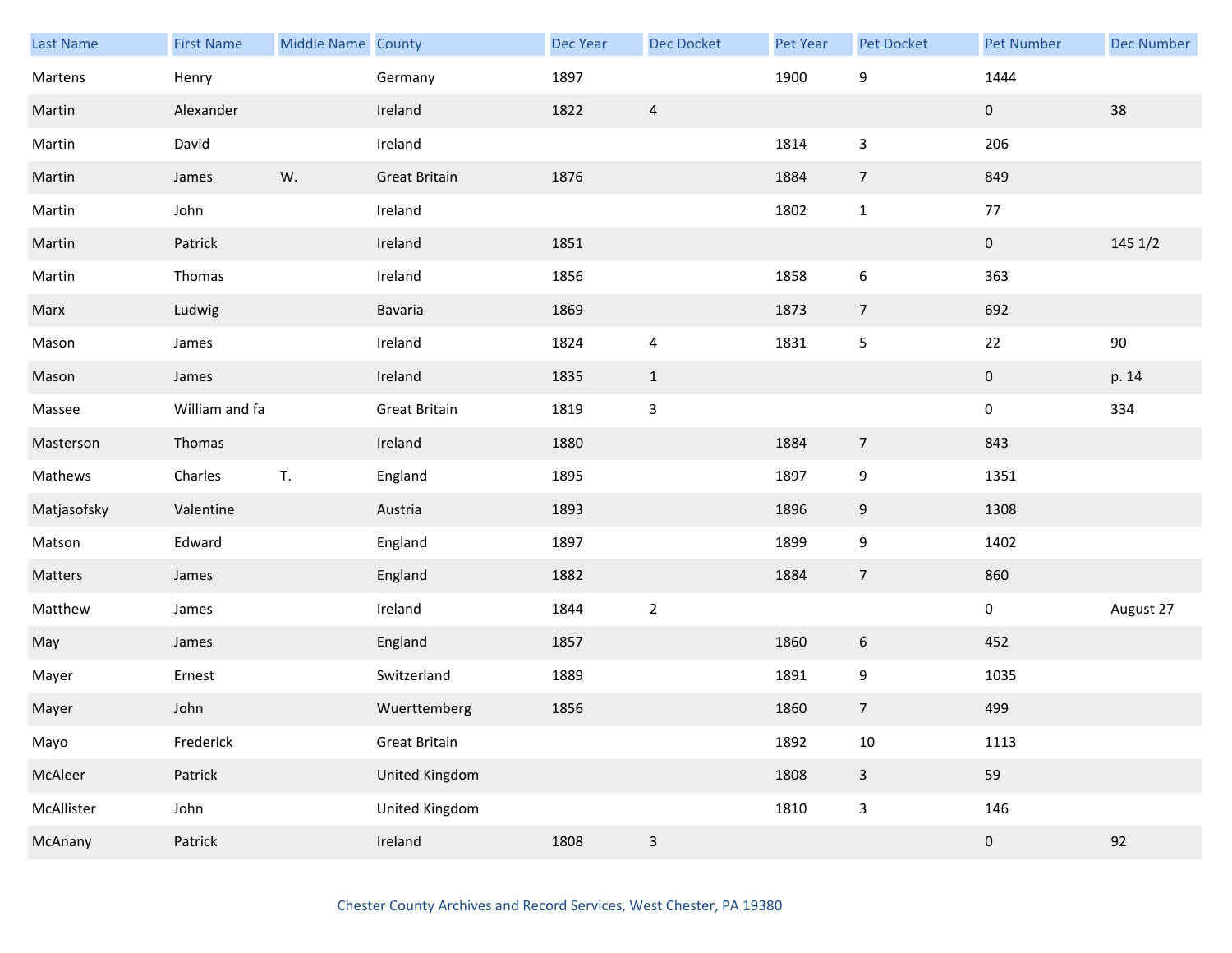| Last Name | First Name | Middle Name | County | Dec Year | Dec Docket | Pet Year | Pet Docket | Pet Number | Dec Number |
|---|---|---|---|---|---|---|---|---|---|
| Martens | Henry | | Germany | 1897 | | 1900 | 9 | 1444 | |
| Martin | Alexander | | Ireland | 1822 | 4 | | | 0 | 38 |
| Martin | David | | Ireland | | | 1814 | 3 | 206 | |
| Martin | James | W. | Great Britain | 1876 | | 1884 | 7 | 849 | |
| Martin | John | | Ireland | | | 1802 | 1 | 77 | |
| Martin | Patrick | | Ireland | 1851 | | | | 0 | 145 1/2 |
| Martin | Thomas | | Ireland | 1856 | | 1858 | 6 | 363 | |
| Marx | Ludwig | | Bavaria | 1869 | | 1873 | 7 | 692 | |
| Mason | James | | Ireland | 1824 | 4 | 1831 | 5 | 22 | 90 |
| Mason | James | | Ireland | 1835 | 1 | | | 0 | p. 14 |
| Massee | William and fa | | Great Britain | 1819 | 3 | | | 0 | 334 |
| Masterson | Thomas | | Ireland | 1880 | | 1884 | 7 | 843 | |
| Mathews | Charles | T. | England | 1895 | | 1897 | 9 | 1351 | |
| Matjasofsky | Valentine | | Austria | 1893 | | 1896 | 9 | 1308 | |
| Matson | Edward | | England | 1897 | | 1899 | 9 | 1402 | |
| Matters | James | | England | 1882 | | 1884 | 7 | 860 | |
| Matthew | James | | Ireland | 1844 | 2 | | | 0 | August 27 |
| May | James | | England | 1857 | | 1860 | 6 | 452 | |
| Mayer | Ernest | | Switzerland | 1889 | | 1891 | 9 | 1035 | |
| Mayer | John | | Wuerttemberg | 1856 | | 1860 | 7 | 499 | |
| Mayo | Frederick | | Great Britain | | | 1892 | 10 | 1113 | |
| McAleer | Patrick | | United Kingdom | | | 1808 | 3 | 59 | |
| McAllister | John | | United Kingdom | | | 1810 | 3 | 146 | |
| McAnany | Patrick | | Ireland | 1808 | 3 | | | 0 | 92 |

Chester County Archives and Record Services, West Chester, PA 19380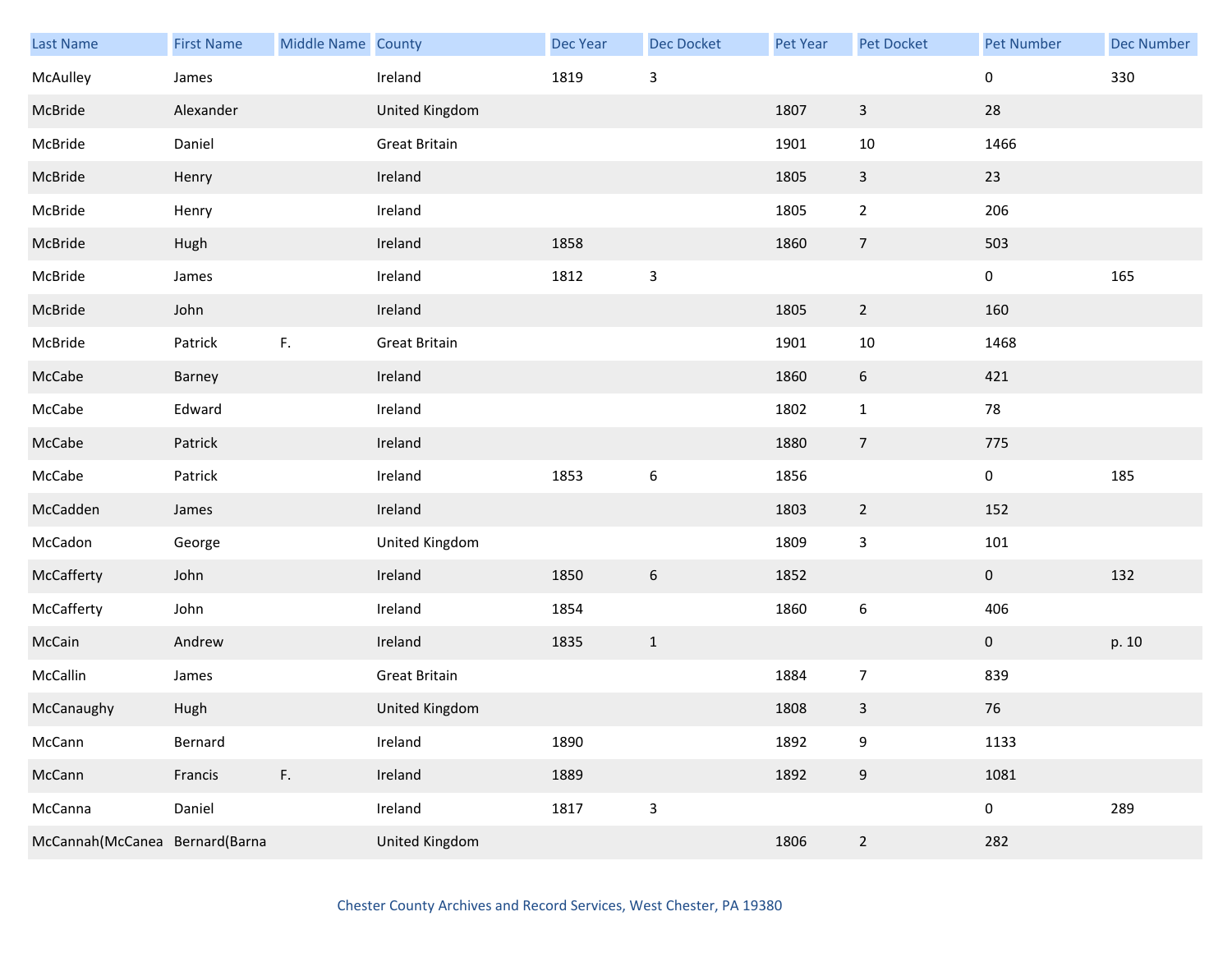| Last Name | First Name | Middle Name | County | Dec Year | Dec Docket | Pet Year | Pet Docket | Pet Number | Dec Number |
|---|---|---|---|---|---|---|---|---|---|
| McAulley | James | | Ireland | 1819 | 3 | | | 0 | 330 |
| McBride | Alexander | | United Kingdom | | | 1807 | 3 | 28 | |
| McBride | Daniel | | Great Britain | | | 1901 | 10 | 1466 | |
| McBride | Henry | | Ireland | | | 1805 | 3 | 23 | |
| McBride | Henry | | Ireland | | | 1805 | 2 | 206 | |
| McBride | Hugh | | Ireland | 1858 | | 1860 | 7 | 503 | |
| McBride | James | | Ireland | 1812 | 3 | | | 0 | 165 |
| McBride | John | | Ireland | | | 1805 | 2 | 160 | |
| McBride | Patrick | F. | Great Britain | | | 1901 | 10 | 1468 | |
| McCabe | Barney | | Ireland | | | 1860 | 6 | 421 | |
| McCabe | Edward | | Ireland | | | 1802 | 1 | 78 | |
| McCabe | Patrick | | Ireland | | | 1880 | 7 | 775 | |
| McCabe | Patrick | | Ireland | 1853 | 6 | 1856 | | 0 | 185 |
| McCadden | James | | Ireland | | | 1803 | 2 | 152 | |
| McCadon | George | | United Kingdom | | | 1809 | 3 | 101 | |
| McCafferty | John | | Ireland | 1850 | 6 | 1852 | | 0 | 132 |
| McCafferty | John | | Ireland | 1854 | | 1860 | 6 | 406 | |
| McCain | Andrew | | Ireland | 1835 | 1 | | | 0 | p. 10 |
| McCallin | James | | Great Britain | | | 1884 | 7 | 839 | |
| McCanaughy | Hugh | | United Kingdom | | | 1808 | 3 | 76 | |
| McCann | Bernard | | Ireland | 1890 | | 1892 | 9 | 1133 | |
| McCann | Francis | F. | Ireland | 1889 | | 1892 | 9 | 1081 | |
| McCanna | Daniel | | Ireland | 1817 | 3 | | | 0 | 289 |
| McCannah(McCanea | Bernard(Barna | | United Kingdom | | | 1806 | 2 | 282 | |

Chester County Archives and Record Services, West Chester, PA 19380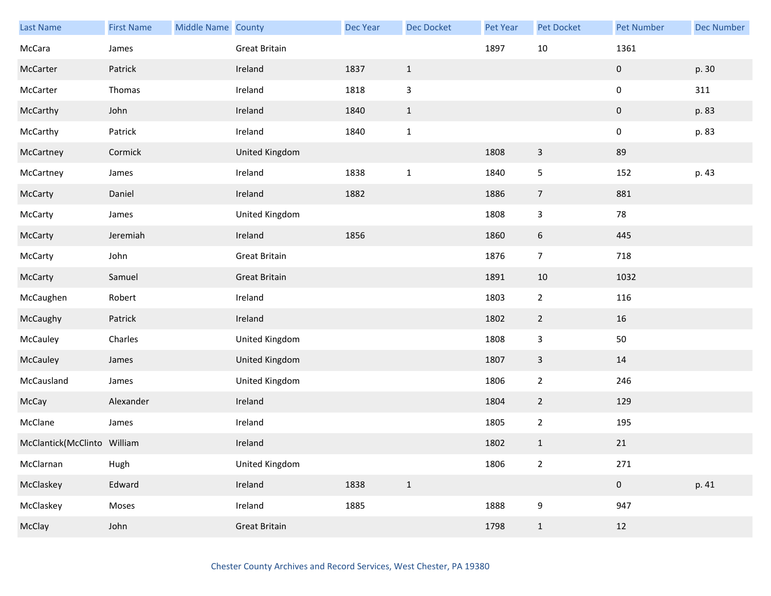| Last Name | First Name | Middle Name | County | Dec Year | Dec Docket | Pet Year | Pet Docket | Pet Number | Dec Number |
|---|---|---|---|---|---|---|---|---|---|
| McCara | James | | Great Britain | | | 1897 | 10 | 1361 | |
| McCarter | Patrick | | Ireland | 1837 | 1 | | | 0 | p. 30 |
| McCarter | Thomas | | Ireland | 1818 | 3 | | | 0 | 311 |
| McCarthy | John | | Ireland | 1840 | 1 | | | 0 | p. 83 |
| McCarthy | Patrick | | Ireland | 1840 | 1 | | | 0 | p. 83 |
| McCartney | Cormick | | United Kingdom | | | 1808 | 3 | 89 | |
| McCartney | James | | Ireland | 1838 | 1 | 1840 | 5 | 152 | p. 43 |
| McCarty | Daniel | | Ireland | 1882 | | 1886 | 7 | 881 | |
| McCarty | James | | United Kingdom | | | 1808 | 3 | 78 | |
| McCarty | Jeremiah | | Ireland | 1856 | | 1860 | 6 | 445 | |
| McCarty | John | | Great Britain | | | 1876 | 7 | 718 | |
| McCarty | Samuel | | Great Britain | | | 1891 | 10 | 1032 | |
| McCaughen | Robert | | Ireland | | | 1803 | 2 | 116 | |
| McCaughy | Patrick | | Ireland | | | 1802 | 2 | 16 | |
| McCauley | Charles | | United Kingdom | | | 1808 | 3 | 50 | |
| McCauley | James | | United Kingdom | | | 1807 | 3 | 14 | |
| McCausland | James | | United Kingdom | | | 1806 | 2 | 246 | |
| McCay | Alexander | | Ireland | | | 1804 | 2 | 129 | |
| McClane | James | | Ireland | | | 1805 | 2 | 195 | |
| McClantick(McClinto | William | | Ireland | | | 1802 | 1 | 21 | |
| McClarnan | Hugh | | United Kingdom | | | 1806 | 2 | 271 | |
| McClaskey | Edward | | Ireland | 1838 | 1 | | | 0 | p. 41 |
| McClaskey | Moses | | Ireland | 1885 | | 1888 | 9 | 947 | |
| McClay | John | | Great Britain | | | 1798 | 1 | 12 | |

Chester County Archives and Record Services, West Chester, PA 19380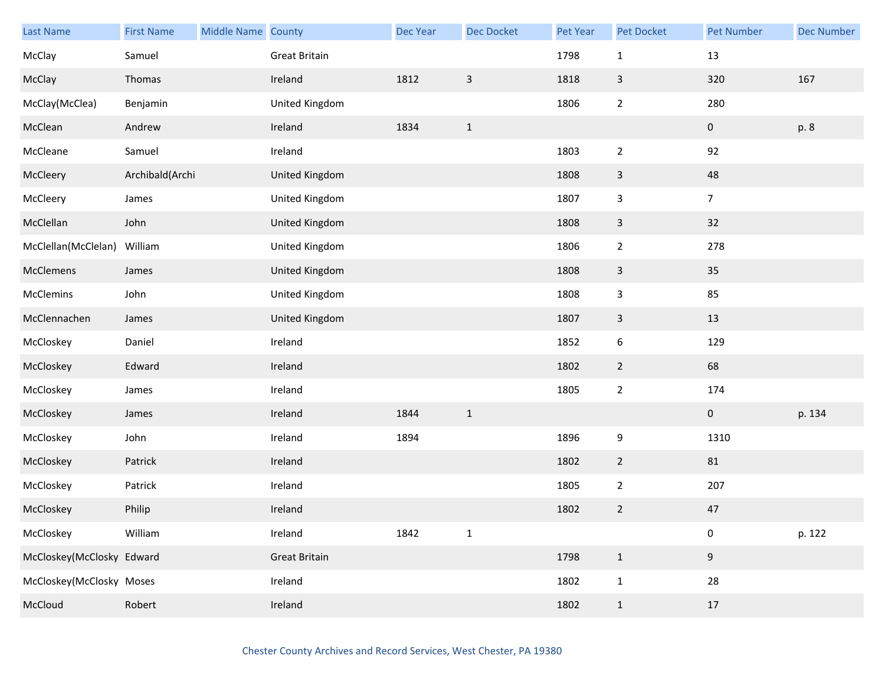| Last Name | First Name | Middle Name | County | Dec Year | Dec Docket | Pet Year | Pet Docket | Pet Number | Dec Number |
|---|---|---|---|---|---|---|---|---|---|
| McClay | Samuel | | Great Britain | | | 1798 | 1 | 13 | |
| McClay | Thomas | | Ireland | 1812 | 3 | 1818 | 3 | 320 | 167 |
| McClay(McClea) | Benjamin | | United Kingdom | | | 1806 | 2 | 280 | |
| McClean | Andrew | | Ireland | 1834 | 1 | | | 0 | p. 8 |
| McCleane | Samuel | | Ireland | | | 1803 | 2 | 92 | |
| McCleery | Archibald(Archi | | United Kingdom | | | 1808 | 3 | 48 | |
| McCleery | James | | United Kingdom | | | 1807 | 3 | 7 | |
| McClellan | John | | United Kingdom | | | 1808 | 3 | 32 | |
| McClellan(McClelan) | William | | United Kingdom | | | 1806 | 2 | 278 | |
| McClemens | James | | United Kingdom | | | 1808 | 3 | 35 | |
| McClemins | John | | United Kingdom | | | 1808 | 3 | 85 | |
| McClennachen | James | | United Kingdom | | | 1807 | 3 | 13 | |
| McCloskey | Daniel | | Ireland | | | 1852 | 6 | 129 | |
| McCloskey | Edward | | Ireland | | | 1802 | 2 | 68 | |
| McCloskey | James | | Ireland | | | 1805 | 2 | 174 | |
| McCloskey | James | | Ireland | 1844 | 1 | | | 0 | p. 134 |
| McCloskey | John | | Ireland | 1894 | | 1896 | 9 | 1310 | |
| McCloskey | Patrick | | Ireland | | | 1802 | 2 | 81 | |
| McCloskey | Patrick | | Ireland | | | 1805 | 2 | 207 | |
| McCloskey | Philip | | Ireland | | | 1802 | 2 | 47 | |
| McCloskey | William | | Ireland | 1842 | 1 | | | 0 | p. 122 |
| McCloskey(McClosky | Edward | | Great Britain | | | 1798 | 1 | 9 | |
| McCloskey(McClosky | Moses | | Ireland | | | 1802 | 1 | 28 | |
| McCloud | Robert | | Ireland | | | 1802 | 1 | 17 | |

Chester County Archives and Record Services, West Chester, PA 19380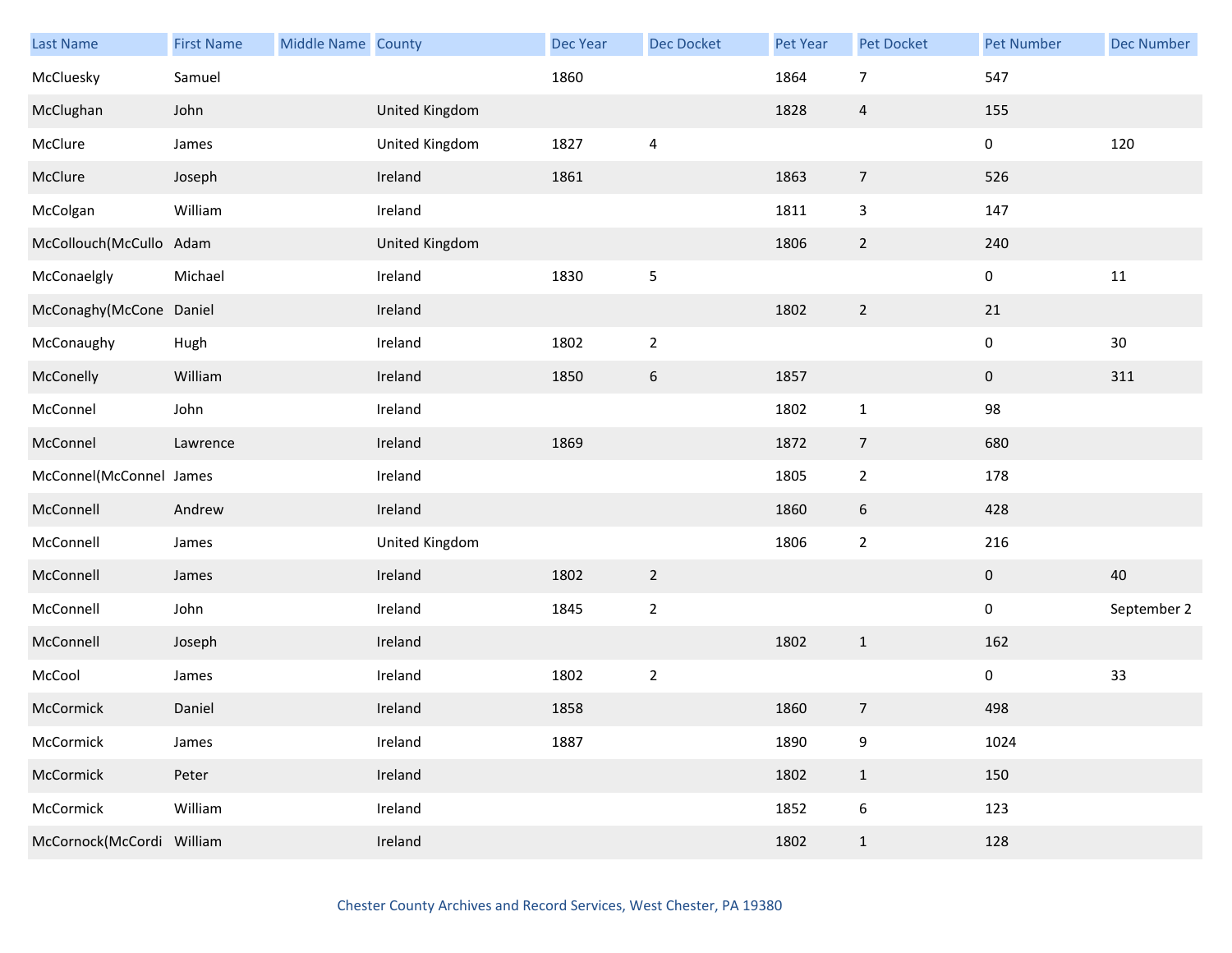| Last Name | First Name | Middle Name | County | Dec Year | Dec Docket | Pet Year | Pet Docket | Pet Number | Dec Number |
|---|---|---|---|---|---|---|---|---|---|
| McCluesky | Samuel | | | 1860 | | 1864 | 7 | 547 | |
| McClughan | John | | United Kingdom | | | 1828 | 4 | 155 | |
| McClure | James | | United Kingdom | 1827 | 4 | | | 0 | 120 |
| McClure | Joseph | | Ireland | 1861 | | 1863 | 7 | 526 | |
| McColgan | William | | Ireland | | | 1811 | 3 | 147 | |
| McCollouch(McCullo | Adam | | United Kingdom | | | 1806 | 2 | 240 | |
| McConaelgly | Michael | | Ireland | 1830 | 5 | | | 0 | 11 |
| McConaghy(McCone | Daniel | | Ireland | | | 1802 | 2 | 21 | |
| McConaughy | Hugh | | Ireland | 1802 | 2 | | | 0 | 30 |
| McConelly | William | | Ireland | 1850 | 6 | 1857 | | 0 | 311 |
| McConnel | John | | Ireland | | | 1802 | 1 | 98 | |
| McConnel | Lawrence | | Ireland | 1869 | | 1872 | 7 | 680 | |
| McConnel(McConnel | James | | Ireland | | | 1805 | 2 | 178 | |
| McConnell | Andrew | | Ireland | | | 1860 | 6 | 428 | |
| McConnell | James | | United Kingdom | | | 1806 | 2 | 216 | |
| McConnell | James | | Ireland | 1802 | 2 | | | 0 | 40 |
| McConnell | John | | Ireland | 1845 | 2 | | | 0 | September 2 |
| McConnell | Joseph | | Ireland | | | 1802 | 1 | 162 | |
| McCool | James | | Ireland | 1802 | 2 | | | 0 | 33 |
| McCormick | Daniel | | Ireland | 1858 | | 1860 | 7 | 498 | |
| McCormick | James | | Ireland | 1887 | | 1890 | 9 | 1024 | |
| McCormick | Peter | | Ireland | | | 1802 | 1 | 150 | |
| McCormick | William | | Ireland | | | 1852 | 6 | 123 | |
| McCornock(McCordi | William | | Ireland | | | 1802 | 1 | 128 | |

Chester County Archives and Record Services, West Chester, PA 19380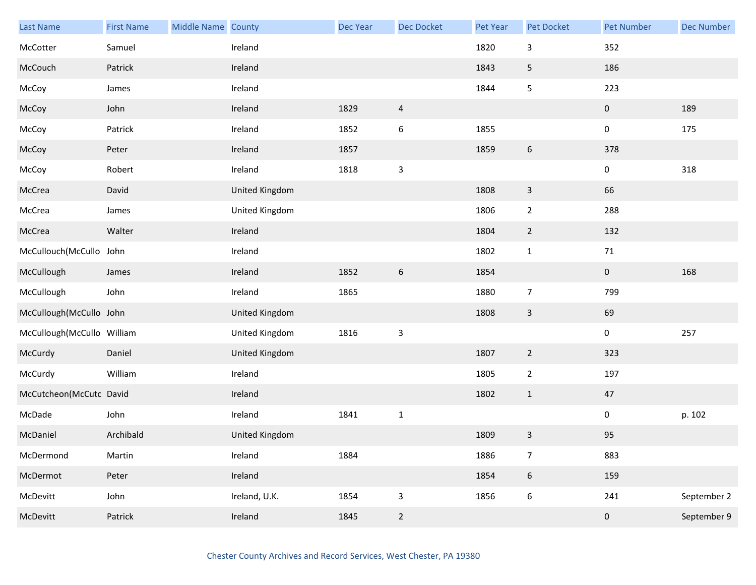| Last Name | First Name | Middle Name | County | Dec Year | Dec Docket | Pet Year | Pet Docket | Pet Number | Dec Number |
|---|---|---|---|---|---|---|---|---|---|
| McCotter | Samuel | | Ireland | | | 1820 | 3 | 352 | |
| McCouch | Patrick | | Ireland | | | 1843 | 5 | 186 | |
| McCoy | James | | Ireland | | | 1844 | 5 | 223 | |
| McCoy | John | | Ireland | 1829 | 4 | | | 0 | 189 |
| McCoy | Patrick | | Ireland | 1852 | 6 | 1855 | | 0 | 175 |
| McCoy | Peter | | Ireland | 1857 | | 1859 | 6 | 378 | |
| McCoy | Robert | | Ireland | 1818 | 3 | | | 0 | 318 |
| McCrea | David | | United Kingdom | | | 1808 | 3 | 66 | |
| McCrea | James | | United Kingdom | | | 1806 | 2 | 288 | |
| McCrea | Walter | | Ireland | | | 1804 | 2 | 132 | |
| McCullouch(McCullo | John | | Ireland | | | 1802 | 1 | 71 | |
| McCullough | James | | Ireland | 1852 | 6 | 1854 | | 0 | 168 |
| McCullough | John | | Ireland | 1865 | | 1880 | 7 | 799 | |
| McCullough(McCullo | John | | United Kingdom | | | 1808 | 3 | 69 | |
| McCullough(McCullo | William | | United Kingdom | 1816 | 3 | | | 0 | 257 |
| McCurdy | Daniel | | United Kingdom | | | 1807 | 2 | 323 | |
| McCurdy | William | | Ireland | | | 1805 | 2 | 197 | |
| McCutcheon(McCutc | David | | Ireland | | | 1802 | 1 | 47 | |
| McDade | John | | Ireland | 1841 | 1 | | | 0 | p. 102 |
| McDaniel | Archibald | | United Kingdom | | | 1809 | 3 | 95 | |
| McDermond | Martin | | Ireland | 1884 | | 1886 | 7 | 883 | |
| McDermot | Peter | | Ireland | | | 1854 | 6 | 159 | |
| McDevitt | John | | Ireland, U.K. | 1854 | 3 | 1856 | 6 | 241 | September 2 |
| McDevitt | Patrick | | Ireland | 1845 | 2 | | | 0 | September 9 |

Chester County Archives and Record Services, West Chester, PA 19380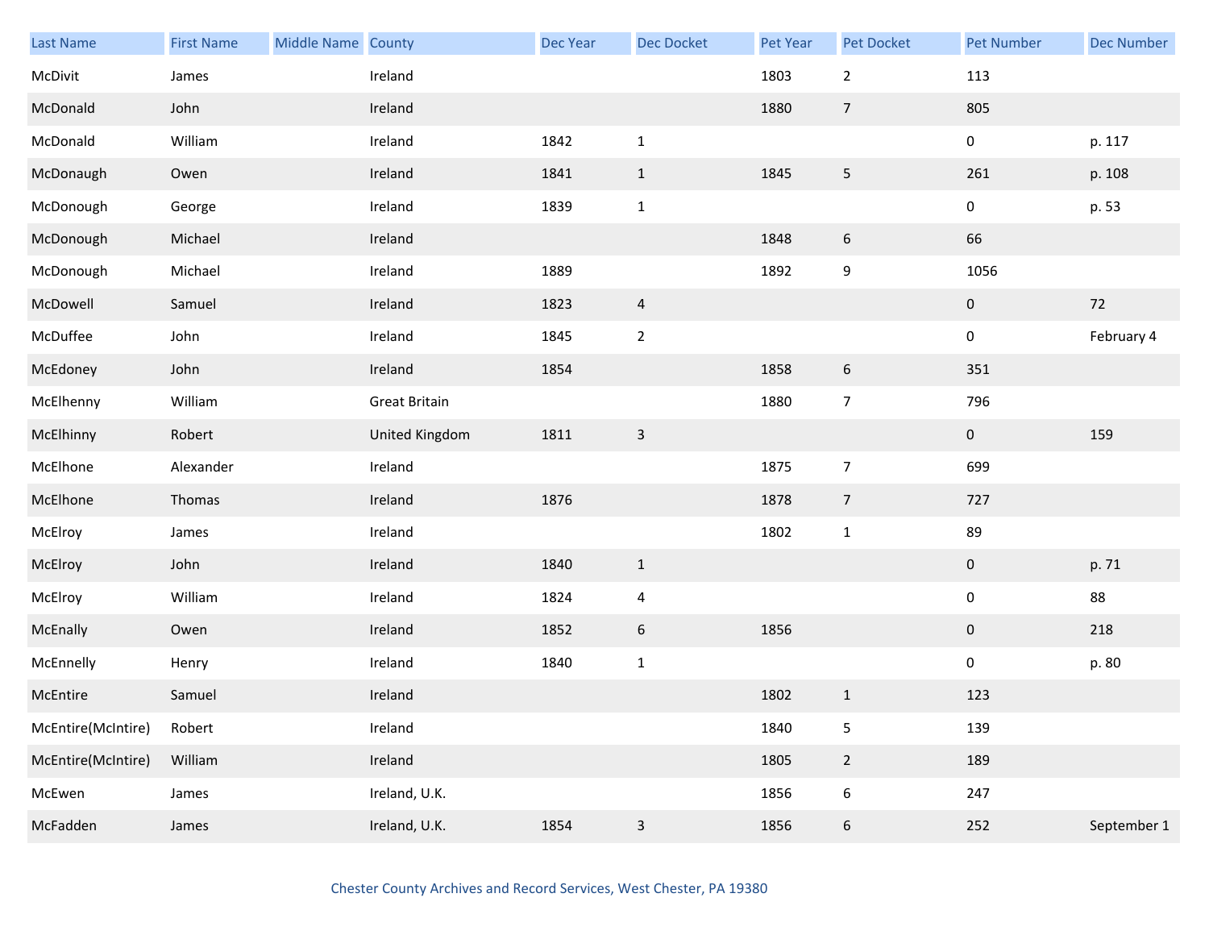| Last Name | First Name | Middle Name | County | Dec Year | Dec Docket | Pet Year | Pet Docket | Pet Number | Dec Number |
|---|---|---|---|---|---|---|---|---|---|
| McDivit | James | | Ireland | | | 1803 | 2 | 113 | |
| McDonald | John | | Ireland | | | 1880 | 7 | 805 | |
| McDonald | William | | Ireland | 1842 | 1 | | | 0 | p. 117 |
| McDonaugh | Owen | | Ireland | 1841 | 1 | 1845 | 5 | 261 | p. 108 |
| McDonough | George | | Ireland | 1839 | 1 | | | 0 | p. 53 |
| McDonough | Michael | | Ireland | | | 1848 | 6 | 66 | |
| McDonough | Michael | | Ireland | 1889 | | 1892 | 9 | 1056 | |
| McDowell | Samuel | | Ireland | 1823 | 4 | | | 0 | 72 |
| McDuffee | John | | Ireland | 1845 | 2 | | | 0 | February 4 |
| McEdoney | John | | Ireland | 1854 | | 1858 | 6 | 351 | |
| McElhenny | William | | Great Britain | | | 1880 | 7 | 796 | |
| McElhinny | Robert | | United Kingdom | 1811 | 3 | | | 0 | 159 |
| McElhone | Alexander | | Ireland | | | 1875 | 7 | 699 | |
| McElhone | Thomas | | Ireland | 1876 | | 1878 | 7 | 727 | |
| McElroy | James | | Ireland | | | 1802 | 1 | 89 | |
| McElroy | John | | Ireland | 1840 | 1 | | | 0 | p. 71 |
| McElroy | William | | Ireland | 1824 | 4 | | | 0 | 88 |
| McEnally | Owen | | Ireland | 1852 | 6 | 1856 | | 0 | 218 |
| McEnnelly | Henry | | Ireland | 1840 | 1 | | | 0 | p. 80 |
| McEntire | Samuel | | Ireland | | | 1802 | 1 | 123 | |
| McEntire(McIntire) | Robert | | Ireland | | | 1840 | 5 | 139 | |
| McEntire(McIntire) | William | | Ireland | | | 1805 | 2 | 189 | |
| McEwen | James | | Ireland, U.K. | | | 1856 | 6 | 247 | |
| McFadden | James | | Ireland, U.K. | 1854 | 3 | 1856 | 6 | 252 | September 1 |

Chester County Archives and Record Services, West Chester, PA 19380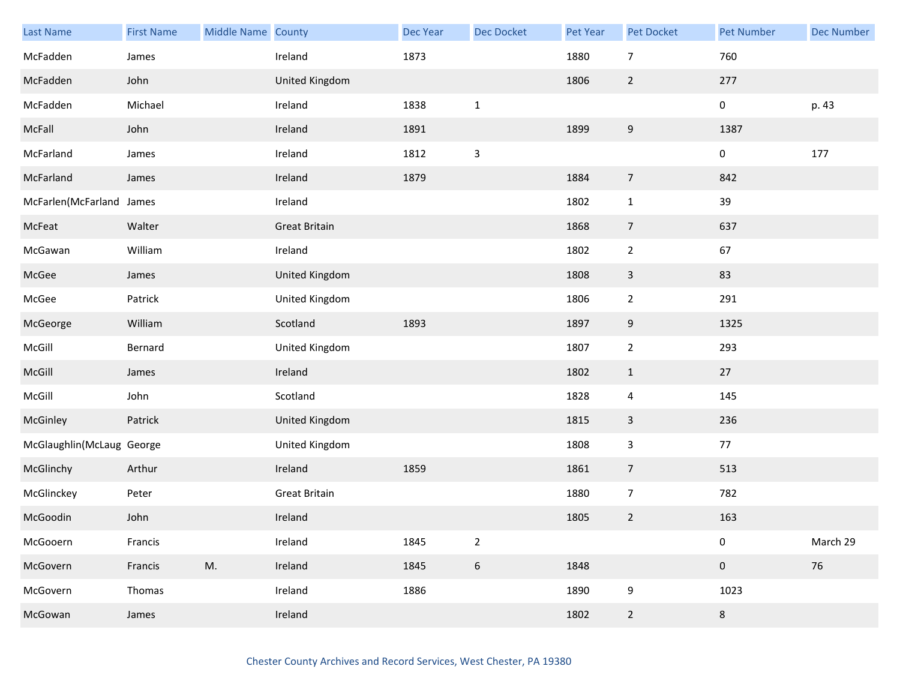| Last Name | First Name | Middle Name | County | Dec Year | Dec Docket | Pet Year | Pet Docket | Pet Number | Dec Number |
|---|---|---|---|---|---|---|---|---|---|
| McFadden | James | | Ireland | 1873 | | 1880 | 7 | 760 | |
| McFadden | John | | United Kingdom | | | 1806 | 2 | 277 | |
| McFadden | Michael | | Ireland | 1838 | 1 | | | 0 | p. 43 |
| McFall | John | | Ireland | 1891 | | 1899 | 9 | 1387 | |
| McFarland | James | | Ireland | 1812 | 3 | | | 0 | 177 |
| McFarland | James | | Ireland | 1879 | | 1884 | 7 | 842 | |
| McFarlen(McFarland | James | | Ireland | | | 1802 | 1 | 39 | |
| McFeat | Walter | | Great Britain | | | 1868 | 7 | 637 | |
| McGawan | William | | Ireland | | | 1802 | 2 | 67 | |
| McGee | James | | United Kingdom | | | 1808 | 3 | 83 | |
| McGee | Patrick | | United Kingdom | | | 1806 | 2 | 291 | |
| McGeorge | William | | Scotland | 1893 | | 1897 | 9 | 1325 | |
| McGill | Bernard | | United Kingdom | | | 1807 | 2 | 293 | |
| McGill | James | | Ireland | | | 1802 | 1 | 27 | |
| McGill | John | | Scotland | | | 1828 | 4 | 145 | |
| McGinley | Patrick | | United Kingdom | | | 1815 | 3 | 236 | |
| McGlaughlin(McLaug | George | | United Kingdom | | | 1808 | 3 | 77 | |
| McGlinchy | Arthur | | Ireland | 1859 | | 1861 | 7 | 513 | |
| McGlinckey | Peter | | Great Britain | | | 1880 | 7 | 782 | |
| McGoodin | John | | Ireland | | | 1805 | 2 | 163 | |
| McGooern | Francis | | Ireland | 1845 | 2 | | | 0 | March 29 |
| McGovern | Francis | M. | Ireland | 1845 | 6 | 1848 | | 0 | 76 |
| McGovern | Thomas | | Ireland | 1886 | | 1890 | 9 | 1023 | |
| McGowan | James | | Ireland | | | 1802 | 2 | 8 | |

Chester County Archives and Record Services, West Chester, PA 19380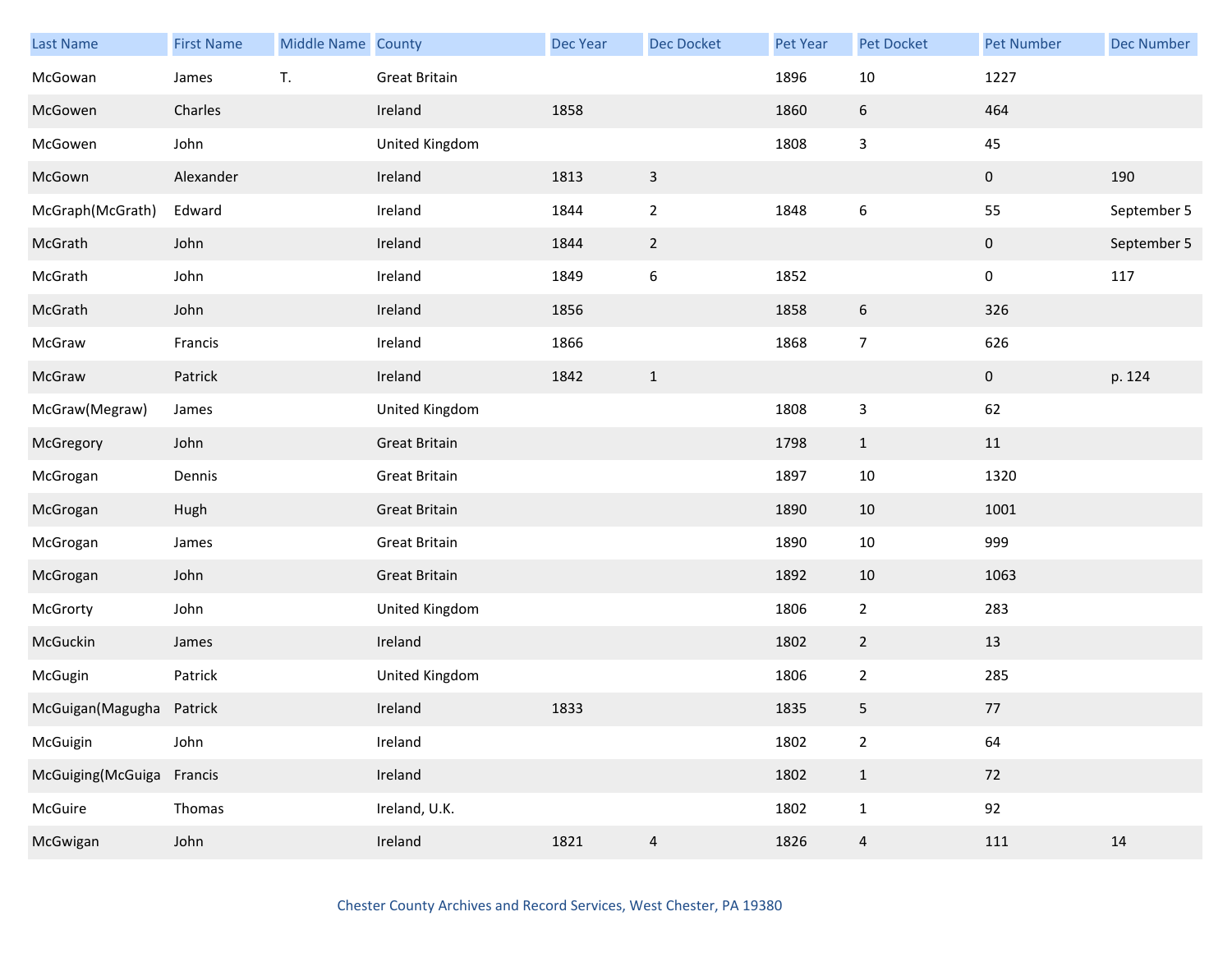| Last Name | First Name | Middle Name | County | Dec Year | Dec Docket | Pet Year | Pet Docket | Pet Number | Dec Number |
|---|---|---|---|---|---|---|---|---|---|
| McGowan | James | T. | Great Britain | | | 1896 | 10 | 1227 | |
| McGowen | Charles | | Ireland | 1858 | | 1860 | 6 | 464 | |
| McGowen | John | | United Kingdom | | | 1808 | 3 | 45 | |
| McGown | Alexander | | Ireland | 1813 | 3 | | | 0 | 190 |
| McGraph(McGrath) | Edward | | Ireland | 1844 | 2 | 1848 | 6 | 55 | September 5 |
| McGrath | John | | Ireland | 1844 | 2 | | | 0 | September 5 |
| McGrath | John | | Ireland | 1849 | 6 | 1852 | | 0 | 117 |
| McGrath | John | | Ireland | 1856 | | 1858 | 6 | 326 | |
| McGraw | Francis | | Ireland | 1866 | | 1868 | 7 | 626 | |
| McGraw | Patrick | | Ireland | 1842 | 1 | | | 0 | p. 124 |
| McGraw(Megraw) | James | | United Kingdom | | | 1808 | 3 | 62 | |
| McGregory | John | | Great Britain | | | 1798 | 1 | 11 | |
| McGrogan | Dennis | | Great Britain | | | 1897 | 10 | 1320 | |
| McGrogan | Hugh | | Great Britain | | | 1890 | 10 | 1001 | |
| McGrogan | James | | Great Britain | | | 1890 | 10 | 999 | |
| McGrogan | John | | Great Britain | | | 1892 | 10 | 1063 | |
| McGrorty | John | | United Kingdom | | | 1806 | 2 | 283 | |
| McGuckin | James | | Ireland | | | 1802 | 2 | 13 | |
| McGugin | Patrick | | United Kingdom | | | 1806 | 2 | 285 | |
| McGuigan(Magugha | Patrick | | Ireland | 1833 | | 1835 | 5 | 77 | |
| McGuigin | John | | Ireland | | | 1802 | 2 | 64 | |
| McGuiging(McGuiga | Francis | | Ireland | | | 1802 | 1 | 72 | |
| McGuire | Thomas | | Ireland, U.K. | | | 1802 | 1 | 92 | |
| McGwigan | John | | Ireland | 1821 | 4 | 1826 | 4 | 111 | 14 |

Chester County Archives and Record Services, West Chester, PA 19380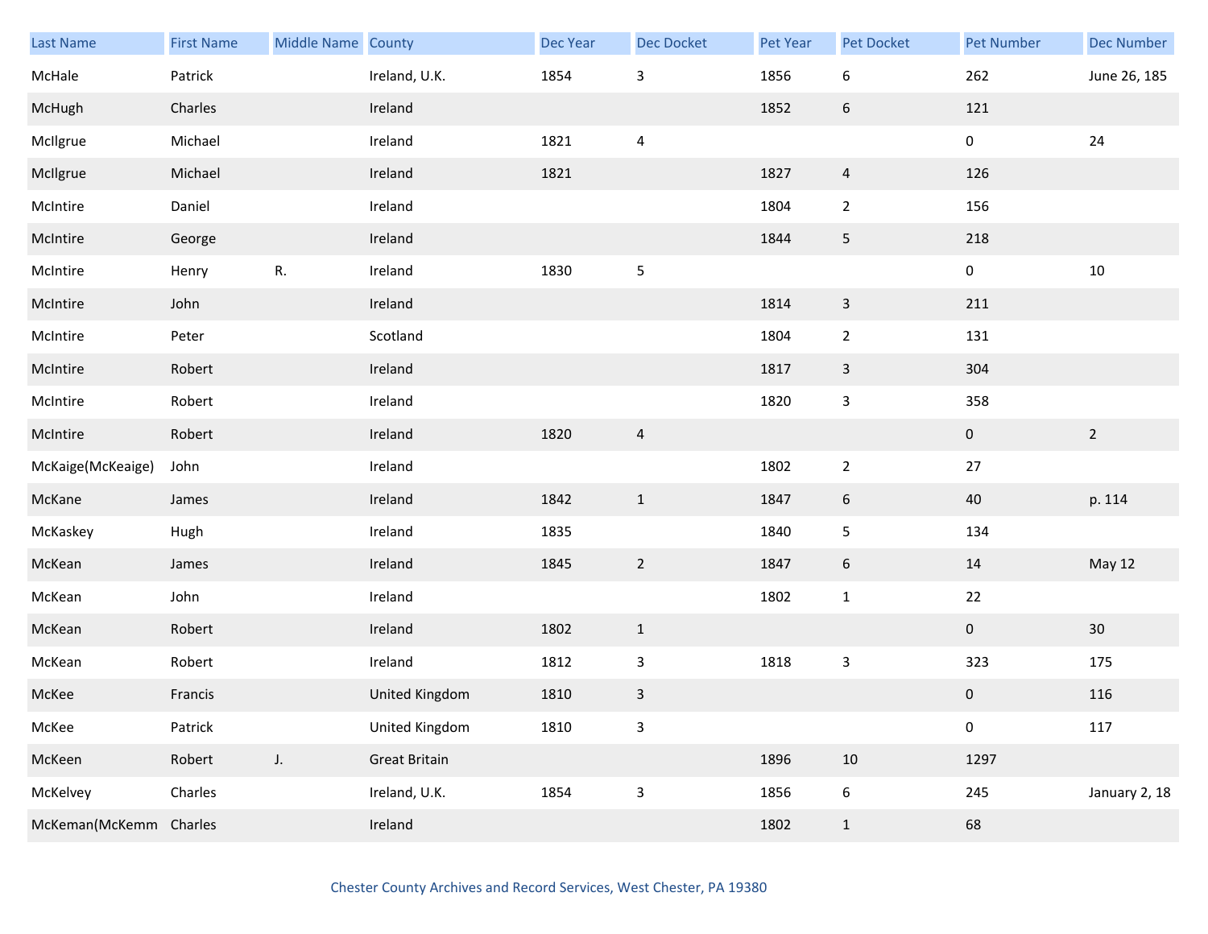| Last Name | First Name | Middle Name | County | Dec Year | Dec Docket | Pet Year | Pet Docket | Pet Number | Dec Number |
| --- | --- | --- | --- | --- | --- | --- | --- | --- | --- |
| McHale | Patrick | | Ireland, U.K. | 1854 | 3 | 1856 | 6 | 262 | June 26, 185 |
| McHugh | Charles | | Ireland | | | 1852 | 6 | 121 | |
| McIlgrue | Michael | | Ireland | 1821 | 4 | | | 0 | 24 |
| McIlgrue | Michael | | Ireland | 1821 | | 1827 | 4 | 126 | |
| McIntire | Daniel | | Ireland | | | 1804 | 2 | 156 | |
| McIntire | George | | Ireland | | | 1844 | 5 | 218 | |
| McIntire | Henry | R. | Ireland | 1830 | 5 | | | 0 | 10 |
| McIntire | John | | Ireland | | | 1814 | 3 | 211 | |
| McIntire | Peter | | Scotland | | | 1804 | 2 | 131 | |
| McIntire | Robert | | Ireland | | | 1817 | 3 | 304 | |
| McIntire | Robert | | Ireland | | | 1820 | 3 | 358 | |
| McIntire | Robert | | Ireland | 1820 | 4 | | | 0 | 2 |
| McKaige(McKeaige) | John | | Ireland | | | 1802 | 2 | 27 | |
| McKane | James | | Ireland | 1842 | 1 | 1847 | 6 | 40 | p. 114 |
| McKaskey | Hugh | | Ireland | 1835 | | 1840 | 5 | 134 | |
| McKean | James | | Ireland | 1845 | 2 | 1847 | 6 | 14 | May 12 |
| McKean | John | | Ireland | | | 1802 | 1 | 22 | |
| McKean | Robert | | Ireland | 1802 | 1 | | | 0 | 30 |
| McKean | Robert | | Ireland | 1812 | 3 | 1818 | 3 | 323 | 175 |
| McKee | Francis | | United Kingdom | 1810 | 3 | | | 0 | 116 |
| McKee | Patrick | | United Kingdom | 1810 | 3 | | | 0 | 117 |
| McKeen | Robert | J. | Great Britain | | | 1896 | 10 | 1297 | |
| McKelvey | Charles | | Ireland, U.K. | 1854 | 3 | 1856 | 6 | 245 | January 2, 18 |
| McKeman(McKemm | Charles | | Ireland | | | 1802 | 1 | 68 | |

Chester County Archives and Record Services, West Chester, PA 19380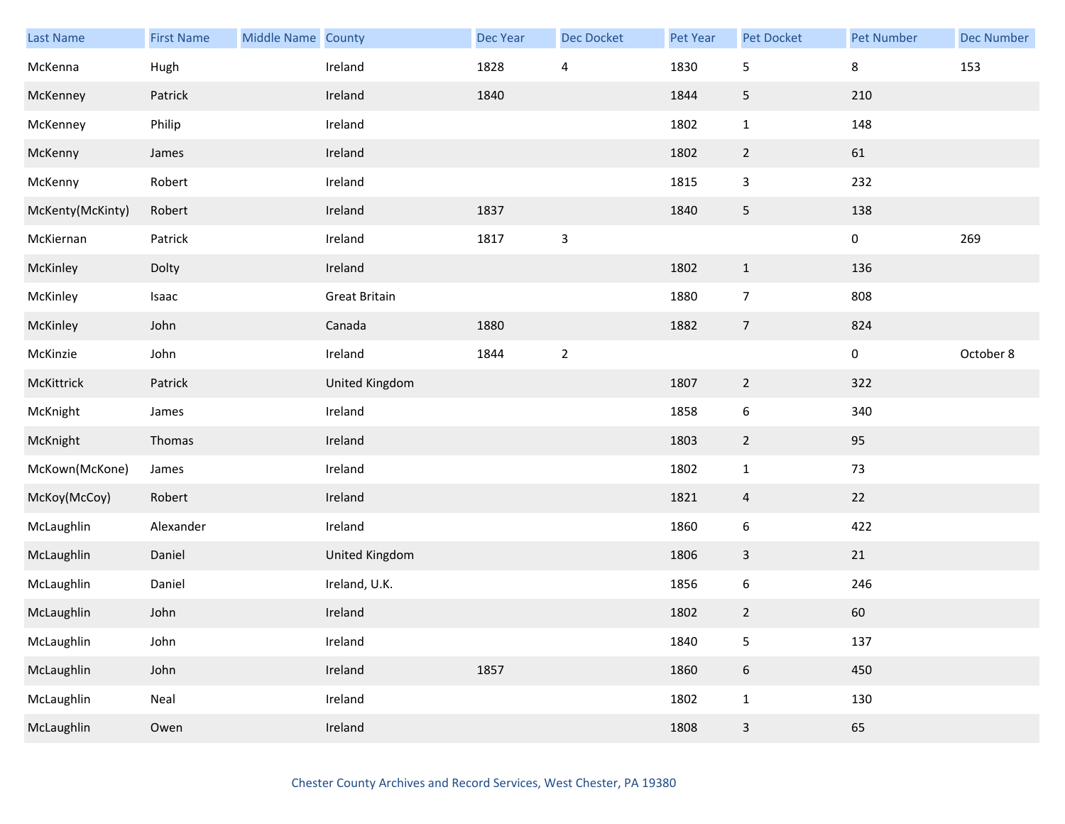| Last Name | First Name | Middle Name | County | Dec Year | Dec Docket | Pet Year | Pet Docket | Pet Number | Dec Number |
|---|---|---|---|---|---|---|---|---|---|
| McKenna | Hugh | | Ireland | 1828 | 4 | 1830 | 5 | 8 | 153 |
| McKenney | Patrick | | Ireland | 1840 | | 1844 | 5 | 210 | |
| McKenney | Philip | | Ireland | | | 1802 | 1 | 148 | |
| McKenny | James | | Ireland | | | 1802 | 2 | 61 | |
| McKenny | Robert | | Ireland | | | 1815 | 3 | 232 | |
| McKenty(McKinty) | Robert | | Ireland | 1837 | | 1840 | 5 | 138 | |
| McKiernan | Patrick | | Ireland | 1817 | 3 | | | 0 | 269 |
| McKinley | Dolty | | Ireland | | | 1802 | 1 | 136 | |
| McKinley | Isaac | | Great Britain | | | 1880 | 7 | 808 | |
| McKinley | John | | Canada | 1880 | | 1882 | 7 | 824 | |
| McKinzie | John | | Ireland | 1844 | 2 | | | 0 | October 8 |
| McKittrick | Patrick | | United Kingdom | | | 1807 | 2 | 322 | |
| McKnight | James | | Ireland | | | 1858 | 6 | 340 | |
| McKnight | Thomas | | Ireland | | | 1803 | 2 | 95 | |
| McKown(McKone) | James | | Ireland | | | 1802 | 1 | 73 | |
| McKoy(McCoy) | Robert | | Ireland | | | 1821 | 4 | 22 | |
| McLaughlin | Alexander | | Ireland | | | 1860 | 6 | 422 | |
| McLaughlin | Daniel | | United Kingdom | | | 1806 | 3 | 21 | |
| McLaughlin | Daniel | | Ireland, U.K. | | | 1856 | 6 | 246 | |
| McLaughlin | John | | Ireland | | | 1802 | 2 | 60 | |
| McLaughlin | John | | Ireland | | | 1840 | 5 | 137 | |
| McLaughlin | John | | Ireland | 1857 | | 1860 | 6 | 450 | |
| McLaughlin | Neal | | Ireland | | | 1802 | 1 | 130 | |
| McLaughlin | Owen | | Ireland | | | 1808 | 3 | 65 | |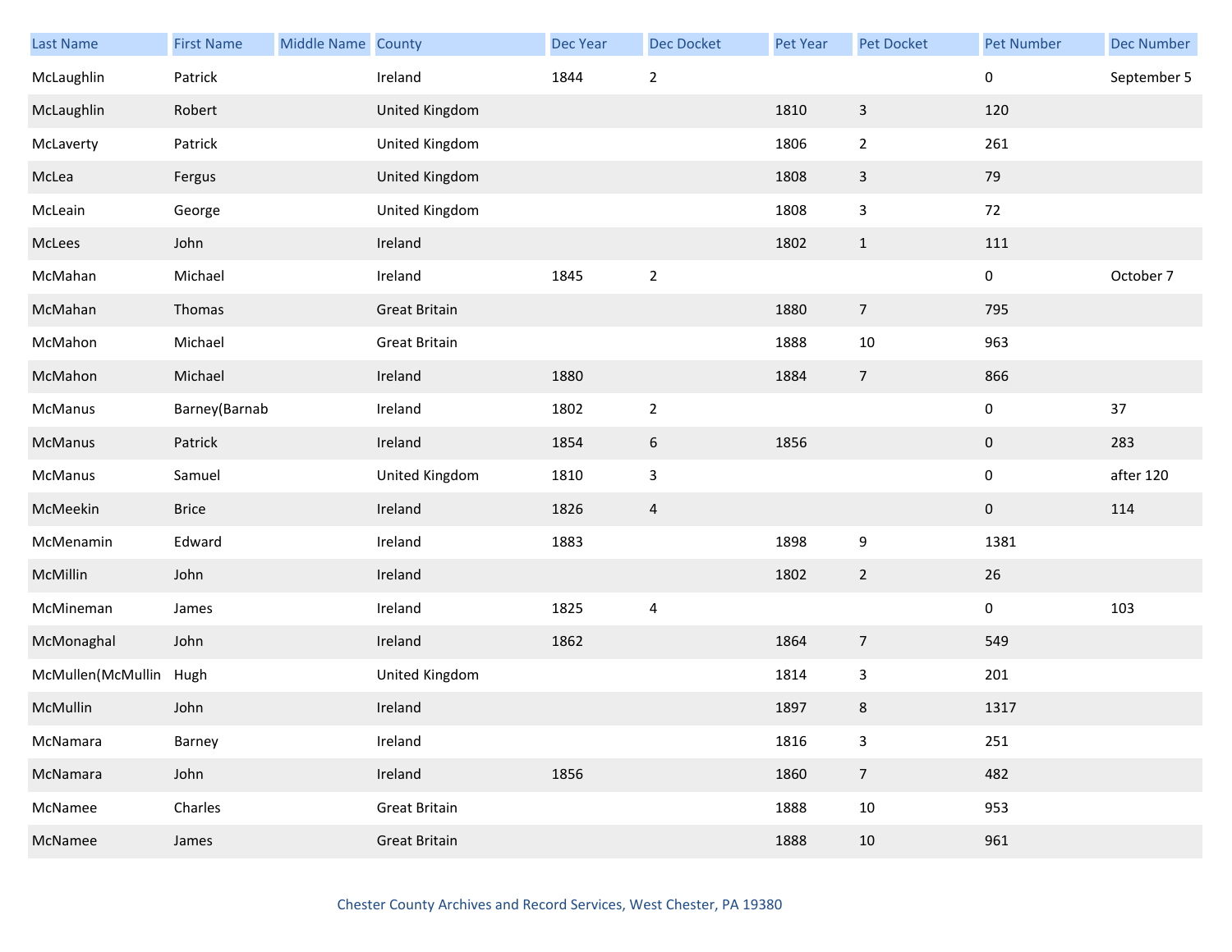| Last Name | First Name | Middle Name | County | Dec Year | Dec Docket | Pet Year | Pet Docket | Pet Number | Dec Number |
|---|---|---|---|---|---|---|---|---|---|
| McLaughlin | Patrick | | Ireland | 1844 | 2 | | | 0 | September 5 |
| McLaughlin | Robert | | United Kingdom | | | 1810 | 3 | 120 | |
| McLaverty | Patrick | | United Kingdom | | | 1806 | 2 | 261 | |
| McLea | Fergus | | United Kingdom | | | 1808 | 3 | 79 | |
| McLeain | George | | United Kingdom | | | 1808 | 3 | 72 | |
| McLees | John | | Ireland | | | 1802 | 1 | 111 | |
| McMahan | Michael | | Ireland | 1845 | 2 | | | 0 | October 7 |
| McMahan | Thomas | | Great Britain | | | 1880 | 7 | 795 | |
| McMahon | Michael | | Great Britain | | | 1888 | 10 | 963 | |
| McMahon | Michael | | Ireland | 1880 | | 1884 | 7 | 866 | |
| McManus | Barney(Barnab | | Ireland | 1802 | 2 | | | 0 | 37 |
| McManus | Patrick | | Ireland | 1854 | 6 | 1856 | | 0 | 283 |
| McManus | Samuel | | United Kingdom | 1810 | 3 | | | 0 | after 120 |
| McMeekin | Brice | | Ireland | 1826 | 4 | | | 0 | 114 |
| McMenamin | Edward | | Ireland | 1883 | | 1898 | 9 | 1381 | |
| McMillin | John | | Ireland | | | 1802 | 2 | 26 | |
| McMineman | James | | Ireland | 1825 | 4 | | | 0 | 103 |
| McMonaghal | John | | Ireland | 1862 | | 1864 | 7 | 549 | |
| McMullen(McMullin | Hugh | | United Kingdom | | | 1814 | 3 | 201 | |
| McMullin | John | | Ireland | | | 1897 | 8 | 1317 | |
| McNamara | Barney | | Ireland | | | 1816 | 3 | 251 | |
| McNamara | John | | Ireland | 1856 | | 1860 | 7 | 482 | |
| McNamee | Charles | | Great Britain | | | 1888 | 10 | 953 | |
| McNamee | James | | Great Britain | | | 1888 | 10 | 961 | |

Chester County Archives and Record Services, West Chester, PA 19380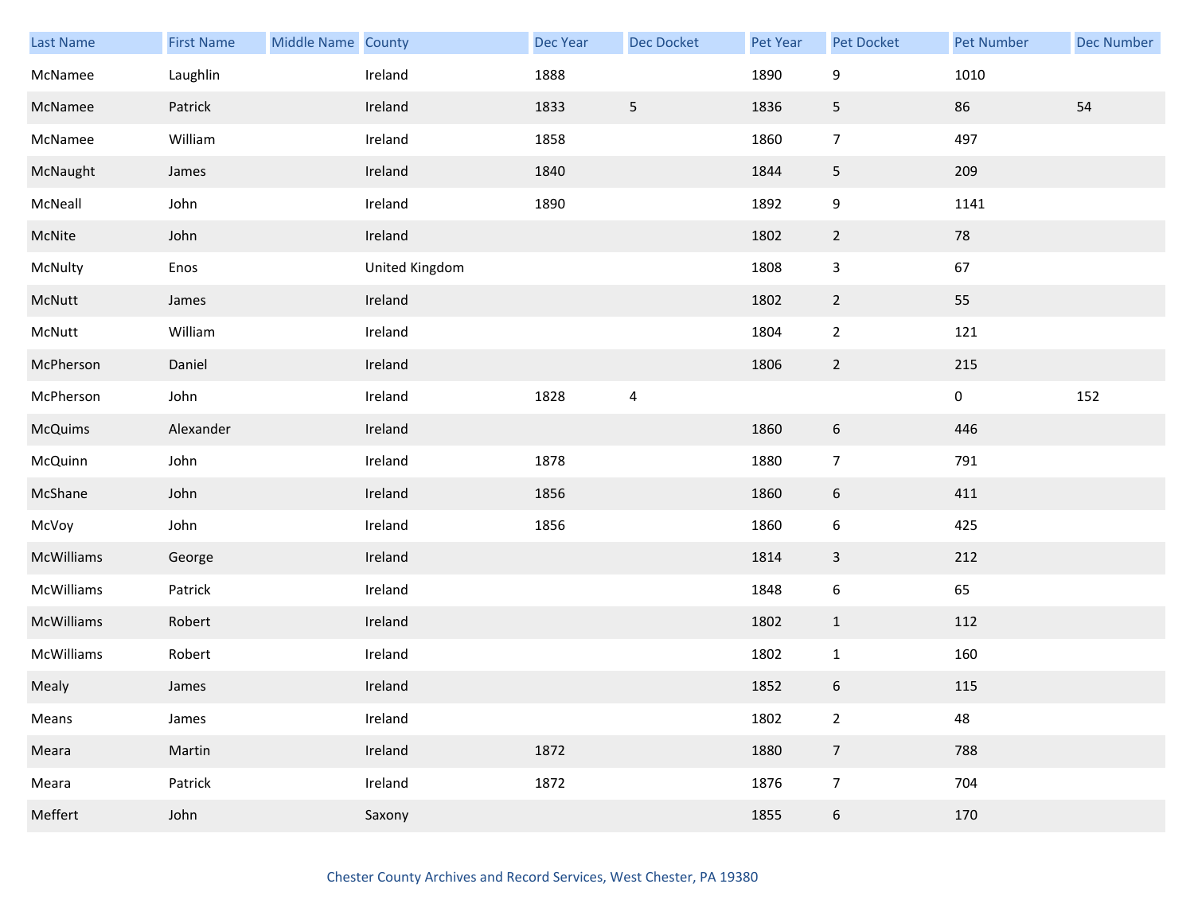| Last Name | First Name | Middle Name | County | Dec Year | Dec Docket | Pet Year | Pet Docket | Pet Number | Dec Number |
|---|---|---|---|---|---|---|---|---|---|
| McNamee | Laughlin | | Ireland | 1888 | | 1890 | 9 | 1010 | |
| McNamee | Patrick | | Ireland | 1833 | 5 | 1836 | 5 | 86 | 54 |
| McNamee | William | | Ireland | 1858 | | 1860 | 7 | 497 | |
| McNaught | James | | Ireland | 1840 | | 1844 | 5 | 209 | |
| McNeall | John | | Ireland | 1890 | | 1892 | 9 | 1141 | |
| McNite | John | | Ireland | | | 1802 | 2 | 78 | |
| McNulty | Enos | | United Kingdom | | | 1808 | 3 | 67 | |
| McNutt | James | | Ireland | | | 1802 | 2 | 55 | |
| McNutt | William | | Ireland | | | 1804 | 2 | 121 | |
| McPherson | Daniel | | Ireland | | | 1806 | 2 | 215 | |
| McPherson | John | | Ireland | 1828 | 4 | | | 0 | 152 |
| McQuims | Alexander | | Ireland | | | 1860 | 6 | 446 | |
| McQuinn | John | | Ireland | 1878 | | 1880 | 7 | 791 | |
| McShane | John | | Ireland | 1856 | | 1860 | 6 | 411 | |
| McVoy | John | | Ireland | 1856 | | 1860 | 6 | 425 | |
| McWilliams | George | | Ireland | | | 1814 | 3 | 212 | |
| McWilliams | Patrick | | Ireland | | | 1848 | 6 | 65 | |
| McWilliams | Robert | | Ireland | | | 1802 | 1 | 112 | |
| McWilliams | Robert | | Ireland | | | 1802 | 1 | 160 | |
| Mealy | James | | Ireland | | | 1852 | 6 | 115 | |
| Means | James | | Ireland | | | 1802 | 2 | 48 | |
| Meara | Martin | | Ireland | 1872 | | 1880 | 7 | 788 | |
| Meara | Patrick | | Ireland | 1872 | | 1876 | 7 | 704 | |
| Meffert | John | | Saxony | | | 1855 | 6 | 170 | |

Chester County Archives and Record Services, West Chester, PA 19380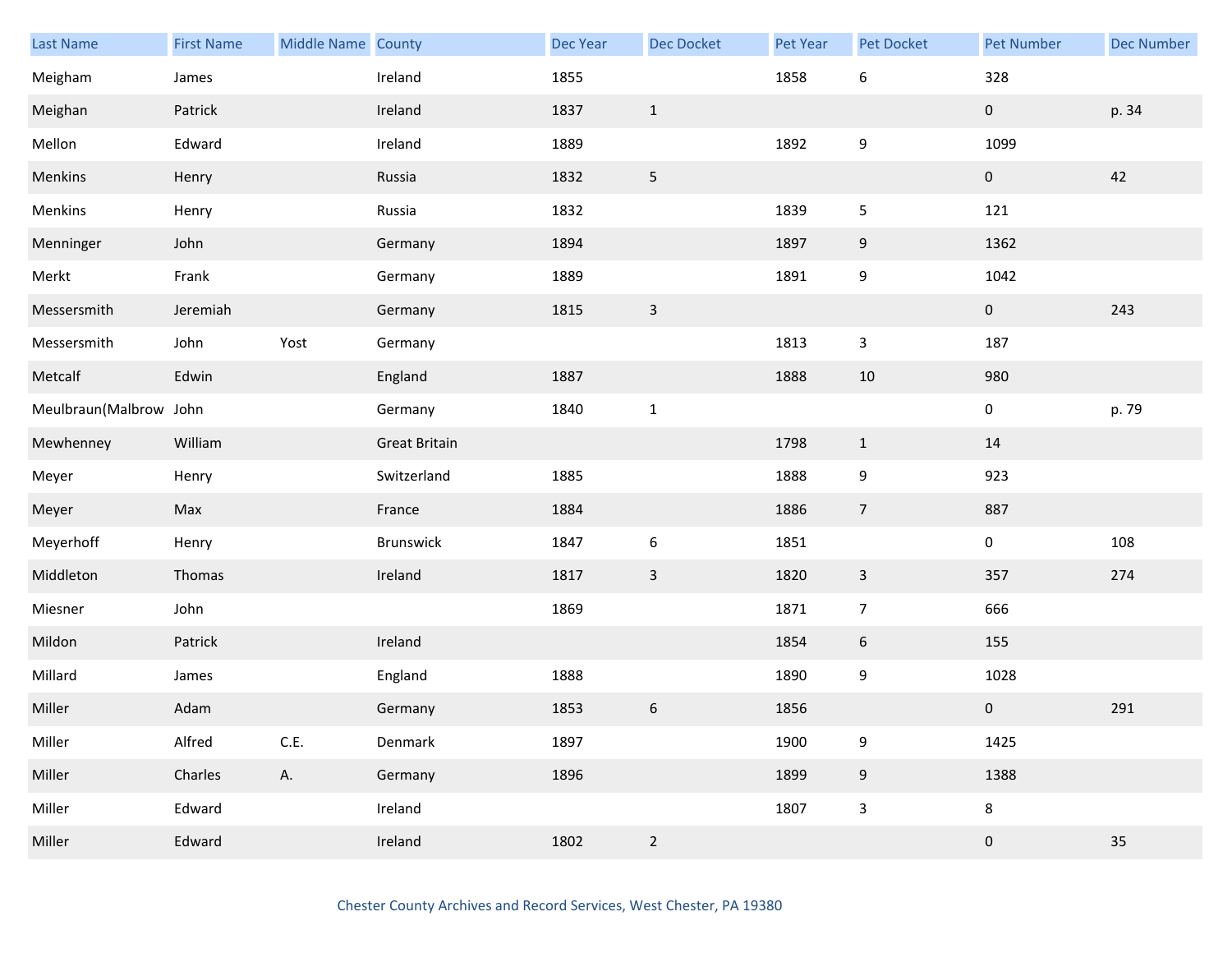| Last Name | First Name | Middle Name | County | Dec Year | Dec Docket | Pet Year | Pet Docket | Pet Number | Dec Number |
| --- | --- | --- | --- | --- | --- | --- | --- | --- | --- |
| Meigham | James | | Ireland | 1855 | | 1858 | 6 | 328 | |
| Meighan | Patrick | | Ireland | 1837 | 1 | | | 0 | p. 34 |
| Mellon | Edward | | Ireland | 1889 | | 1892 | 9 | 1099 | |
| Menkins | Henry | | Russia | 1832 | 5 | | | 0 | 42 |
| Menkins | Henry | | Russia | 1832 | | 1839 | 5 | 121 | |
| Menninger | John | | Germany | 1894 | | 1897 | 9 | 1362 | |
| Merkt | Frank | | Germany | 1889 | | 1891 | 9 | 1042 | |
| Messersmith | Jeremiah | | Germany | 1815 | 3 | | | 0 | 243 |
| Messersmith | John | Yost | Germany | | | 1813 | 3 | 187 | |
| Metcalf | Edwin | | England | 1887 | | 1888 | 10 | 980 | |
| Meulbraun(Malbrow | John | | Germany | 1840 | 1 | | | 0 | p. 79 |
| Mewhenney | William | | Great Britain | | | 1798 | 1 | 14 | |
| Meyer | Henry | | Switzerland | 1885 | | 1888 | 9 | 923 | |
| Meyer | Max | | France | 1884 | | 1886 | 7 | 887 | |
| Meyerhoff | Henry | | Brunswick | 1847 | 6 | 1851 | | 0 | 108 |
| Middleton | Thomas | | Ireland | 1817 | 3 | 1820 | 3 | 357 | 274 |
| Miesner | John | | | 1869 | | 1871 | 7 | 666 | |
| Mildon | Patrick | | Ireland | | | 1854 | 6 | 155 | |
| Millard | James | | England | 1888 | | 1890 | 9 | 1028 | |
| Miller | Adam | | Germany | 1853 | 6 | 1856 | | 0 | 291 |
| Miller | Alfred | C.E. | Denmark | 1897 | | 1900 | 9 | 1425 | |
| Miller | Charles | A. | Germany | 1896 | | 1899 | 9 | 1388 | |
| Miller | Edward | | Ireland | | | 1807 | 3 | 8 | |
| Miller | Edward | | Ireland | 1802 | 2 | | | 0 | 35 |

Chester County Archives and Record Services, West Chester, PA 19380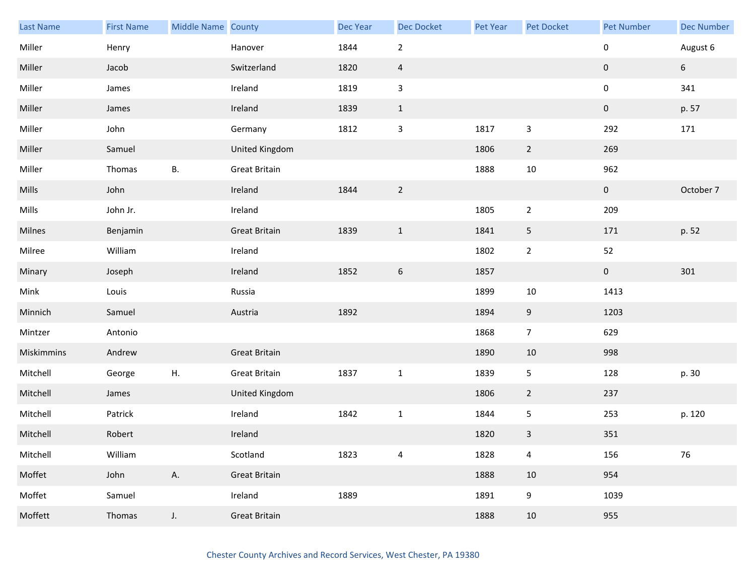| Last Name | First Name | Middle Name | County | Dec Year | Dec Docket | Pet Year | Pet Docket | Pet Number | Dec Number |
|---|---|---|---|---|---|---|---|---|---|
| Miller | Henry | | Hanover | 1844 | 2 | | | 0 | August 6 |
| Miller | Jacob | | Switzerland | 1820 | 4 | | | 0 | 6 |
| Miller | James | | Ireland | 1819 | 3 | | | 0 | 341 |
| Miller | James | | Ireland | 1839 | 1 | | | 0 | p. 57 |
| Miller | John | | Germany | 1812 | 3 | 1817 | 3 | 292 | 171 |
| Miller | Samuel | | United Kingdom | | | 1806 | 2 | 269 | |
| Miller | Thomas | B. | Great Britain | | | 1888 | 10 | 962 | |
| Mills | John | | Ireland | 1844 | 2 | | | 0 | October 7 |
| Mills | John Jr. | | Ireland | | | 1805 | 2 | 209 | |
| Milnes | Benjamin | | Great Britain | 1839 | 1 | 1841 | 5 | 171 | p. 52 |
| Milree | William | | Ireland | | | 1802 | 2 | 52 | |
| Minary | Joseph | | Ireland | 1852 | 6 | 1857 | | 0 | 301 |
| Mink | Louis | | Russia | | | 1899 | 10 | 1413 | |
| Minnich | Samuel | | Austria | 1892 | | 1894 | 9 | 1203 | |
| Mintzer | Antonio | | | | | 1868 | 7 | 629 | |
| Miskimmins | Andrew | | Great Britain | | | 1890 | 10 | 998 | |
| Mitchell | George | H. | Great Britain | 1837 | 1 | 1839 | 5 | 128 | p. 30 |
| Mitchell | James | | United Kingdom | | | 1806 | 2 | 237 | |
| Mitchell | Patrick | | Ireland | 1842 | 1 | 1844 | 5 | 253 | p. 120 |
| Mitchell | Robert | | Ireland | | | 1820 | 3 | 351 | |
| Mitchell | William | | Scotland | 1823 | 4 | 1828 | 4 | 156 | 76 |
| Moffet | John | A. | Great Britain | | | 1888 | 10 | 954 | |
| Moffet | Samuel | | Ireland | 1889 | | 1891 | 9 | 1039 | |
| Moffett | Thomas | J. | Great Britain | | | 1888 | 10 | 955 | |

Chester County Archives and Record Services, West Chester, PA 19380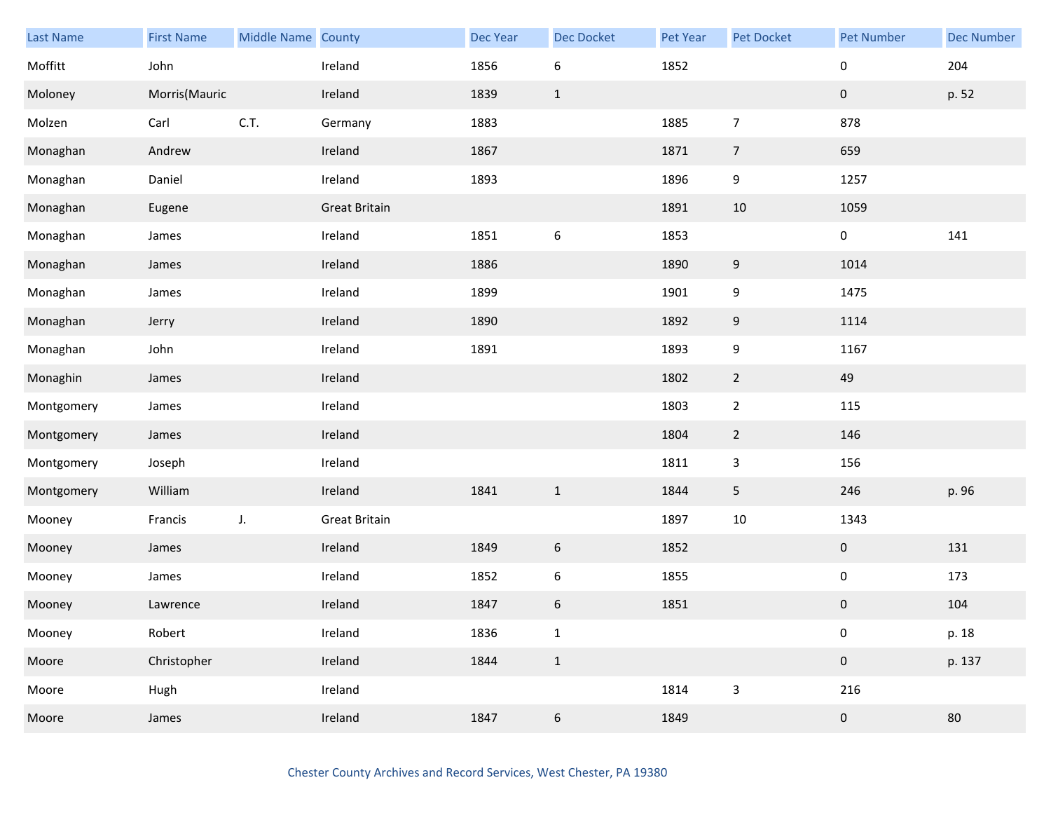| Last Name | First Name | Middle Name | County | Dec Year | Dec Docket | Pet Year | Pet Docket | Pet Number | Dec Number |
|---|---|---|---|---|---|---|---|---|---|
| Moffitt | John | | Ireland | 1856 | 6 | 1852 | | 0 | 204 |
| Moloney | Morris(Mauric | | Ireland | 1839 | 1 | | | 0 | p. 52 |
| Molzen | Carl | C.T. | Germany | 1883 | | 1885 | 7 | 878 | |
| Monaghan | Andrew | | Ireland | 1867 | | 1871 | 7 | 659 | |
| Monaghan | Daniel | | Ireland | 1893 | | 1896 | 9 | 1257 | |
| Monaghan | Eugene | | Great Britain | | | 1891 | 10 | 1059 | |
| Monaghan | James | | Ireland | 1851 | 6 | 1853 | | 0 | 141 |
| Monaghan | James | | Ireland | 1886 | | 1890 | 9 | 1014 | |
| Monaghan | James | | Ireland | 1899 | | 1901 | 9 | 1475 | |
| Monaghan | Jerry | | Ireland | 1890 | | 1892 | 9 | 1114 | |
| Monaghan | John | | Ireland | 1891 | | 1893 | 9 | 1167 | |
| Monaghin | James | | Ireland | | | 1802 | 2 | 49 | |
| Montgomery | James | | Ireland | | | 1803 | 2 | 115 | |
| Montgomery | James | | Ireland | | | 1804 | 2 | 146 | |
| Montgomery | Joseph | | Ireland | | | 1811 | 3 | 156 | |
| Montgomery | William | | Ireland | 1841 | 1 | 1844 | 5 | 246 | p. 96 |
| Mooney | Francis | J. | Great Britain | | | 1897 | 10 | 1343 | |
| Mooney | James | | Ireland | 1849 | 6 | 1852 | | 0 | 131 |
| Mooney | James | | Ireland | 1852 | 6 | 1855 | | 0 | 173 |
| Mooney | Lawrence | | Ireland | 1847 | 6 | 1851 | | 0 | 104 |
| Mooney | Robert | | Ireland | 1836 | 1 | | | 0 | p. 18 |
| Moore | Christopher | | Ireland | 1844 | 1 | | | 0 | p. 137 |
| Moore | Hugh | | Ireland | | | 1814 | 3 | 216 | |
| Moore | James | | Ireland | 1847 | 6 | 1849 | | 0 | 80 |

Chester County Archives and Record Services, West Chester, PA 19380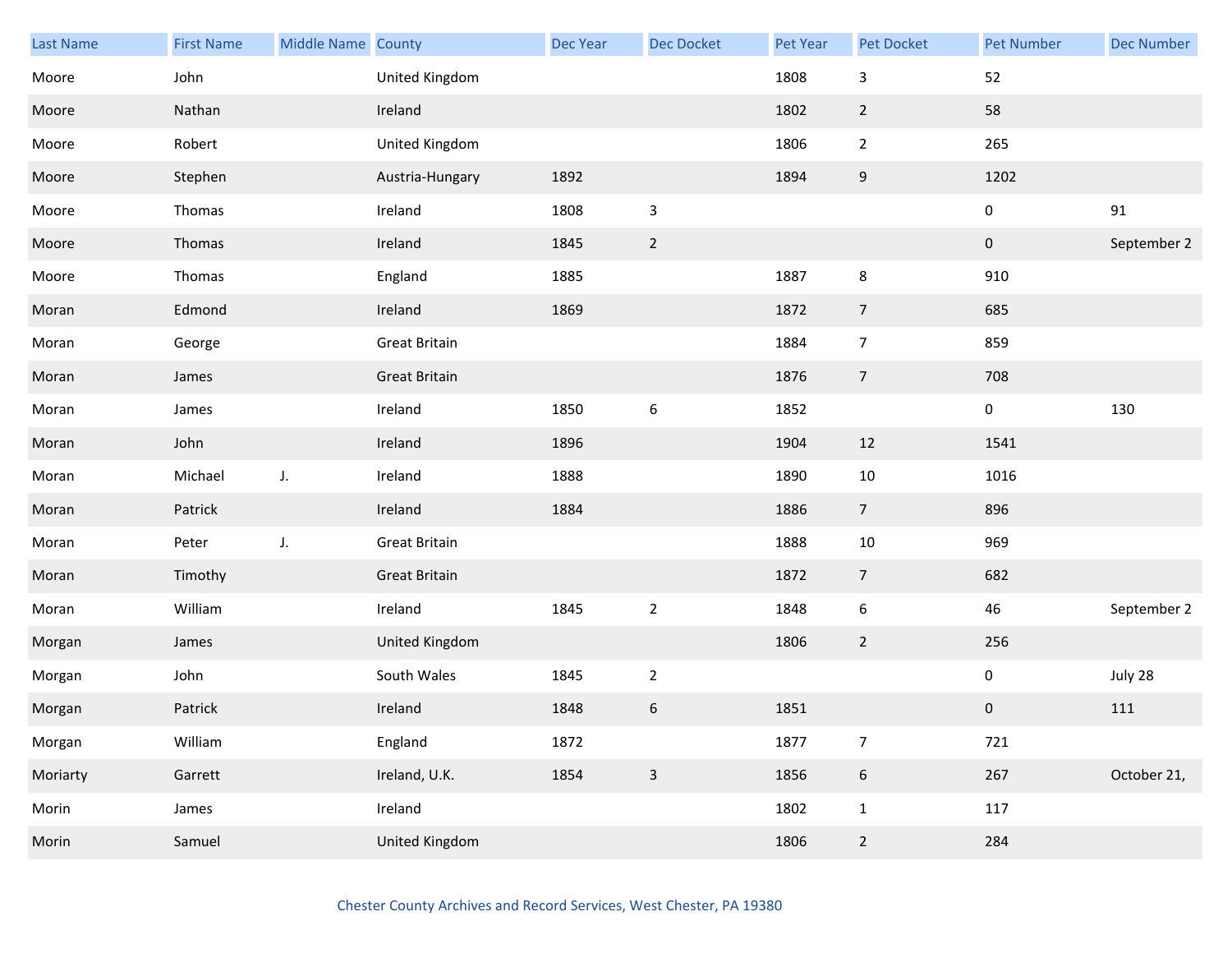| Last Name | First Name | Middle Name | County | Dec Year | Dec Docket | Pet Year | Pet Docket | Pet Number | Dec Number |
|---|---|---|---|---|---|---|---|---|---|
| Moore | John | | United Kingdom | | | 1808 | 3 | 52 | |
| Moore | Nathan | | Ireland | | | 1802 | 2 | 58 | |
| Moore | Robert | | United Kingdom | | | 1806 | 2 | 265 | |
| Moore | Stephen | | Austria-Hungary | 1892 | | 1894 | 9 | 1202 | |
| Moore | Thomas | | Ireland | 1808 | 3 | | | 0 | 91 |
| Moore | Thomas | | Ireland | 1845 | 2 | | | 0 | September 2 |
| Moore | Thomas | | England | 1885 | | 1887 | 8 | 910 | |
| Moran | Edmond | | Ireland | 1869 | | 1872 | 7 | 685 | |
| Moran | George | | Great Britain | | | 1884 | 7 | 859 | |
| Moran | James | | Great Britain | | | 1876 | 7 | 708 | |
| Moran | James | | Ireland | 1850 | 6 | 1852 | | 0 | 130 |
| Moran | John | | Ireland | 1896 | | 1904 | 12 | 1541 | |
| Moran | Michael | J. | Ireland | 1888 | | 1890 | 10 | 1016 | |
| Moran | Patrick | | Ireland | 1884 | | 1886 | 7 | 896 | |
| Moran | Peter | J. | Great Britain | | | 1888 | 10 | 969 | |
| Moran | Timothy | | Great Britain | | | 1872 | 7 | 682 | |
| Moran | William | | Ireland | 1845 | 2 | 1848 | 6 | 46 | September 2 |
| Morgan | James | | United Kingdom | | | 1806 | 2 | 256 | |
| Morgan | John | | South Wales | 1845 | 2 | | | 0 | July 28 |
| Morgan | Patrick | | Ireland | 1848 | 6 | 1851 | | 0 | 111 |
| Morgan | William | | England | 1872 | | 1877 | 7 | 721 | |
| Moriarty | Garrett | | Ireland, U.K. | 1854 | 3 | 1856 | 6 | 267 | October 21, |
| Morin | James | | Ireland | | | 1802 | 1 | 117 | |
| Morin | Samuel | | United Kingdom | | | 1806 | 2 | 284 | |

Chester County Archives and Record Services, West Chester, PA 19380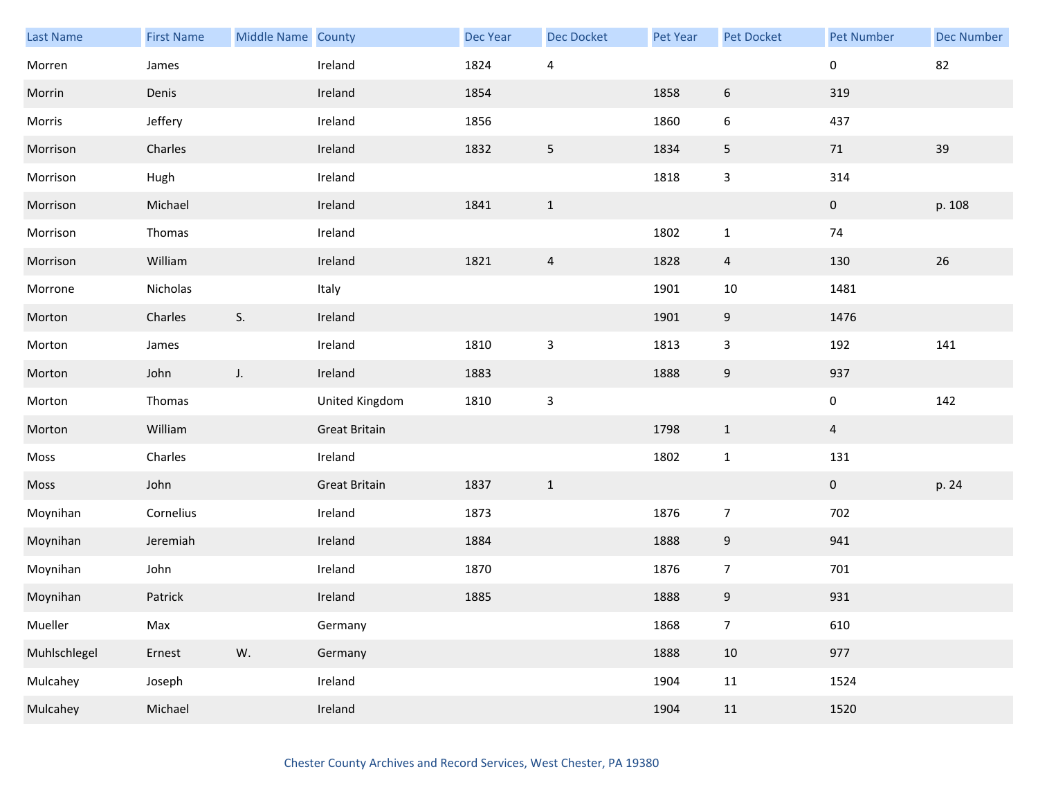| Last Name | First Name | Middle Name | County | Dec Year | Dec Docket | Pet Year | Pet Docket | Pet Number | Dec Number |
|---|---|---|---|---|---|---|---|---|---|
| Morren | James | | Ireland | 1824 | 4 | | | 0 | 82 |
| Morrin | Denis | | Ireland | 1854 | | 1858 | 6 | 319 | |
| Morris | Jeffery | | Ireland | 1856 | | 1860 | 6 | 437 | |
| Morrison | Charles | | Ireland | 1832 | 5 | 1834 | 5 | 71 | 39 |
| Morrison | Hugh | | Ireland | | | 1818 | 3 | 314 | |
| Morrison | Michael | | Ireland | 1841 | 1 | | | 0 | p. 108 |
| Morrison | Thomas | | Ireland | | | 1802 | 1 | 74 | |
| Morrison | William | | Ireland | 1821 | 4 | 1828 | 4 | 130 | 26 |
| Morrone | Nicholas | | Italy | | | 1901 | 10 | 1481 | |
| Morton | Charles | S. | Ireland | | | 1901 | 9 | 1476 | |
| Morton | James | | Ireland | 1810 | 3 | 1813 | 3 | 192 | 141 |
| Morton | John | J. | Ireland | 1883 | | 1888 | 9 | 937 | |
| Morton | Thomas | | United Kingdom | 1810 | 3 | | | 0 | 142 |
| Morton | William | | Great Britain | | | 1798 | 1 | 4 | |
| Moss | Charles | | Ireland | | | 1802 | 1 | 131 | |
| Moss | John | | Great Britain | 1837 | 1 | | | 0 | p. 24 |
| Moynihan | Cornelius | | Ireland | 1873 | | 1876 | 7 | 702 | |
| Moynihan | Jeremiah | | Ireland | 1884 | | 1888 | 9 | 941 | |
| Moynihan | John | | Ireland | 1870 | | 1876 | 7 | 701 | |
| Moynihan | Patrick | | Ireland | 1885 | | 1888 | 9 | 931 | |
| Mueller | Max | | Germany | | | 1868 | 7 | 610 | |
| Muhlschlegel | Ernest | W. | Germany | | | 1888 | 10 | 977 | |
| Mulcahey | Joseph | | Ireland | | | 1904 | 11 | 1524 | |
| Mulcahey | Michael | | Ireland | | | 1904 | 11 | 1520 | |

Chester County Archives and Record Services, West Chester, PA 19380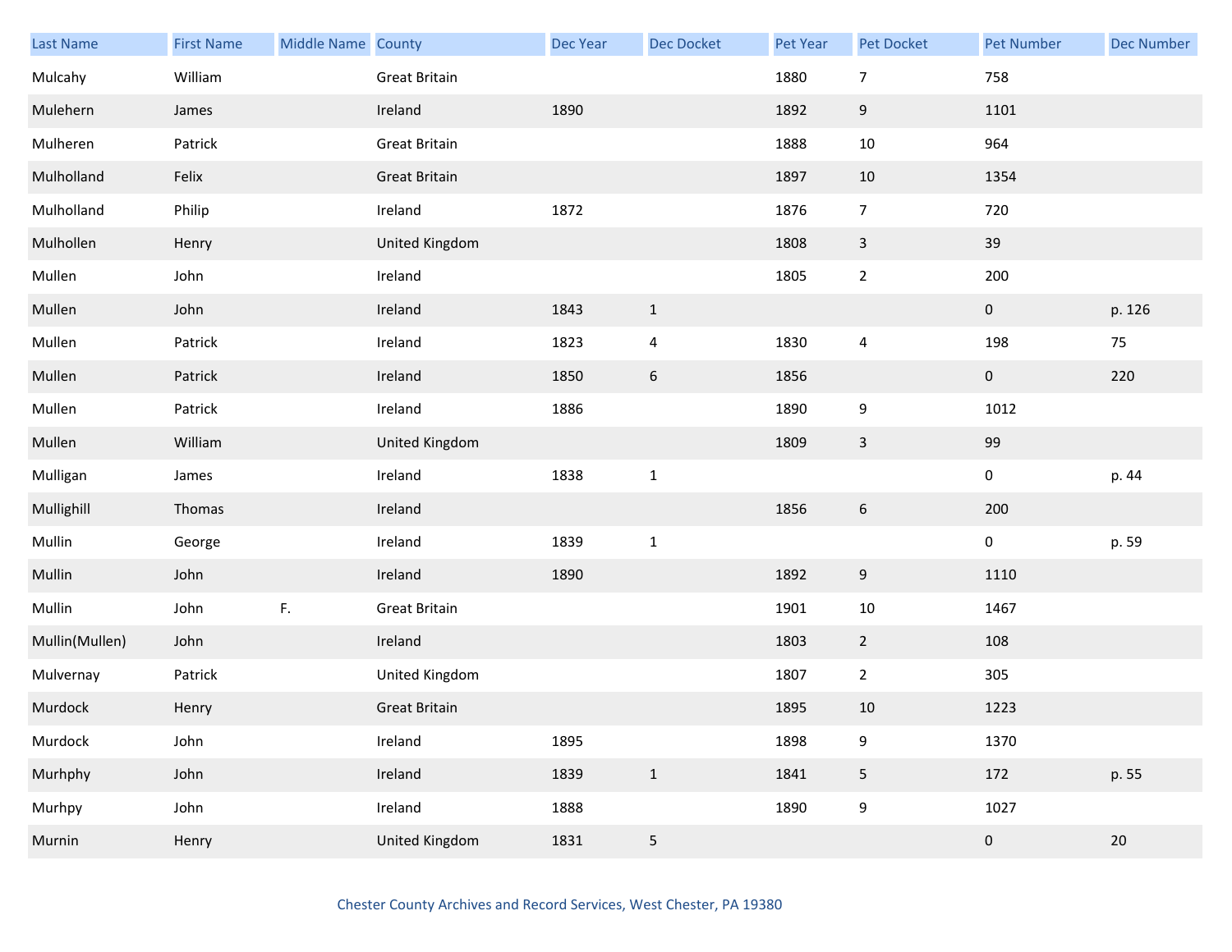| Last Name | First Name | Middle Name | County | Dec Year | Dec Docket | Pet Year | Pet Docket | Pet Number | Dec Number |
|---|---|---|---|---|---|---|---|---|---|
| Mulcahy | William | | Great Britain | | | 1880 | 7 | 758 | |
| Mulehern | James | | Ireland | 1890 | | 1892 | 9 | 1101 | |
| Mulheren | Patrick | | Great Britain | | | 1888 | 10 | 964 | |
| Mulholland | Felix | | Great Britain | | | 1897 | 10 | 1354 | |
| Mulholland | Philip | | Ireland | 1872 | | 1876 | 7 | 720 | |
| Mulhollen | Henry | | United Kingdom | | | 1808 | 3 | 39 | |
| Mullen | John | | Ireland | | | 1805 | 2 | 200 | |
| Mullen | John | | Ireland | 1843 | 1 | | | 0 | p. 126 |
| Mullen | Patrick | | Ireland | 1823 | 4 | 1830 | 4 | 198 | 75 |
| Mullen | Patrick | | Ireland | 1850 | 6 | 1856 | | 0 | 220 |
| Mullen | Patrick | | Ireland | 1886 | | 1890 | 9 | 1012 | |
| Mullen | William | | United Kingdom | | | 1809 | 3 | 99 | |
| Mulligan | James | | Ireland | 1838 | 1 | | | 0 | p. 44 |
| Mullighill | Thomas | | Ireland | | | 1856 | 6 | 200 | |
| Mullin | George | | Ireland | 1839 | 1 | | | 0 | p. 59 |
| Mullin | John | | Ireland | 1890 | | 1892 | 9 | 1110 | |
| Mullin | John | F. | Great Britain | | | 1901 | 10 | 1467 | |
| Mullin(Mullen) | John | | Ireland | | | 1803 | 2 | 108 | |
| Mulvernay | Patrick | | United Kingdom | | | 1807 | 2 | 305 | |
| Murdock | Henry | | Great Britain | | | 1895 | 10 | 1223 | |
| Murdock | John | | Ireland | 1895 | | 1898 | 9 | 1370 | |
| Murhphy | John | | Ireland | 1839 | 1 | 1841 | 5 | 172 | p. 55 |
| Murhpy | John | | Ireland | 1888 | | 1890 | 9 | 1027 | |
| Murnin | Henry | | United Kingdom | 1831 | 5 | | | 0 | 20 |

Chester County Archives and Record Services, West Chester, PA 19380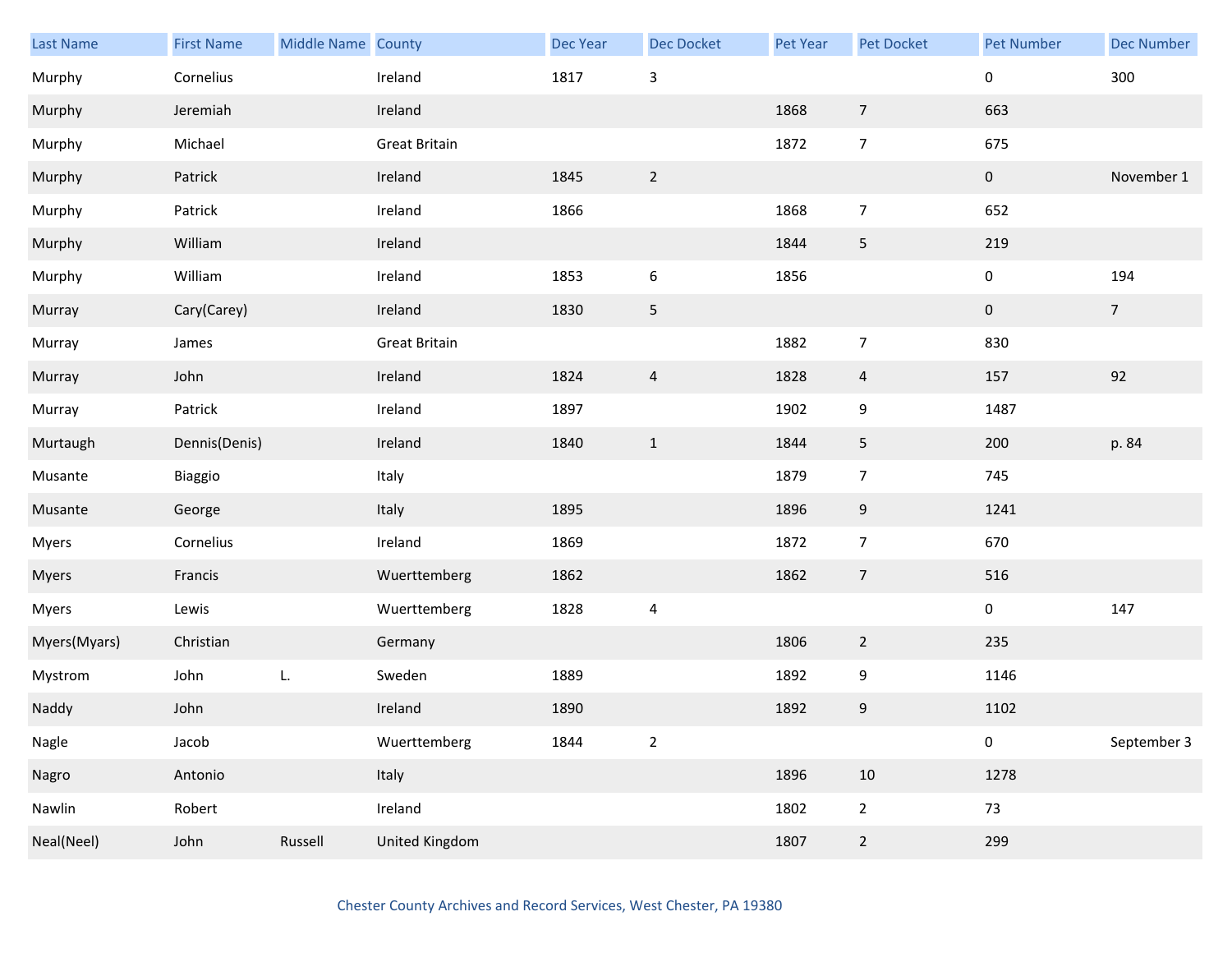| Last Name | First Name | Middle Name | County | Dec Year | Dec Docket | Pet Year | Pet Docket | Pet Number | Dec Number |
|---|---|---|---|---|---|---|---|---|---|
| Murphy | Cornelius | | Ireland | 1817 | 3 | | | 0 | 300 |
| Murphy | Jeremiah | | Ireland | | | 1868 | 7 | 663 | |
| Murphy | Michael | | Great Britain | | | 1872 | 7 | 675 | |
| Murphy | Patrick | | Ireland | 1845 | 2 | | | 0 | November 1 |
| Murphy | Patrick | | Ireland | 1866 | | 1868 | 7 | 652 | |
| Murphy | William | | Ireland | | | 1844 | 5 | 219 | |
| Murphy | William | | Ireland | 1853 | 6 | 1856 | | 0 | 194 |
| Murray | Cary(Carey) | | Ireland | 1830 | 5 | | | 0 | 7 |
| Murray | James | | Great Britain | | | 1882 | 7 | 830 | |
| Murray | John | | Ireland | 1824 | 4 | 1828 | 4 | 157 | 92 |
| Murray | Patrick | | Ireland | 1897 | | 1902 | 9 | 1487 | |
| Murtaugh | Dennis(Denis) | | Ireland | 1840 | 1 | 1844 | 5 | 200 | p. 84 |
| Musante | Biaggio | | Italy | | | 1879 | 7 | 745 | |
| Musante | George | | Italy | 1895 | | 1896 | 9 | 1241 | |
| Myers | Cornelius | | Ireland | 1869 | | 1872 | 7 | 670 | |
| Myers | Francis | | Wuerttemberg | 1862 | | 1862 | 7 | 516 | |
| Myers | Lewis | | Wuerttemberg | 1828 | 4 | | | 0 | 147 |
| Myers(Myars) | Christian | | Germany | | | 1806 | 2 | 235 | |
| Mystrom | John | L. | Sweden | 1889 | | 1892 | 9 | 1146 | |
| Naddy | John | | Ireland | 1890 | | 1892 | 9 | 1102 | |
| Nagle | Jacob | | Wuerttemberg | 1844 | 2 | | | 0 | September 3 |
| Nagro | Antonio | | Italy | | | 1896 | 10 | 1278 | |
| Nawlin | Robert | | Ireland | | | 1802 | 2 | 73 | |
| Neal(Neel) | John | Russell | United Kingdom | | | 1807 | 2 | 299 | |

Chester County Archives and Record Services, West Chester, PA 19380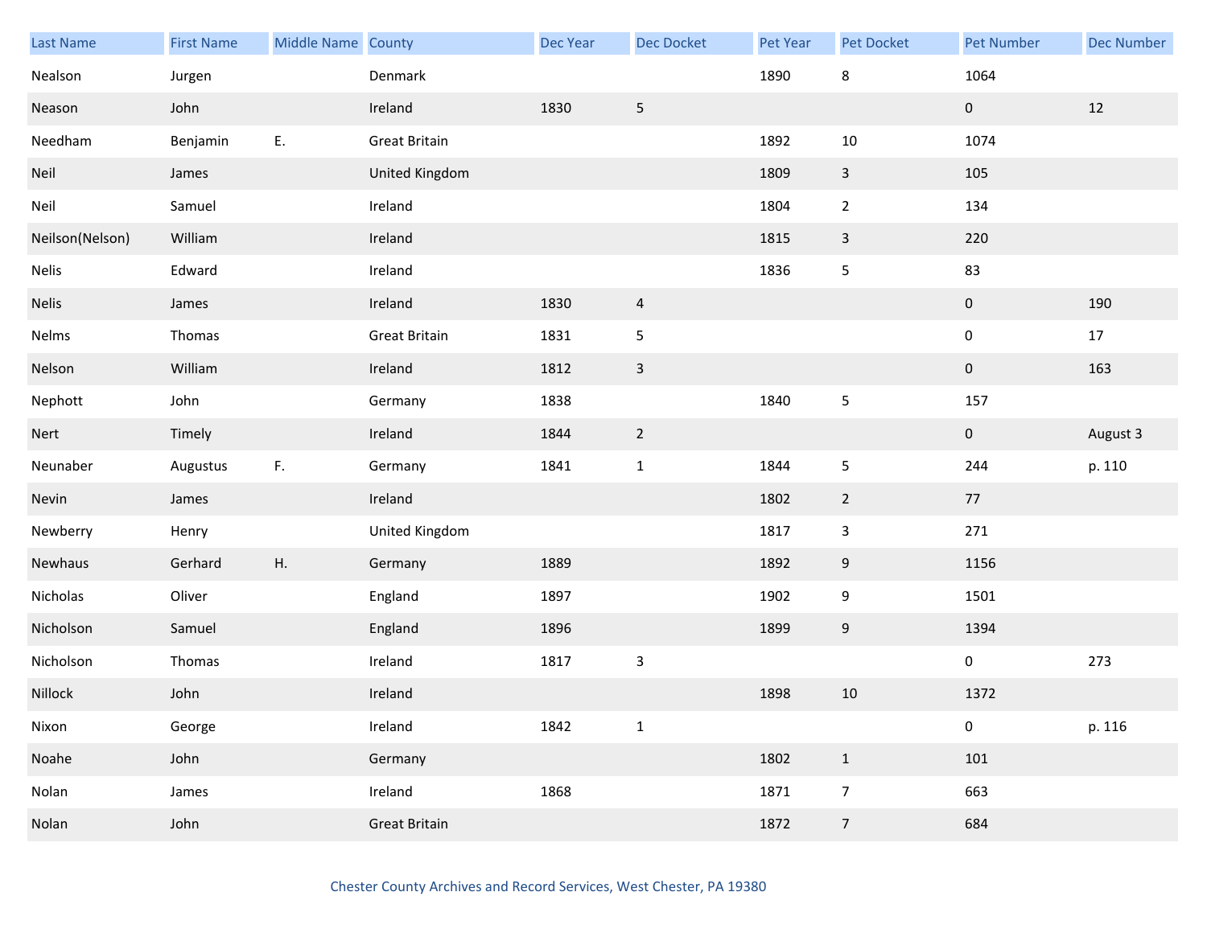| Last Name | First Name | Middle Name | County | Dec Year | Dec Docket | Pet Year | Pet Docket | Pet Number | Dec Number |
|---|---|---|---|---|---|---|---|---|---|
| Nealson | Jurgen | | Denmark | | | 1890 | 8 | 1064 | |
| Neason | John | | Ireland | 1830 | 5 | | | 0 | 12 |
| Needham | Benjamin | E. | Great Britain | | | 1892 | 10 | 1074 | |
| Neil | James | | United Kingdom | | | 1809 | 3 | 105 | |
| Neil | Samuel | | Ireland | | | 1804 | 2 | 134 | |
| Neilson(Nelson) | William | | Ireland | | | 1815 | 3 | 220 | |
| Nelis | Edward | | Ireland | | | 1836 | 5 | 83 | |
| Nelis | James | | Ireland | 1830 | 4 | | | 0 | 190 |
| Nelms | Thomas | | Great Britain | 1831 | 5 | | | 0 | 17 |
| Nelson | William | | Ireland | 1812 | 3 | | | 0 | 163 |
| Nephott | John | | Germany | 1838 | | 1840 | 5 | 157 | |
| Nert | Timely | | Ireland | 1844 | 2 | | | 0 | August 3 |
| Neunaber | Augustus | F. | Germany | 1841 | 1 | 1844 | 5 | 244 | p. 110 |
| Nevin | James | | Ireland | | | 1802 | 2 | 77 | |
| Newberry | Henry | | United Kingdom | | | 1817 | 3 | 271 | |
| Newhaus | Gerhard | H. | Germany | 1889 | | 1892 | 9 | 1156 | |
| Nicholas | Oliver | | England | 1897 | | 1902 | 9 | 1501 | |
| Nicholson | Samuel | | England | 1896 | | 1899 | 9 | 1394 | |
| Nicholson | Thomas | | Ireland | 1817 | 3 | | | 0 | 273 |
| Nillock | John | | Ireland | | | 1898 | 10 | 1372 | |
| Nixon | George | | Ireland | 1842 | 1 | | | 0 | p. 116 |
| Noahe | John | | Germany | | | 1802 | 1 | 101 | |
| Nolan | James | | Ireland | 1868 | | 1871 | 7 | 663 | |
| Nolan | John | | Great Britain | | | 1872 | 7 | 684 | |

Chester County Archives and Record Services, West Chester, PA 19380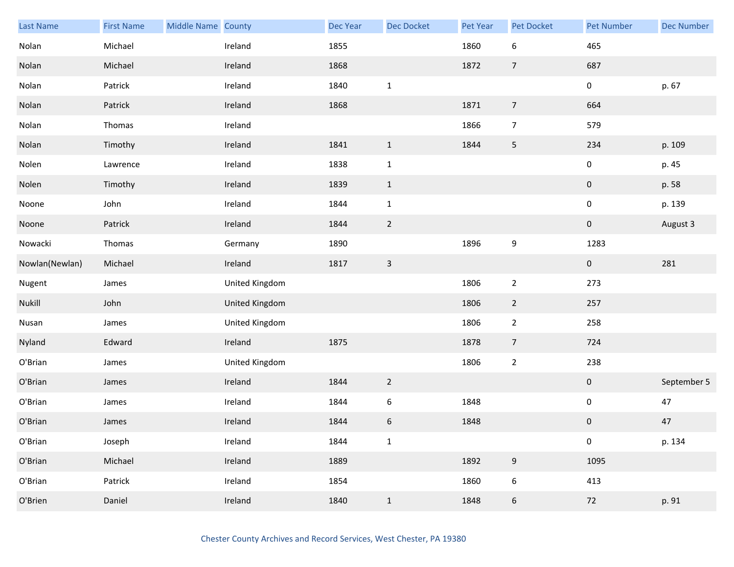| Last Name | First Name | Middle Name | County | Dec Year | Dec Docket | Pet Year | Pet Docket | Pet Number | Dec Number |
|---|---|---|---|---|---|---|---|---|---|
| Nolan | Michael | | Ireland | 1855 | | 1860 | 6 | 465 | |
| Nolan | Michael | | Ireland | 1868 | | 1872 | 7 | 687 | |
| Nolan | Patrick | | Ireland | 1840 | 1 | | | 0 | p. 67 |
| Nolan | Patrick | | Ireland | 1868 | | 1871 | 7 | 664 | |
| Nolan | Thomas | | Ireland | | | 1866 | 7 | 579 | |
| Nolan | Timothy | | Ireland | 1841 | 1 | 1844 | 5 | 234 | p. 109 |
| Nolen | Lawrence | | Ireland | 1838 | 1 | | | 0 | p. 45 |
| Nolen | Timothy | | Ireland | 1839 | 1 | | | 0 | p. 58 |
| Noone | John | | Ireland | 1844 | 1 | | | 0 | p. 139 |
| Noone | Patrick | | Ireland | 1844 | 2 | | | 0 | August 3 |
| Nowacki | Thomas | | Germany | 1890 | | 1896 | 9 | 1283 | |
| Nowlan(Newlan) | Michael | | Ireland | 1817 | 3 | | | 0 | 281 |
| Nugent | James | | United Kingdom | | | 1806 | 2 | 273 | |
| Nukill | John | | United Kingdom | | | 1806 | 2 | 257 | |
| Nusan | James | | United Kingdom | | | 1806 | 2 | 258 | |
| Nyland | Edward | | Ireland | 1875 | | 1878 | 7 | 724 | |
| O'Brian | James | | United Kingdom | | | 1806 | 2 | 238 | |
| O'Brian | James | | Ireland | 1844 | 2 | | | 0 | September 5 |
| O'Brian | James | | Ireland | 1844 | 6 | 1848 | | 0 | 47 |
| O'Brian | James | | Ireland | 1844 | 6 | 1848 | | 0 | 47 |
| O'Brian | Joseph | | Ireland | 1844 | 1 | | | 0 | p. 134 |
| O'Brian | Michael | | Ireland | 1889 | | 1892 | 9 | 1095 | |
| O'Brian | Patrick | | Ireland | 1854 | | 1860 | 6 | 413 | |
| O'Brien | Daniel | | Ireland | 1840 | 1 | 1848 | 6 | 72 | p. 91 |

Chester County Archives and Record Services, West Chester, PA 19380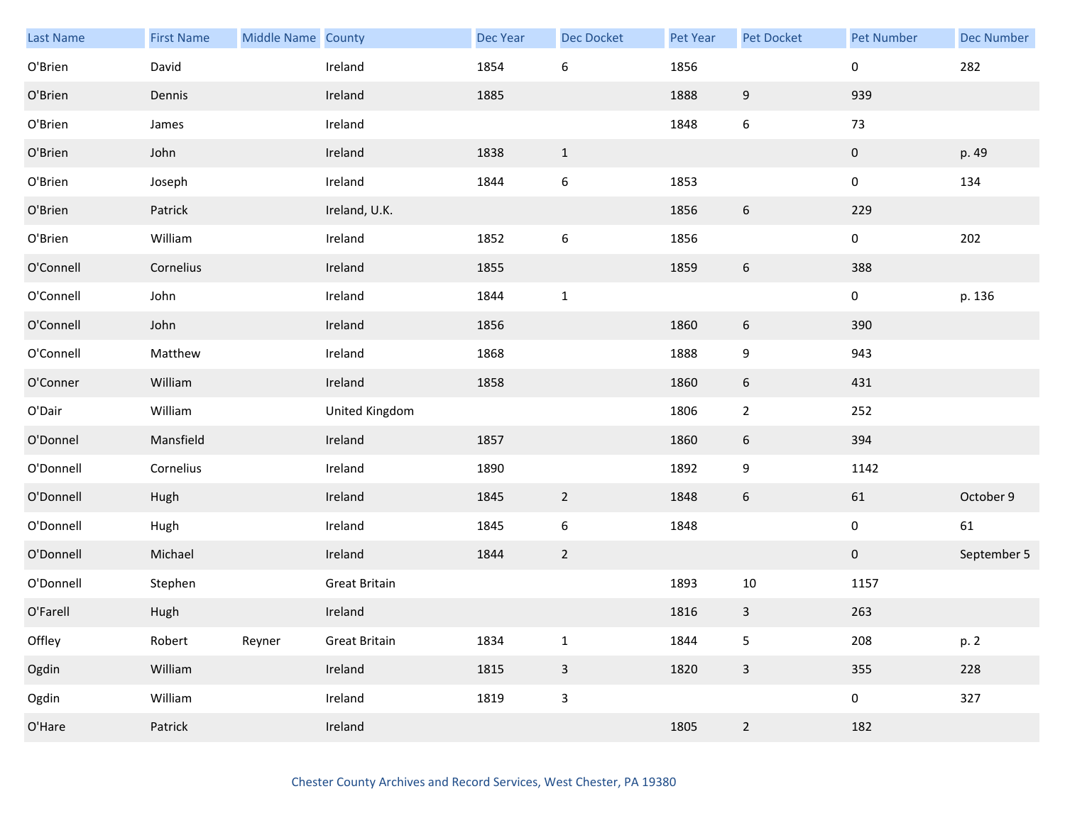| Last Name | First Name | Middle Name | County | Dec Year | Dec Docket | Pet Year | Pet Docket | Pet Number | Dec Number |
|---|---|---|---|---|---|---|---|---|---|
| O'Brien | David | | Ireland | 1854 | 6 | 1856 | | 0 | 282 |
| O'Brien | Dennis | | Ireland | 1885 | | 1888 | 9 | 939 | |
| O'Brien | James | | Ireland | | | 1848 | 6 | 73 | |
| O'Brien | John | | Ireland | 1838 | 1 | | | 0 | p. 49 |
| O'Brien | Joseph | | Ireland | 1844 | 6 | 1853 | | 0 | 134 |
| O'Brien | Patrick | | Ireland, U.K. | | | 1856 | 6 | 229 | |
| O'Brien | William | | Ireland | 1852 | 6 | 1856 | | 0 | 202 |
| O'Connell | Cornelius | | Ireland | 1855 | | 1859 | 6 | 388 | |
| O'Connell | John | | Ireland | 1844 | 1 | | | 0 | p. 136 |
| O'Connell | John | | Ireland | 1856 | | 1860 | 6 | 390 | |
| O'Connell | Matthew | | Ireland | 1868 | | 1888 | 9 | 943 | |
| O'Conner | William | | Ireland | 1858 | | 1860 | 6 | 431 | |
| O'Dair | William | | United Kingdom | | | 1806 | 2 | 252 | |
| O'Donnel | Mansfield | | Ireland | 1857 | | 1860 | 6 | 394 | |
| O'Donnell | Cornelius | | Ireland | 1890 | | 1892 | 9 | 1142 | |
| O'Donnell | Hugh | | Ireland | 1845 | 2 | 1848 | 6 | 61 | October 9 |
| O'Donnell | Hugh | | Ireland | 1845 | 6 | 1848 | | 0 | 61 |
| O'Donnell | Michael | | Ireland | 1844 | 2 | | | 0 | September 5 |
| O'Donnell | Stephen | | Great Britain | | | 1893 | 10 | 1157 | |
| O'Farell | Hugh | | Ireland | | | 1816 | 3 | 263 | |
| Offley | Robert | Reyner | Great Britain | 1834 | 1 | 1844 | 5 | 208 | p. 2 |
| Ogdin | William | | Ireland | 1815 | 3 | 1820 | 3 | 355 | 228 |
| Ogdin | William | | Ireland | 1819 | 3 | | | 0 | 327 |
| O'Hare | Patrick | | Ireland | | | 1805 | 2 | 182 | |

Chester County Archives and Record Services, West Chester, PA 19380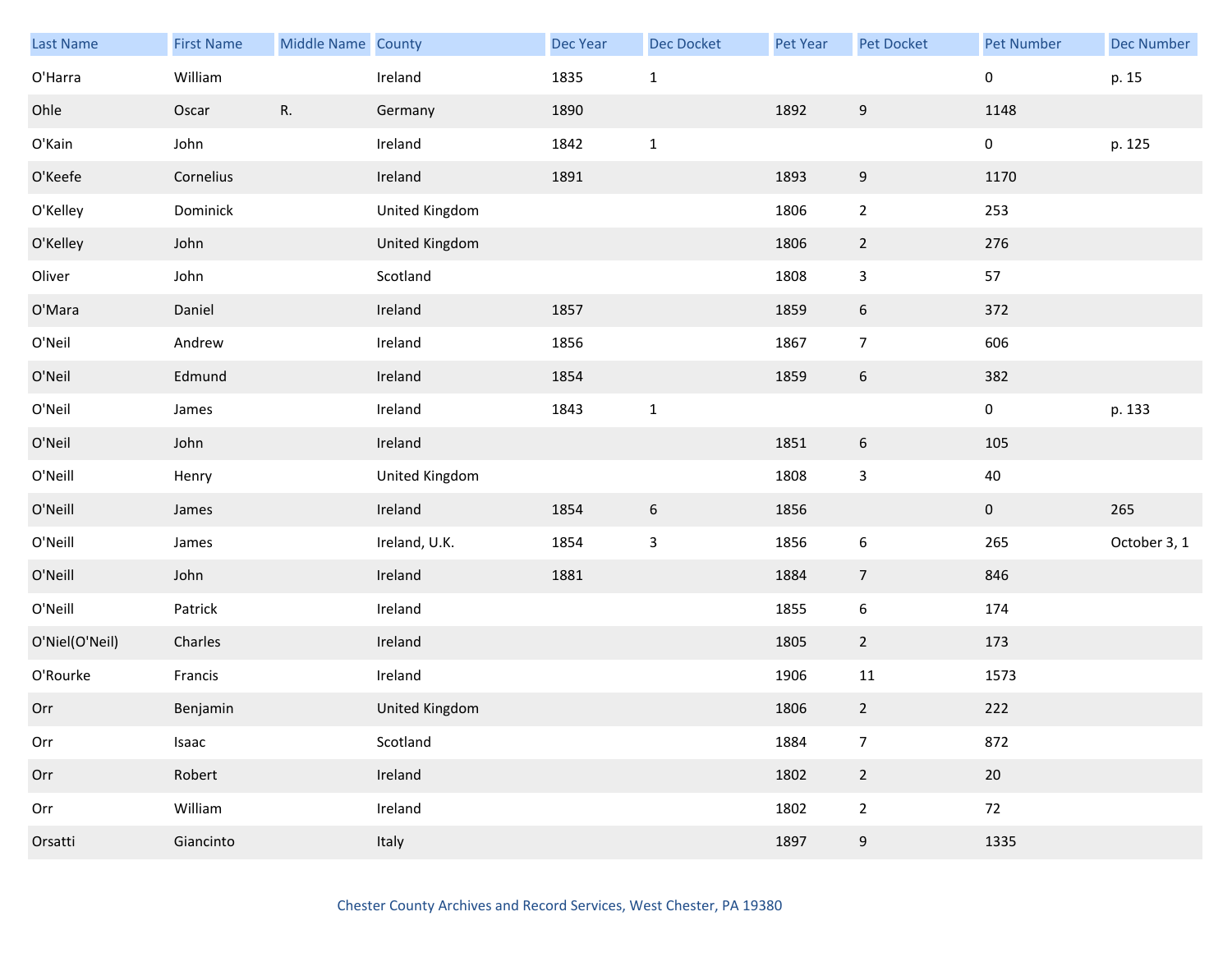| Last Name | First Name | Middle Name | County | Dec Year | Dec Docket | Pet Year | Pet Docket | Pet Number | Dec Number |
|---|---|---|---|---|---|---|---|---|---|
| O'Harra | William | | Ireland | 1835 | 1 | | | 0 | p. 15 |
| Ohle | Oscar | R. | Germany | 1890 | | 1892 | 9 | 1148 | |
| O'Kain | John | | Ireland | 1842 | 1 | | | 0 | p. 125 |
| O'Keefe | Cornelius | | Ireland | 1891 | | 1893 | 9 | 1170 | |
| O'Kelley | Dominick | | United Kingdom | | | 1806 | 2 | 253 | |
| O'Kelley | John | | United Kingdom | | | 1806 | 2 | 276 | |
| Oliver | John | | Scotland | | | 1808 | 3 | 57 | |
| O'Mara | Daniel | | Ireland | 1857 | | 1859 | 6 | 372 | |
| O'Neil | Andrew | | Ireland | 1856 | | 1867 | 7 | 606 | |
| O'Neil | Edmund | | Ireland | 1854 | | 1859 | 6 | 382 | |
| O'Neil | James | | Ireland | 1843 | 1 | | | 0 | p. 133 |
| O'Neil | John | | Ireland | | | 1851 | 6 | 105 | |
| O'Neill | Henry | | United Kingdom | | | 1808 | 3 | 40 | |
| O'Neill | James | | Ireland | 1854 | 6 | 1856 | | 0 | 265 |
| O'Neill | James | | Ireland, U.K. | 1854 | 3 | 1856 | 6 | 265 | October 3, 1 |
| O'Neill | John | | Ireland | 1881 | | 1884 | 7 | 846 | |
| O'Neill | Patrick | | Ireland | | | 1855 | 6 | 174 | |
| O'Niel(O'Neil) | Charles | | Ireland | | | 1805 | 2 | 173 | |
| O'Rourke | Francis | | Ireland | | | 1906 | 11 | 1573 | |
| Orr | Benjamin | | United Kingdom | | | 1806 | 2 | 222 | |
| Orr | Isaac | | Scotland | | | 1884 | 7 | 872 | |
| Orr | Robert | | Ireland | | | 1802 | 2 | 20 | |
| Orr | William | | Ireland | | | 1802 | 2 | 72 | |
| Orsatti | Giancinto | | Italy | | | 1897 | 9 | 1335 | |

Chester County Archives and Record Services, West Chester, PA 19380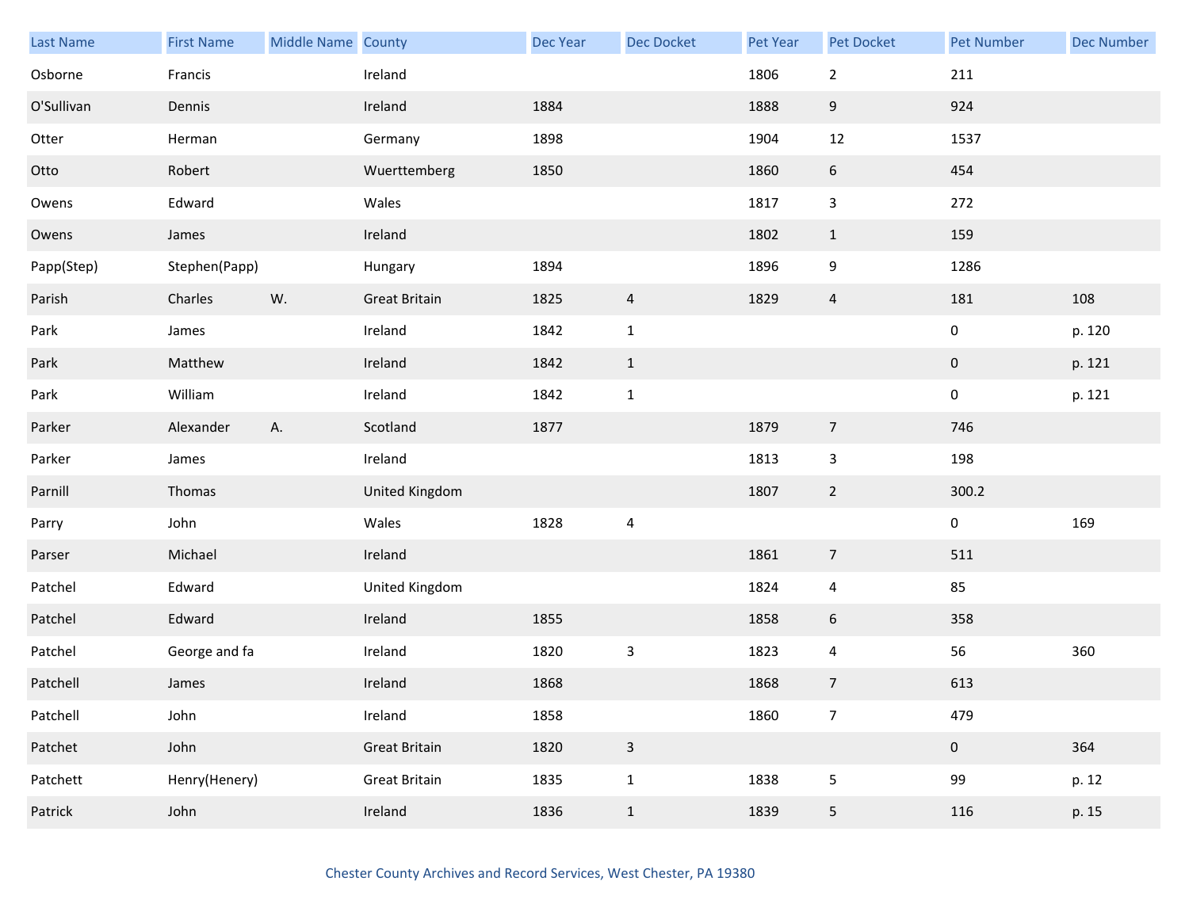| Last Name | First Name | Middle Name | County | Dec Year | Dec Docket | Pet Year | Pet Docket | Pet Number | Dec Number |
|---|---|---|---|---|---|---|---|---|---|
| Osborne | Francis | | Ireland | | | 1806 | 2 | 211 | |
| O'Sullivan | Dennis | | Ireland | 1884 | | 1888 | 9 | 924 | |
| Otter | Herman | | Germany | 1898 | | 1904 | 12 | 1537 | |
| Otto | Robert | | Wuerttemberg | 1850 | | 1860 | 6 | 454 | |
| Owens | Edward | | Wales | | | 1817 | 3 | 272 | |
| Owens | James | | Ireland | | | 1802 | 1 | 159 | |
| Papp(Step) | Stephen(Papp) | | Hungary | 1894 | | 1896 | 9 | 1286 | |
| Parish | Charles | W. | Great Britain | 1825 | 4 | 1829 | 4 | 181 | 108 |
| Park | James | | Ireland | 1842 | 1 | | | 0 | p. 120 |
| Park | Matthew | | Ireland | 1842 | 1 | | | 0 | p. 121 |
| Park | William | | Ireland | 1842 | 1 | | | 0 | p. 121 |
| Parker | Alexander | A. | Scotland | 1877 | | 1879 | 7 | 746 | |
| Parker | James | | Ireland | | | 1813 | 3 | 198 | |
| Parnill | Thomas | | United Kingdom | | | 1807 | 2 | 300.2 | |
| Parry | John | | Wales | 1828 | 4 | | | 0 | 169 |
| Parser | Michael | | Ireland | | | 1861 | 7 | 511 | |
| Patchel | Edward | | United Kingdom | | | 1824 | 4 | 85 | |
| Patchel | Edward | | Ireland | 1855 | | 1858 | 6 | 358 | |
| Patchel | George and fa | | Ireland | 1820 | 3 | 1823 | 4 | 56 | 360 |
| Patchell | James | | Ireland | 1868 | | 1868 | 7 | 613 | |
| Patchell | John | | Ireland | 1858 | | 1860 | 7 | 479 | |
| Patchet | John | | Great Britain | 1820 | 3 | | | 0 | 364 |
| Patchett | Henry(Henery) | | Great Britain | 1835 | 1 | 1838 | 5 | 99 | p. 12 |
| Patrick | John | | Ireland | 1836 | 1 | 1839 | 5 | 116 | p. 15 |

Chester County Archives and Record Services, West Chester, PA 19380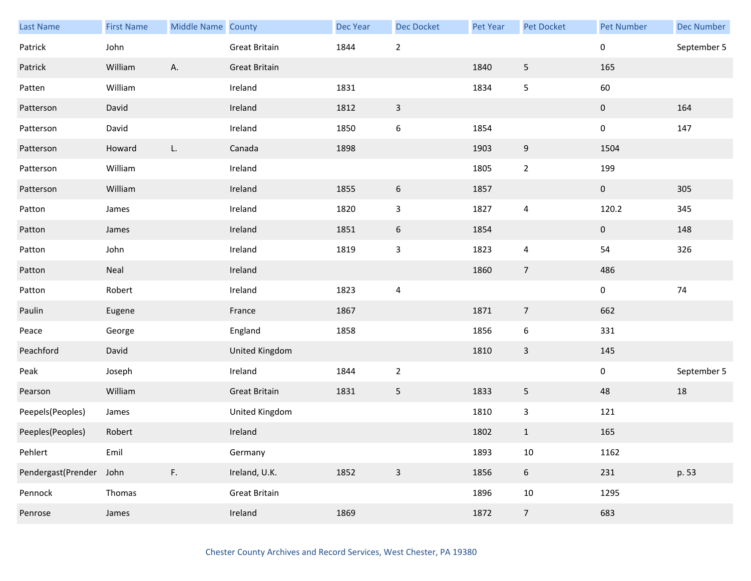| Last Name | First Name | Middle Name | County | Dec Year | Dec Docket | Pet Year | Pet Docket | Pet Number | Dec Number |
|---|---|---|---|---|---|---|---|---|---|
| Patrick | John | | Great Britain | 1844 | 2 | | | 0 | September 5 |
| Patrick | William | A. | Great Britain | | | 1840 | 5 | 165 | |
| Patten | William | | Ireland | 1831 | | 1834 | 5 | 60 | |
| Patterson | David | | Ireland | 1812 | 3 | | | 0 | 164 |
| Patterson | David | | Ireland | 1850 | 6 | 1854 | | 0 | 147 |
| Patterson | Howard | L. | Canada | 1898 | | 1903 | 9 | 1504 | |
| Patterson | William | | Ireland | | | 1805 | 2 | 199 | |
| Patterson | William | | Ireland | 1855 | 6 | 1857 | | 0 | 305 |
| Patton | James | | Ireland | 1820 | 3 | 1827 | 4 | 120.2 | 345 |
| Patton | James | | Ireland | 1851 | 6 | 1854 | | 0 | 148 |
| Patton | John | | Ireland | 1819 | 3 | 1823 | 4 | 54 | 326 |
| Patton | Neal | | Ireland | | | 1860 | 7 | 486 | |
| Patton | Robert | | Ireland | 1823 | 4 | | | 0 | 74 |
| Paulin | Eugene | | France | 1867 | | 1871 | 7 | 662 | |
| Peace | George | | England | 1858 | | 1856 | 6 | 331 | |
| Peachford | David | | United Kingdom | | | 1810 | 3 | 145 | |
| Peak | Joseph | | Ireland | 1844 | 2 | | | 0 | September 5 |
| Pearson | William | | Great Britain | 1831 | 5 | 1833 | 5 | 48 | 18 |
| Peepels(Peoples) | James | | United Kingdom | | | 1810 | 3 | 121 | |
| Peeples(Peoples) | Robert | | Ireland | | | 1802 | 1 | 165 | |
| Pehlert | Emil | | Germany | | | 1893 | 10 | 1162 | |
| Pendergast(Prender | John | F. | Ireland, U.K. | 1852 | 3 | 1856 | 6 | 231 | p. 53 |
| Pennock | Thomas | | Great Britain | | | 1896 | 10 | 1295 | |
| Penrose | James | | Ireland | 1869 | | 1872 | 7 | 683 | |

Chester County Archives and Record Services, West Chester, PA 19380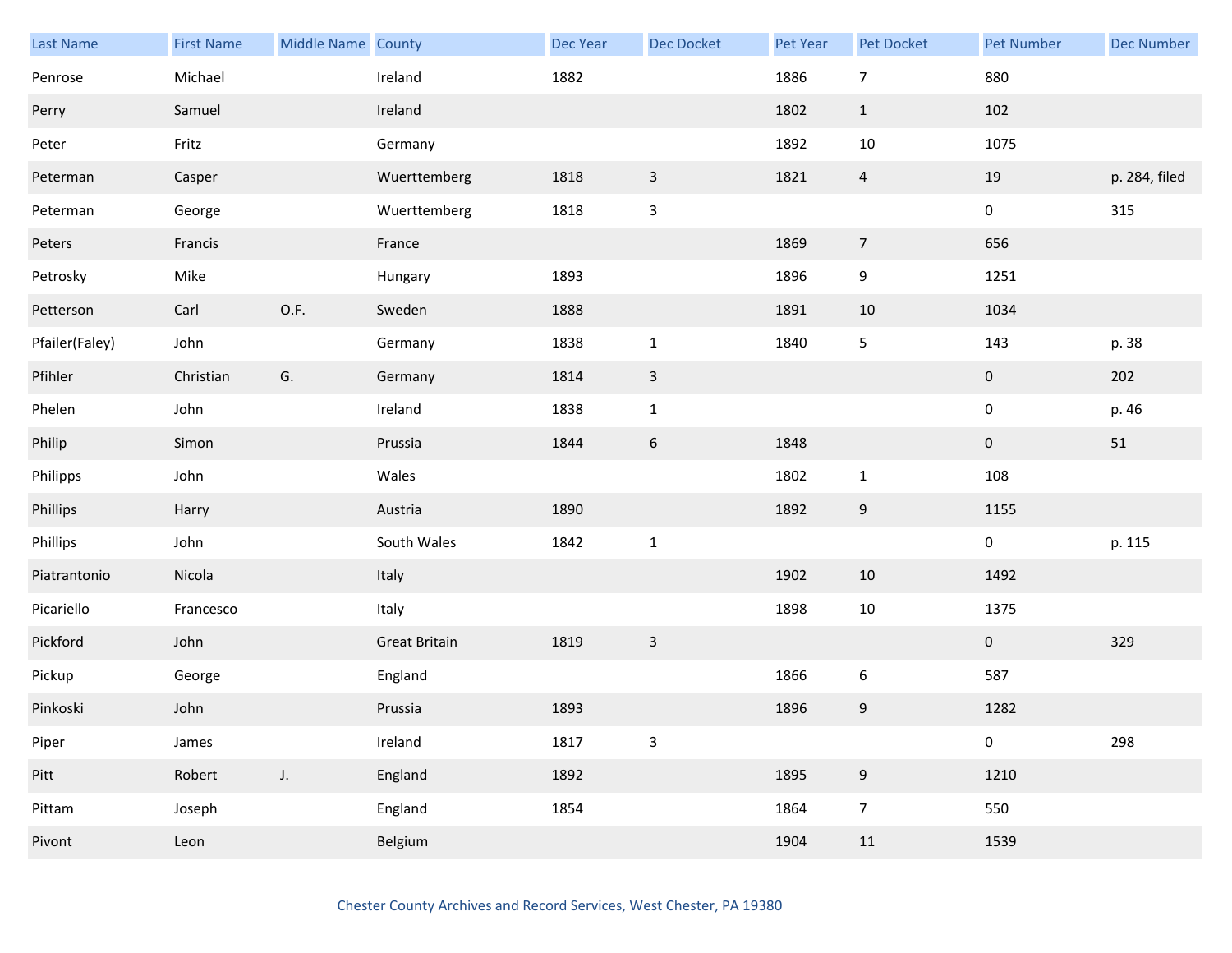| Last Name | First Name | Middle Name | County | Dec Year | Dec Docket | Pet Year | Pet Docket | Pet Number | Dec Number |
|---|---|---|---|---|---|---|---|---|---|
| Penrose | Michael | | Ireland | 1882 | | 1886 | 7 | 880 | |
| Perry | Samuel | | Ireland | | | 1802 | 1 | 102 | |
| Peter | Fritz | | Germany | | | 1892 | 10 | 1075 | |
| Peterman | Casper | | Wuerttemberg | 1818 | 3 | 1821 | 4 | 19 | p. 284, filed |
| Peterman | George | | Wuerttemberg | 1818 | 3 | | | 0 | 315 |
| Peters | Francis | | France | | | 1869 | 7 | 656 | |
| Petrosky | Mike | | Hungary | 1893 | | 1896 | 9 | 1251 | |
| Petterson | Carl | O.F. | Sweden | 1888 | | 1891 | 10 | 1034 | |
| Pfailer(Faley) | John | | Germany | 1838 | 1 | 1840 | 5 | 143 | p. 38 |
| Pfihler | Christian | G. | Germany | 1814 | 3 | | | 0 | 202 |
| Phelen | John | | Ireland | 1838 | 1 | | | 0 | p. 46 |
| Philip | Simon | | Prussia | 1844 | 6 | 1848 | | 0 | 51 |
| Philipps | John | | Wales | | | 1802 | 1 | 108 | |
| Phillips | Harry | | Austria | 1890 | | 1892 | 9 | 1155 | |
| Phillips | John | | South Wales | 1842 | 1 | | | 0 | p. 115 |
| Piatrantonio | Nicola | | Italy | | | 1902 | 10 | 1492 | |
| Picariello | Francesco | | Italy | | | 1898 | 10 | 1375 | |
| Pickford | John | | Great Britain | 1819 | 3 | | | 0 | 329 |
| Pickup | George | | England | | | 1866 | 6 | 587 | |
| Pinkoski | John | | Prussia | 1893 | | 1896 | 9 | 1282 | |
| Piper | James | | Ireland | 1817 | 3 | | | 0 | 298 |
| Pitt | Robert | J. | England | 1892 | | 1895 | 9 | 1210 | |
| Pittam | Joseph | | England | 1854 | | 1864 | 7 | 550 | |
| Pivont | Leon | | Belgium | | | 1904 | 11 | 1539 | |

Chester County Archives and Record Services, West Chester, PA 19380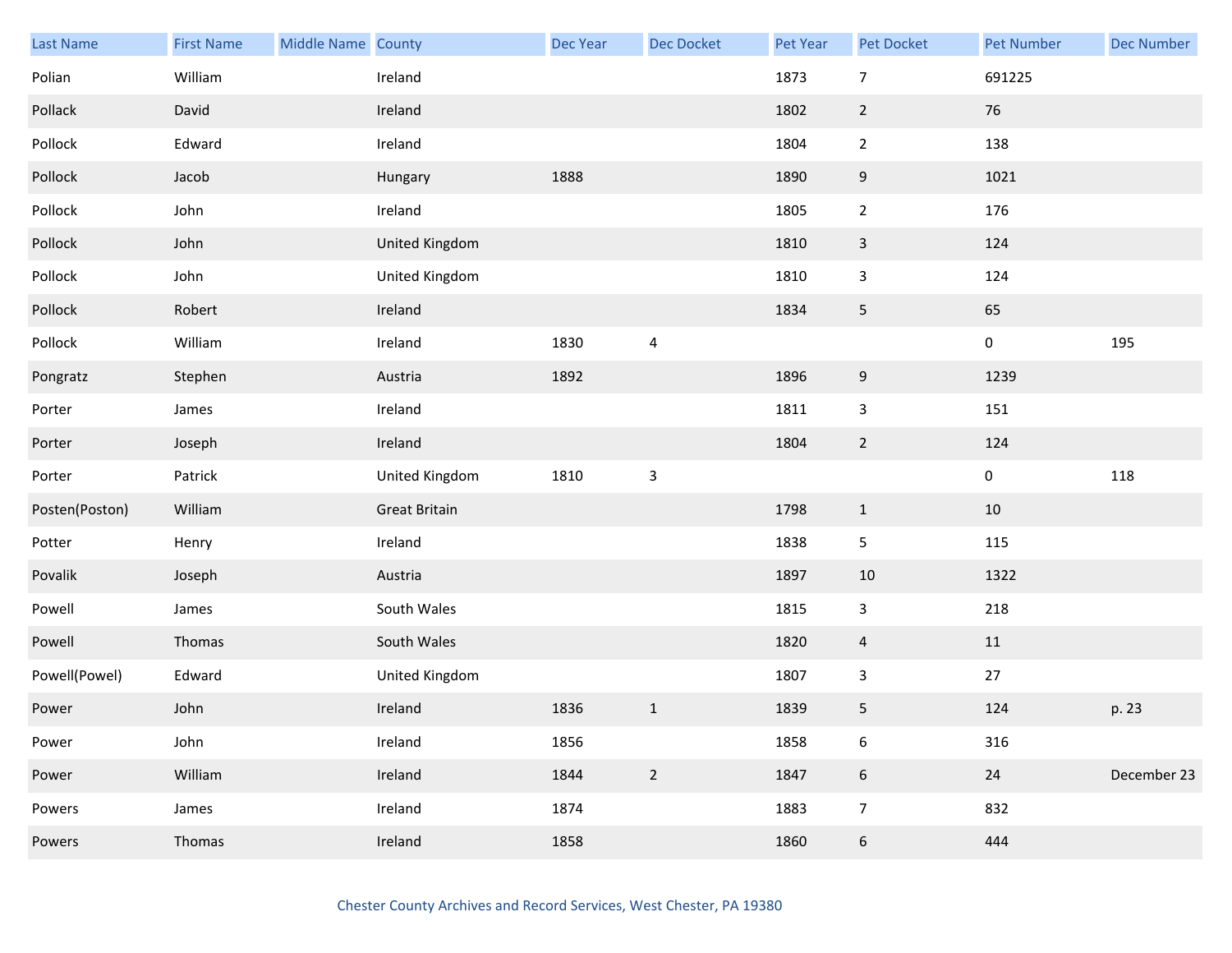| Last Name | First Name | Middle Name | County | Dec Year | Dec Docket | Pet Year | Pet Docket | Pet Number | Dec Number |
|---|---|---|---|---|---|---|---|---|---|
| Polian | William | | Ireland | | | 1873 | 7 | 691225 | |
| Pollack | David | | Ireland | | | 1802 | 2 | 76 | |
| Pollock | Edward | | Ireland | | | 1804 | 2 | 138 | |
| Pollock | Jacob | | Hungary | 1888 | | 1890 | 9 | 1021 | |
| Pollock | John | | Ireland | | | 1805 | 2 | 176 | |
| Pollock | John | | United Kingdom | | | 1810 | 3 | 124 | |
| Pollock | John | | United Kingdom | | | 1810 | 3 | 124 | |
| Pollock | Robert | | Ireland | | | 1834 | 5 | 65 | |
| Pollock | William | | Ireland | 1830 | 4 | | | 0 | 195 |
| Pongratz | Stephen | | Austria | 1892 | | 1896 | 9 | 1239 | |
| Porter | James | | Ireland | | | 1811 | 3 | 151 | |
| Porter | Joseph | | Ireland | | | 1804 | 2 | 124 | |
| Porter | Patrick | | United Kingdom | 1810 | 3 | | | 0 | 118 |
| Posten(Poston) | William | | Great Britain | | | 1798 | 1 | 10 | |
| Potter | Henry | | Ireland | | | 1838 | 5 | 115 | |
| Povalik | Joseph | | Austria | | | 1897 | 10 | 1322 | |
| Powell | James | | South Wales | | | 1815 | 3 | 218 | |
| Powell | Thomas | | South Wales | | | 1820 | 4 | 11 | |
| Powell(Powel) | Edward | | United Kingdom | | | 1807 | 3 | 27 | |
| Power | John | | Ireland | 1836 | 1 | 1839 | 5 | 124 | p. 23 |
| Power | John | | Ireland | 1856 | | 1858 | 6 | 316 | |
| Power | William | | Ireland | 1844 | 2 | 1847 | 6 | 24 | December 23 |
| Powers | James | | Ireland | 1874 | | 1883 | 7 | 832 | |
| Powers | Thomas | | Ireland | 1858 | | 1860 | 6 | 444 | |

Chester County Archives and Record Services, West Chester, PA 19380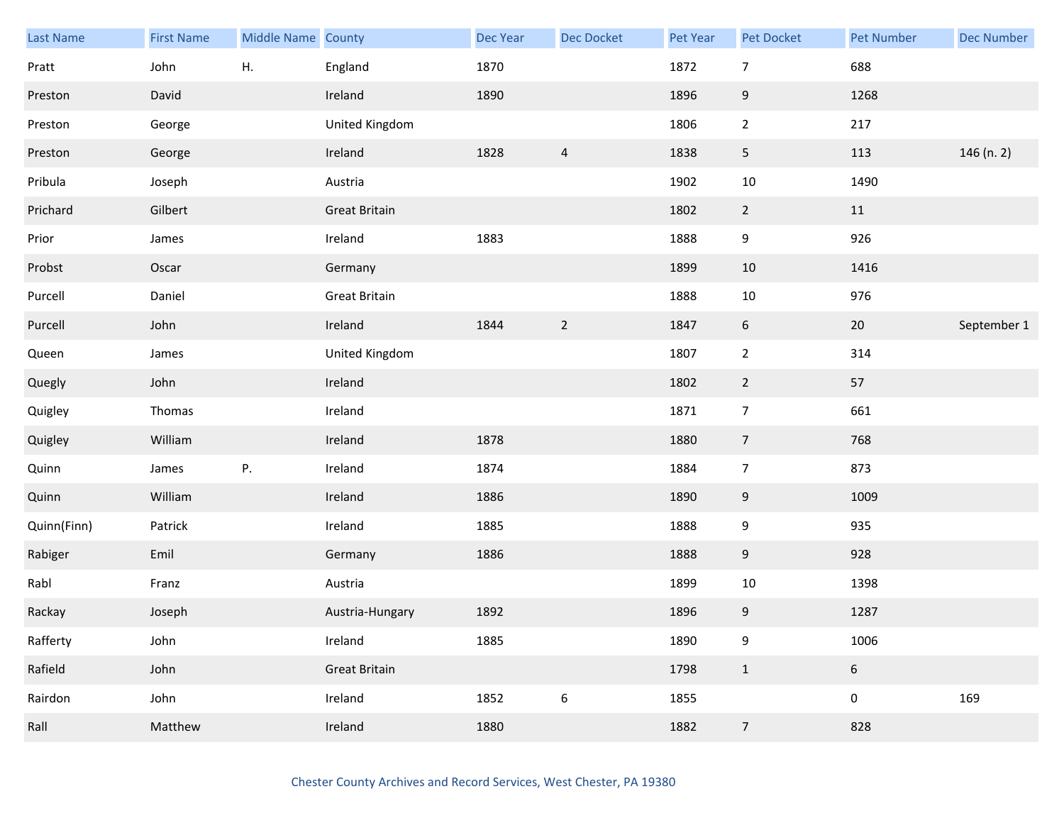| Last Name | First Name | Middle Name | County | Dec Year | Dec Docket | Pet Year | Pet Docket | Pet Number | Dec Number |
|---|---|---|---|---|---|---|---|---|---|
| Pratt | John | H. | England | 1870 | | 1872 | 7 | 688 | |
| Preston | David | | Ireland | 1890 | | 1896 | 9 | 1268 | |
| Preston | George | | United Kingdom | | | 1806 | 2 | 217 | |
| Preston | George | | Ireland | 1828 | 4 | 1838 | 5 | 113 | 146 (n. 2) |
| Pribula | Joseph | | Austria | | | 1902 | 10 | 1490 | |
| Prichard | Gilbert | | Great Britain | | | 1802 | 2 | 11 | |
| Prior | James | | Ireland | 1883 | | 1888 | 9 | 926 | |
| Probst | Oscar | | Germany | | | 1899 | 10 | 1416 | |
| Purcell | Daniel | | Great Britain | | | 1888 | 10 | 976 | |
| Purcell | John | | Ireland | 1844 | 2 | 1847 | 6 | 20 | September 1 |
| Queen | James | | United Kingdom | | | 1807 | 2 | 314 | |
| Quegly | John | | Ireland | | | 1802 | 2 | 57 | |
| Quigley | Thomas | | Ireland | | | 1871 | 7 | 661 | |
| Quigley | William | | Ireland | 1878 | | 1880 | 7 | 768 | |
| Quinn | James | P. | Ireland | 1874 | | 1884 | 7 | 873 | |
| Quinn | William | | Ireland | 1886 | | 1890 | 9 | 1009 | |
| Quinn(Finn) | Patrick | | Ireland | 1885 | | 1888 | 9 | 935 | |
| Rabiger | Emil | | Germany | 1886 | | 1888 | 9 | 928 | |
| Rabl | Franz | | Austria | | | 1899 | 10 | 1398 | |
| Rackay | Joseph | | Austria-Hungary | 1892 | | 1896 | 9 | 1287 | |
| Rafferty | John | | Ireland | 1885 | | 1890 | 9 | 1006 | |
| Rafield | John | | Great Britain | | | 1798 | 1 | 6 | |
| Rairdon | John | | Ireland | 1852 | 6 | 1855 | | 0 | 169 |
| Rall | Matthew | | Ireland | 1880 | | 1882 | 7 | 828 | |

Chester County Archives and Record Services, West Chester, PA 19380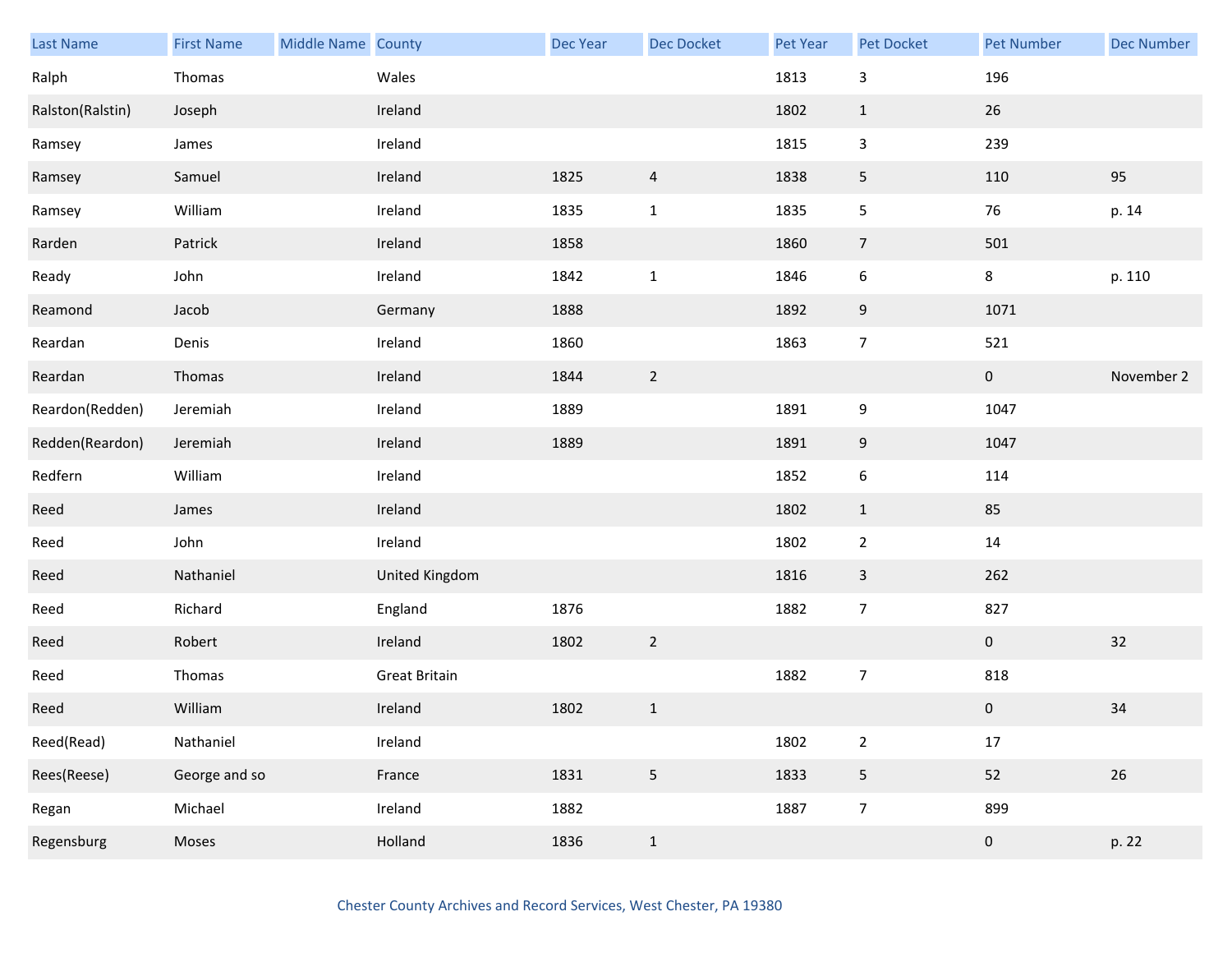| Last Name | First Name | Middle Name | County | Dec Year | Dec Docket | Pet Year | Pet Docket | Pet Number | Dec Number |
|---|---|---|---|---|---|---|---|---|---|
| Ralph | Thomas | | Wales | | | 1813 | 3 | 196 | |
| Ralston(Ralstin) | Joseph | | Ireland | | | 1802 | 1 | 26 | |
| Ramsey | James | | Ireland | | | 1815 | 3 | 239 | |
| Ramsey | Samuel | | Ireland | 1825 | 4 | 1838 | 5 | 110 | 95 |
| Ramsey | William | | Ireland | 1835 | 1 | 1835 | 5 | 76 | p. 14 |
| Rarden | Patrick | | Ireland | 1858 | | 1860 | 7 | 501 | |
| Ready | John | | Ireland | 1842 | 1 | 1846 | 6 | 8 | p. 110 |
| Reamond | Jacob | | Germany | 1888 | | 1892 | 9 | 1071 | |
| Reardan | Denis | | Ireland | 1860 | | 1863 | 7 | 521 | |
| Reardan | Thomas | | Ireland | 1844 | 2 | | | 0 | November 2 |
| Reardon(Redden) | Jeremiah | | Ireland | 1889 | | 1891 | 9 | 1047 | |
| Redden(Reardon) | Jeremiah | | Ireland | 1889 | | 1891 | 9 | 1047 | |
| Redfern | William | | Ireland | | | 1852 | 6 | 114 | |
| Reed | James | | Ireland | | | 1802 | 1 | 85 | |
| Reed | John | | Ireland | | | 1802 | 2 | 14 | |
| Reed | Nathaniel | | United Kingdom | | | 1816 | 3 | 262 | |
| Reed | Richard | | England | 1876 | | 1882 | 7 | 827 | |
| Reed | Robert | | Ireland | 1802 | 2 | | | 0 | 32 |
| Reed | Thomas | | Great Britain | | | 1882 | 7 | 818 | |
| Reed | William | | Ireland | 1802 | 1 | | | 0 | 34 |
| Reed(Read) | Nathaniel | | Ireland | | | 1802 | 2 | 17 | |
| Rees(Reese) | George and so | | France | 1831 | 5 | 1833 | 5 | 52 | 26 |
| Regan | Michael | | Ireland | 1882 | | 1887 | 7 | 899 | |
| Regensburg | Moses | | Holland | 1836 | 1 | | | 0 | p. 22 |

Chester County Archives and Record Services, West Chester, PA 19380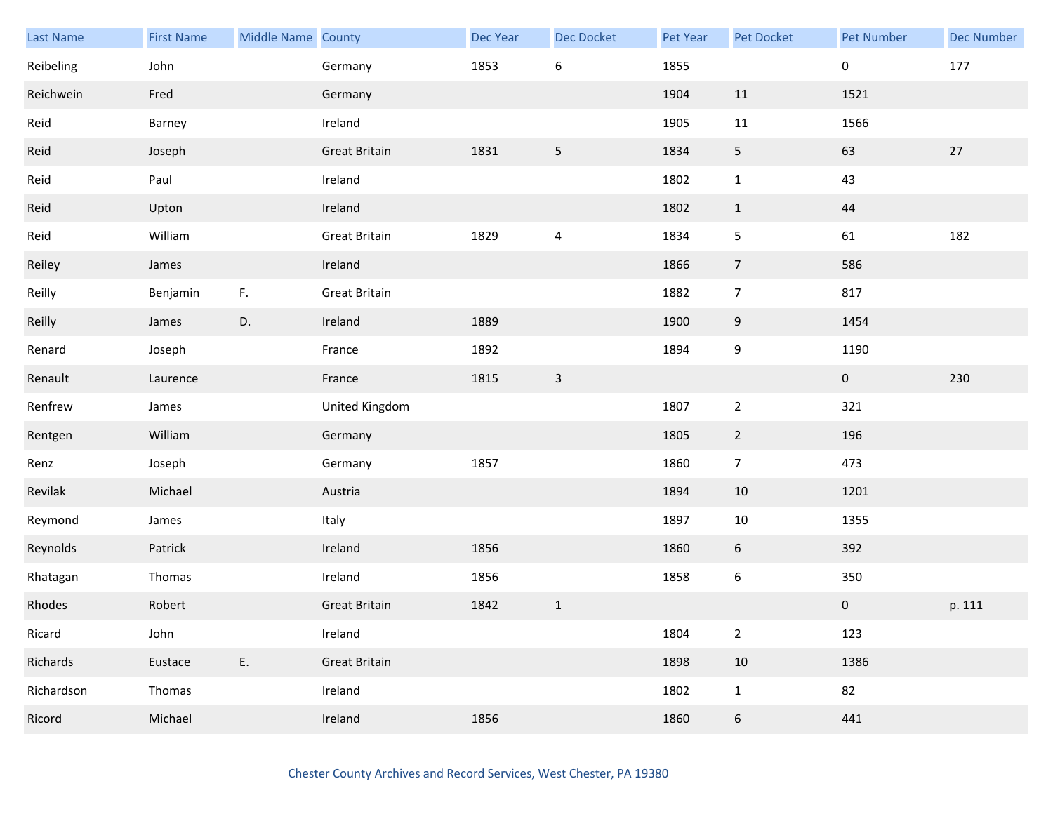| Last Name | First Name | Middle Name | County | Dec Year | Dec Docket | Pet Year | Pet Docket | Pet Number | Dec Number |
|---|---|---|---|---|---|---|---|---|---|
| Reibeling | John | | Germany | 1853 | 6 | 1855 | | 0 | 177 |
| Reichwein | Fred | | Germany | | | 1904 | 11 | 1521 | |
| Reid | Barney | | Ireland | | | 1905 | 11 | 1566 | |
| Reid | Joseph | | Great Britain | 1831 | 5 | 1834 | 5 | 63 | 27 |
| Reid | Paul | | Ireland | | | 1802 | 1 | 43 | |
| Reid | Upton | | Ireland | | | 1802 | 1 | 44 | |
| Reid | William | | Great Britain | 1829 | 4 | 1834 | 5 | 61 | 182 |
| Reiley | James | | Ireland | | | 1866 | 7 | 586 | |
| Reilly | Benjamin | F. | Great Britain | | | 1882 | 7 | 817 | |
| Reilly | James | D. | Ireland | 1889 | | 1900 | 9 | 1454 | |
| Renard | Joseph | | France | 1892 | | 1894 | 9 | 1190 | |
| Renault | Laurence | | France | 1815 | 3 | | | 0 | 230 |
| Renfrew | James | | United Kingdom | | | 1807 | 2 | 321 | |
| Rentgen | William | | Germany | | | 1805 | 2 | 196 | |
| Renz | Joseph | | Germany | 1857 | | 1860 | 7 | 473 | |
| Revilak | Michael | | Austria | | | 1894 | 10 | 1201 | |
| Reymond | James | | Italy | | | 1897 | 10 | 1355 | |
| Reynolds | Patrick | | Ireland | 1856 | | 1860 | 6 | 392 | |
| Rhatagan | Thomas | | Ireland | 1856 | | 1858 | 6 | 350 | |
| Rhodes | Robert | | Great Britain | 1842 | 1 | | | 0 | p. 111 |
| Ricard | John | | Ireland | | | 1804 | 2 | 123 | |
| Richards | Eustace | E. | Great Britain | | | 1898 | 10 | 1386 | |
| Richardson | Thomas | | Ireland | | | 1802 | 1 | 82 | |
| Ricord | Michael | | Ireland | 1856 | | 1860 | 6 | 441 | |

Chester County Archives and Record Services, West Chester, PA 19380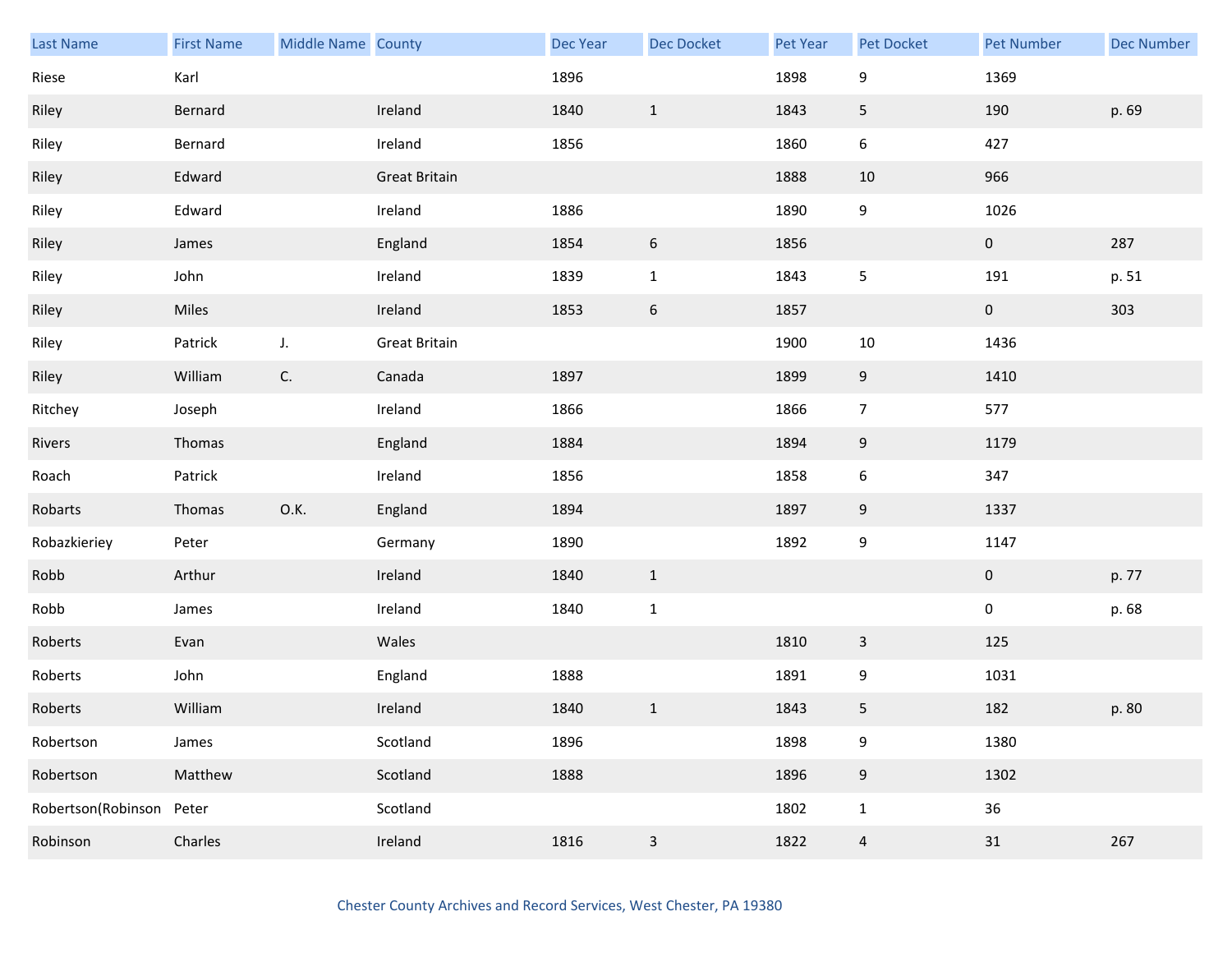| Last Name | First Name | Middle Name | County | Dec Year | Dec Docket | Pet Year | Pet Docket | Pet Number | Dec Number |
|---|---|---|---|---|---|---|---|---|---|
| Riese | Karl | | | 1896 | | 1898 | 9 | 1369 | |
| Riley | Bernard | | Ireland | 1840 | 1 | 1843 | 5 | 190 | p. 69 |
| Riley | Bernard | | Ireland | 1856 | | 1860 | 6 | 427 | |
| Riley | Edward | | Great Britain | | | 1888 | 10 | 966 | |
| Riley | Edward | | Ireland | 1886 | | 1890 | 9 | 1026 | |
| Riley | James | | England | 1854 | 6 | 1856 | | 0 | 287 |
| Riley | John | | Ireland | 1839 | 1 | 1843 | 5 | 191 | p. 51 |
| Riley | Miles | | Ireland | 1853 | 6 | 1857 | | 0 | 303 |
| Riley | Patrick | J. | Great Britain | | | 1900 | 10 | 1436 | |
| Riley | William | C. | Canada | 1897 | | 1899 | 9 | 1410 | |
| Ritchey | Joseph | | Ireland | 1866 | | 1866 | 7 | 577 | |
| Rivers | Thomas | | England | 1884 | | 1894 | 9 | 1179 | |
| Roach | Patrick | | Ireland | 1856 | | 1858 | 6 | 347 | |
| Robarts | Thomas | O.K. | England | 1894 | | 1897 | 9 | 1337 | |
| Robazkieriey | Peter | | Germany | 1890 | | 1892 | 9 | 1147 | |
| Robb | Arthur | | Ireland | 1840 | 1 | | | 0 | p. 77 |
| Robb | James | | Ireland | 1840 | 1 | | | 0 | p. 68 |
| Roberts | Evan | | Wales | | | 1810 | 3 | 125 | |
| Roberts | John | | England | 1888 | | 1891 | 9 | 1031 | |
| Roberts | William | | Ireland | 1840 | 1 | 1843 | 5 | 182 | p. 80 |
| Robertson | James | | Scotland | 1896 | | 1898 | 9 | 1380 | |
| Robertson | Matthew | | Scotland | 1888 | | 1896 | 9 | 1302 | |
| Robertson(Robinson | Peter | | Scotland | | | 1802 | 1 | 36 | |
| Robinson | Charles | | Ireland | 1816 | 3 | 1822 | 4 | 31 | 267 |

Chester County Archives and Record Services, West Chester, PA 19380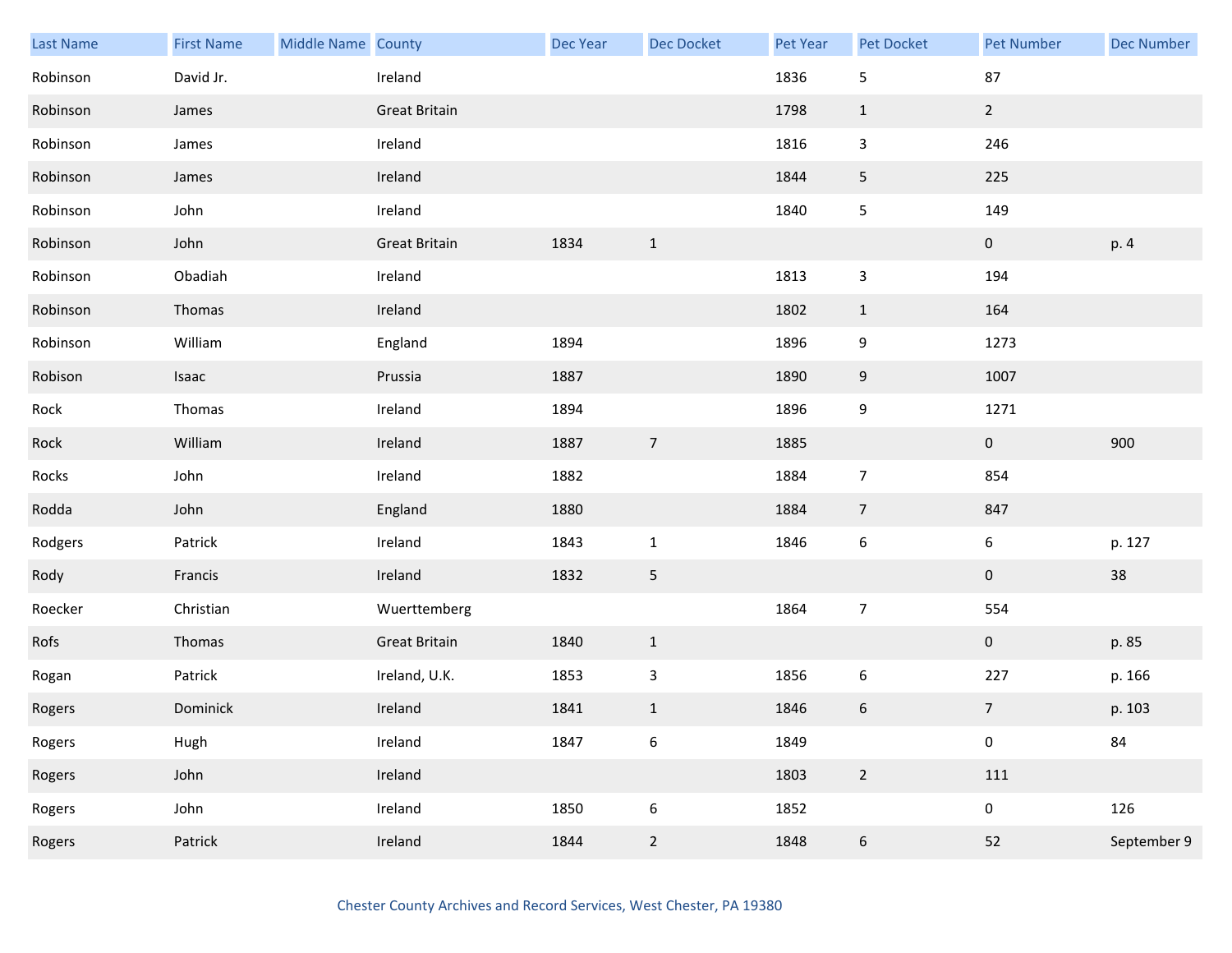| Last Name | First Name | Middle Name | County | Dec Year | Dec Docket | Pet Year | Pet Docket | Pet Number | Dec Number |
|---|---|---|---|---|---|---|---|---|---|
| Robinson | David Jr. | | Ireland | | | 1836 | 5 | 87 | |
| Robinson | James | | Great Britain | | | 1798 | 1 | 2 | |
| Robinson | James | | Ireland | | | 1816 | 3 | 246 | |
| Robinson | James | | Ireland | | | 1844 | 5 | 225 | |
| Robinson | John | | Ireland | | | 1840 | 5 | 149 | |
| Robinson | John | | Great Britain | 1834 | 1 | | | 0 | p. 4 |
| Robinson | Obadiah | | Ireland | | | 1813 | 3 | 194 | |
| Robinson | Thomas | | Ireland | | | 1802 | 1 | 164 | |
| Robinson | William | | England | 1894 | | 1896 | 9 | 1273 | |
| Robison | Isaac | | Prussia | 1887 | | 1890 | 9 | 1007 | |
| Rock | Thomas | | Ireland | 1894 | | 1896 | 9 | 1271 | |
| Rock | William | | Ireland | 1887 | 7 | 1885 | | 0 | 900 |
| Rocks | John | | Ireland | 1882 | | 1884 | 7 | 854 | |
| Rodda | John | | England | 1880 | | 1884 | 7 | 847 | |
| Rodgers | Patrick | | Ireland | 1843 | 1 | 1846 | 6 | 6 | p. 127 |
| Rody | Francis | | Ireland | 1832 | 5 | | | 0 | 38 |
| Roecker | Christian | | Wuerttemberg | | | 1864 | 7 | 554 | |
| Rofs | Thomas | | Great Britain | 1840 | 1 | | | 0 | p. 85 |
| Rogan | Patrick | | Ireland, U.K. | 1853 | 3 | 1856 | 6 | 227 | p. 166 |
| Rogers | Dominick | | Ireland | 1841 | 1 | 1846 | 6 | 7 | p. 103 |
| Rogers | Hugh | | Ireland | 1847 | 6 | 1849 | | 0 | 84 |
| Rogers | John | | Ireland | | | 1803 | 2 | 111 | |
| Rogers | John | | Ireland | 1850 | 6 | 1852 | | 0 | 126 |
| Rogers | Patrick | | Ireland | 1844 | 2 | 1848 | 6 | 52 | September 9 |

Chester County Archives and Record Services, West Chester, PA 19380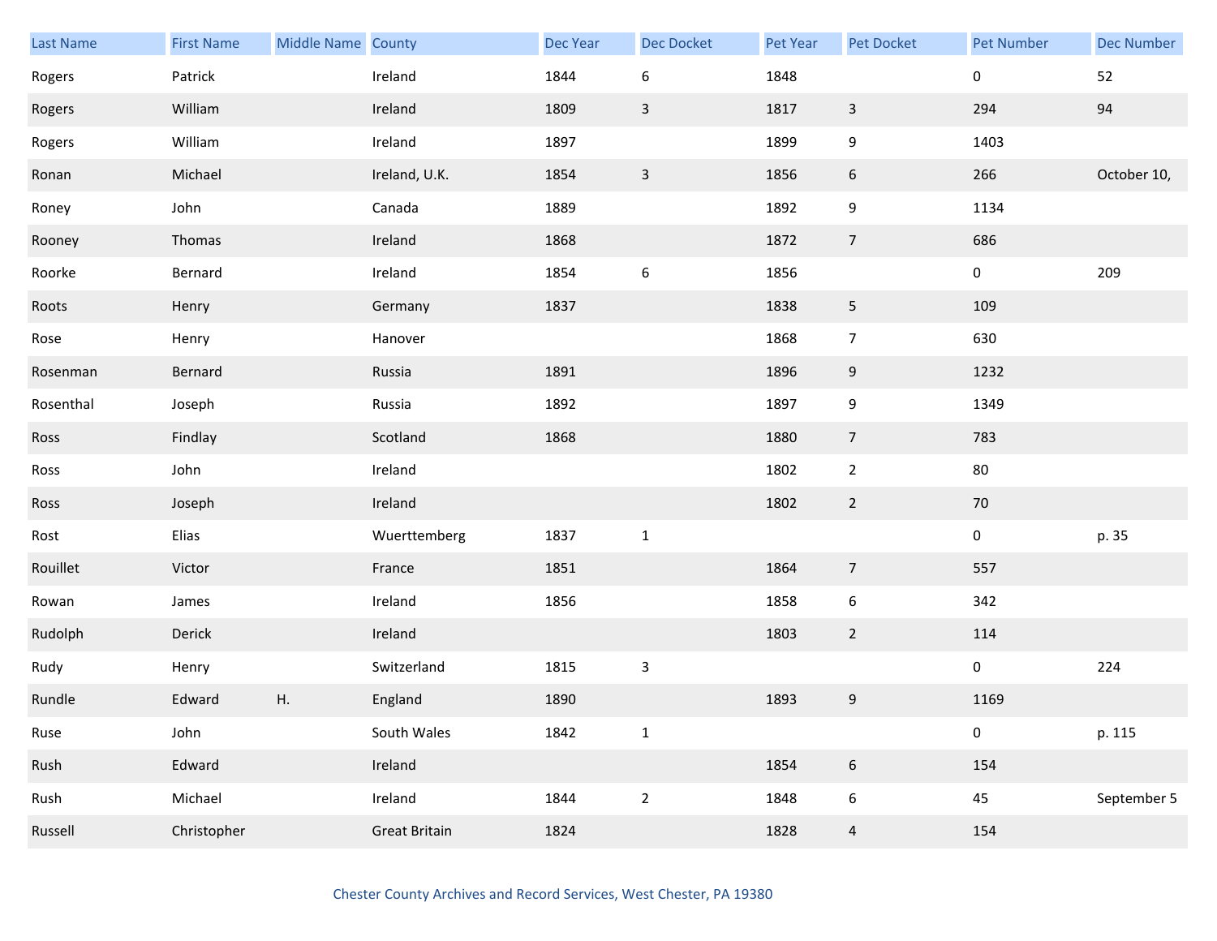| Last Name | First Name | Middle Name | County | Dec Year | Dec Docket | Pet Year | Pet Docket | Pet Number | Dec Number |
|---|---|---|---|---|---|---|---|---|---|
| Rogers | Patrick | | Ireland | 1844 | 6 | 1848 | | 0 | 52 |
| Rogers | William | | Ireland | 1809 | 3 | 1817 | 3 | 294 | 94 |
| Rogers | William | | Ireland | 1897 | | 1899 | 9 | 1403 | |
| Ronan | Michael | | Ireland, U.K. | 1854 | 3 | 1856 | 6 | 266 | October 10, |
| Roney | John | | Canada | 1889 | | 1892 | 9 | 1134 | |
| Rooney | Thomas | | Ireland | 1868 | | 1872 | 7 | 686 | |
| Roorke | Bernard | | Ireland | 1854 | 6 | 1856 | | 0 | 209 |
| Roots | Henry | | Germany | 1837 | | 1838 | 5 | 109 | |
| Rose | Henry | | Hanover | | | 1868 | 7 | 630 | |
| Rosenman | Bernard | | Russia | 1891 | | 1896 | 9 | 1232 | |
| Rosenthal | Joseph | | Russia | 1892 | | 1897 | 9 | 1349 | |
| Ross | Findlay | | Scotland | 1868 | | 1880 | 7 | 783 | |
| Ross | John | | Ireland | | | 1802 | 2 | 80 | |
| Ross | Joseph | | Ireland | | | 1802 | 2 | 70 | |
| Rost | Elias | | Wuerttemberg | 1837 | 1 | | | 0 | p. 35 |
| Rouillet | Victor | | France | 1851 | | 1864 | 7 | 557 | |
| Rowan | James | | Ireland | 1856 | | 1858 | 6 | 342 | |
| Rudolph | Derick | | Ireland | | | 1803 | 2 | 114 | |
| Rudy | Henry | | Switzerland | 1815 | 3 | | | 0 | 224 |
| Rundle | Edward | H. | England | 1890 | | 1893 | 9 | 1169 | |
| Ruse | John | | South Wales | 1842 | 1 | | | 0 | p. 115 |
| Rush | Edward | | Ireland | | | 1854 | 6 | 154 | |
| Rush | Michael | | Ireland | 1844 | 2 | 1848 | 6 | 45 | September 5 |
| Russell | Christopher | | Great Britain | 1824 | | 1828 | 4 | 154 | |

Chester County Archives and Record Services, West Chester, PA 19380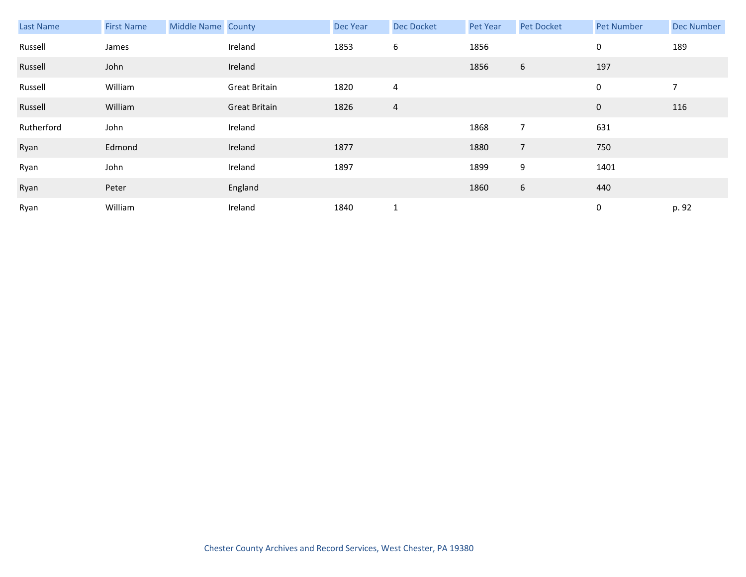| Last Name | First Name | Middle Name | County | Dec Year | Dec Docket | Pet Year | Pet Docket | Pet Number | Dec Number |
|---|---|---|---|---|---|---|---|---|---|
| Russell | James | | Ireland | 1853 | 6 | 1856 | | 0 | 189 |
| Russell | John | | Ireland | | | 1856 | 6 | 197 | |
| Russell | William | | Great Britain | 1820 | 4 | | | 0 | 7 |
| Russell | William | | Great Britain | 1826 | 4 | | | 0 | 116 |
| Rutherford | John | | Ireland | | | 1868 | 7 | 631 | |
| Ryan | Edmond | | Ireland | 1877 | | 1880 | 7 | 750 | |
| Ryan | John | | Ireland | 1897 | | 1899 | 9 | 1401 | |
| Ryan | Peter | | England | | | 1860 | 6 | 440 | |
| Ryan | William | | Ireland | 1840 | 1 | | | 0 | p. 92 |

Chester County Archives and Record Services, West Chester, PA 19380